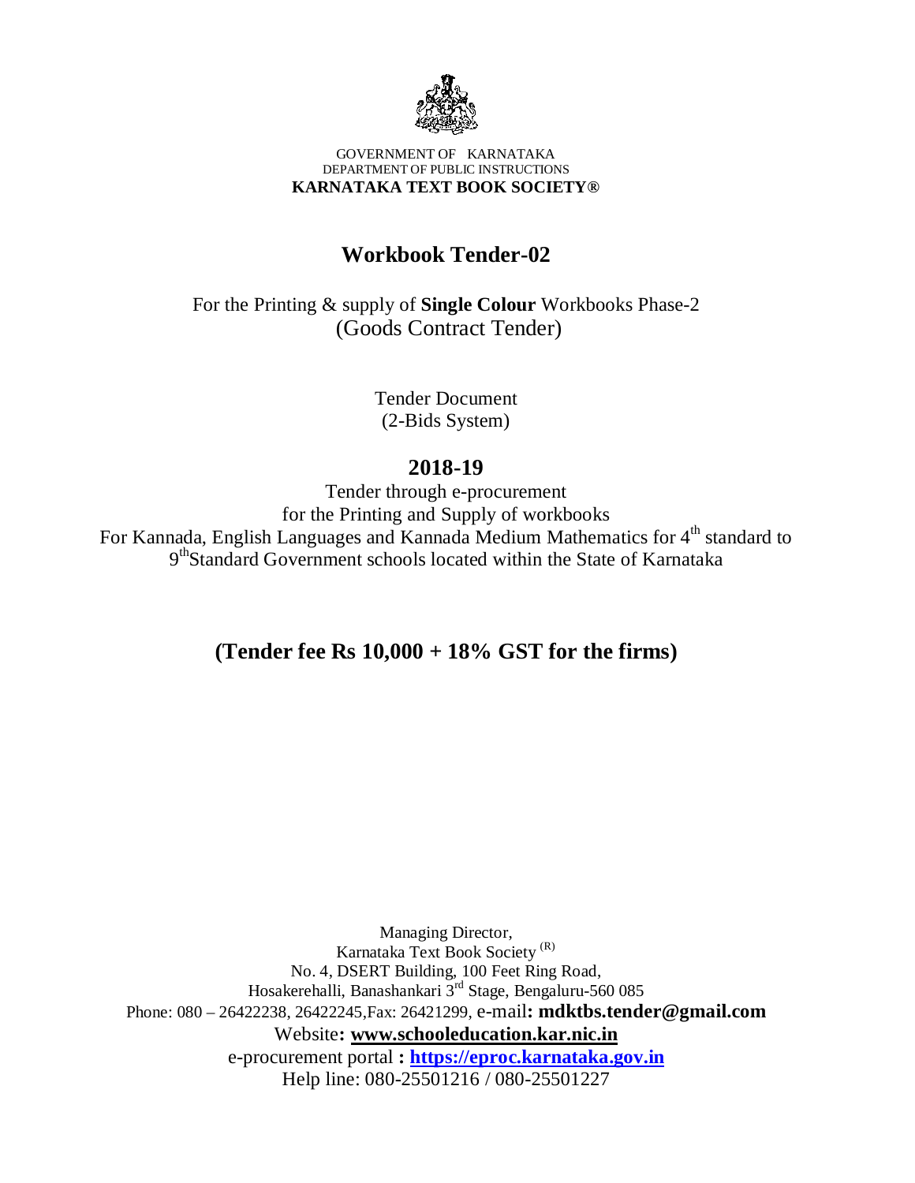GOVERNMENT OF KARNATAKA
DEPARTMENT OF PUBLIC INSTRUCTIONS
**KARNATAKA TEXT BOOK SOCIETY®**

# Workbook Tender-02

For the Printing & supply of **Single Colour** Workbooks Phase-2
(Goods Contract Tender)

Tender Document
(2-Bids System)

## 2018-19

Tender through e-procurement
for the Printing and Supply of workbooks
For Kannada, English Languages and Kannada Medium Mathematics for 4th standard to 9th Standard Government schools located within the State of Karnataka

**(Tender fee Rs 10,000 + 18% GST for the firms)**

Managing Director,
Karnataka Text Book Society (R)
No. 4, DSERT Building, 100 Feet Ring Road,
Hosakerehalli, Banashankari 3rd Stage, Bengaluru-560 085
Phone: 080 – 26422238, 26422245,Fax: 26421299, e-mail**: mdktbs.tender@gmail.com**
Website**: www.schooleducation.kar.nic.in**
e-procurement portal **: https://eproc.karnataka.gov.in**
Help line: 080-25501216 / 080-25501227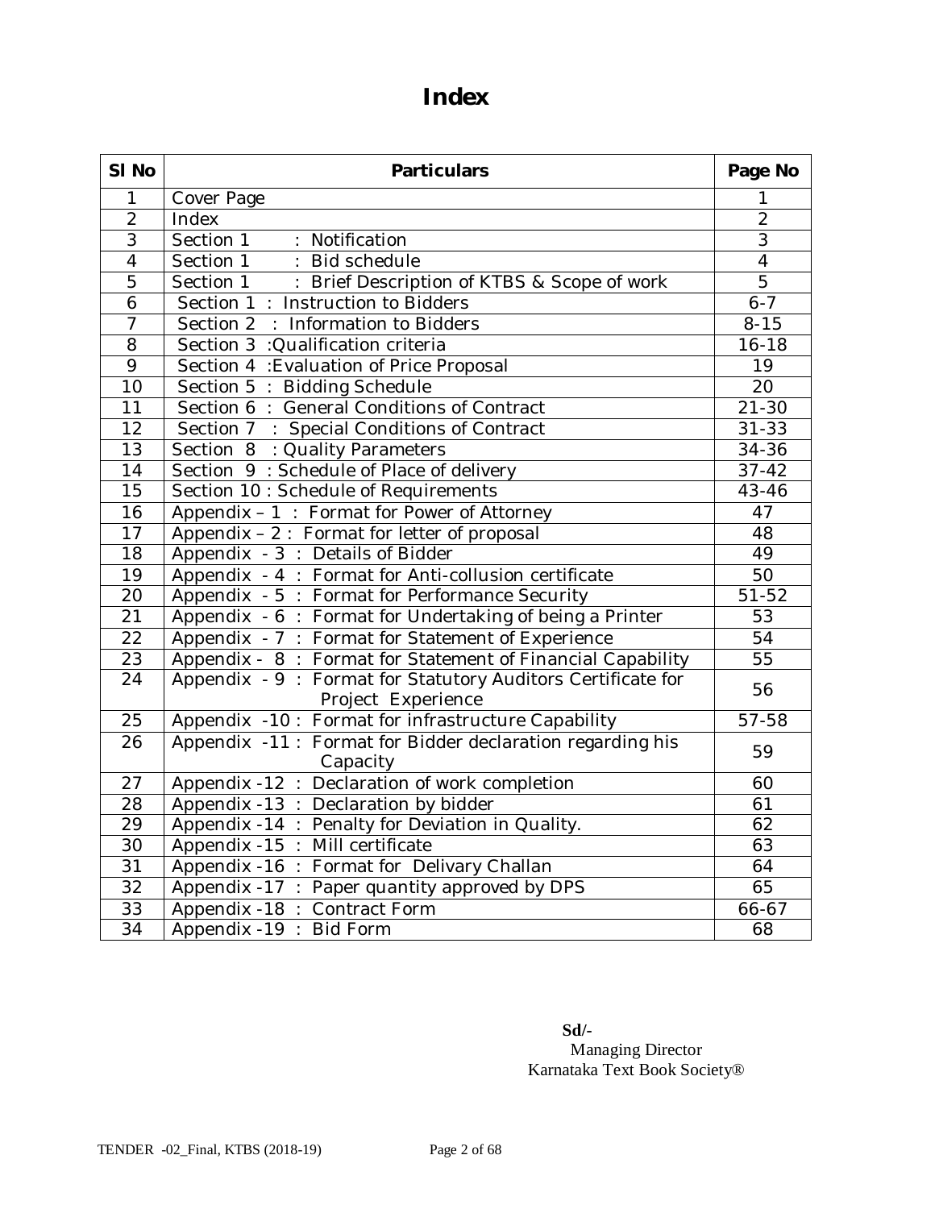# Index

| Sl No | Particulars | Page No |
|---|---|---|
| 1 | Cover Page | 1 |
| 2 | Index | 2 |
| 3 | Section 1 : Notification | 3 |
| 4 | Section 1 : Bid schedule | 4 |
| 5 | Section 1 : Brief Description of KTBS & Scope of work | 5 |
| 6 | Section 1 : Instruction to Bidders | 6-7 |
| 7 | Section 2 : Information to Bidders | 8-15 |
| 8 | Section 3 :Qualification criteria | 16-18 |
| 9 | Section 4 :Evaluation of Price Proposal | 19 |
| 10 | Section 5 : Bidding Schedule | 20 |
| 11 | Section 6 : General Conditions of Contract | 21-30 |
| 12 | Section 7 : Special Conditions of Contract | 31-33 |
| 13 | Section 8 : Quality Parameters | 34-36 |
| 14 | Section 9 : Schedule of Place of delivery | 37-42 |
| 15 | Section 10 : Schedule of Requirements | 43-46 |
| 16 | Appendix – 1 : Format for Power of Attorney | 47 |
| 17 | Appendix – 2 : Format for letter of proposal | 48 |
| 18 | Appendix - 3 : Details of Bidder | 49 |
| 19 | Appendix - 4 : Format for Anti-collusion certificate | 50 |
| 20 | Appendix - 5 : Format for Performance Security | 51-52 |
| 21 | Appendix - 6 : Format for Undertaking of being a Printer | 53 |
| 22 | Appendix - 7 : Format for Statement of Experience | 54 |
| 23 | Appendix - 8 : Format for Statement of Financial Capability | 55 |
| 24 | Appendix - 9 : Format for Statutory Auditors Certificate for Project Experience | 56 |
| 25 | Appendix -10 : Format for infrastructure Capability | 57-58 |
| 26 | Appendix -11 : Format for Bidder declaration regarding his Capacity | 59 |
| 27 | Appendix -12 : Declaration of work completion | 60 |
| 28 | Appendix -13 : Declaration by bidder | 61 |
| 29 | Appendix -14 : Penalty for Deviation in Quality. | 62 |
| 30 | Appendix -15 : Mill certificate | 63 |
| 31 | Appendix -16 : Format for Delivary Challan | 64 |
| 32 | Appendix -17 : Paper quantity approved by DPS | 65 |
| 33 | Appendix -18 : Contract Form | 66-67 |
| 34 | Appendix -19 : Bid Form | 68 |

**Sd/-**
Managing Director
Karnataka Text Book Society®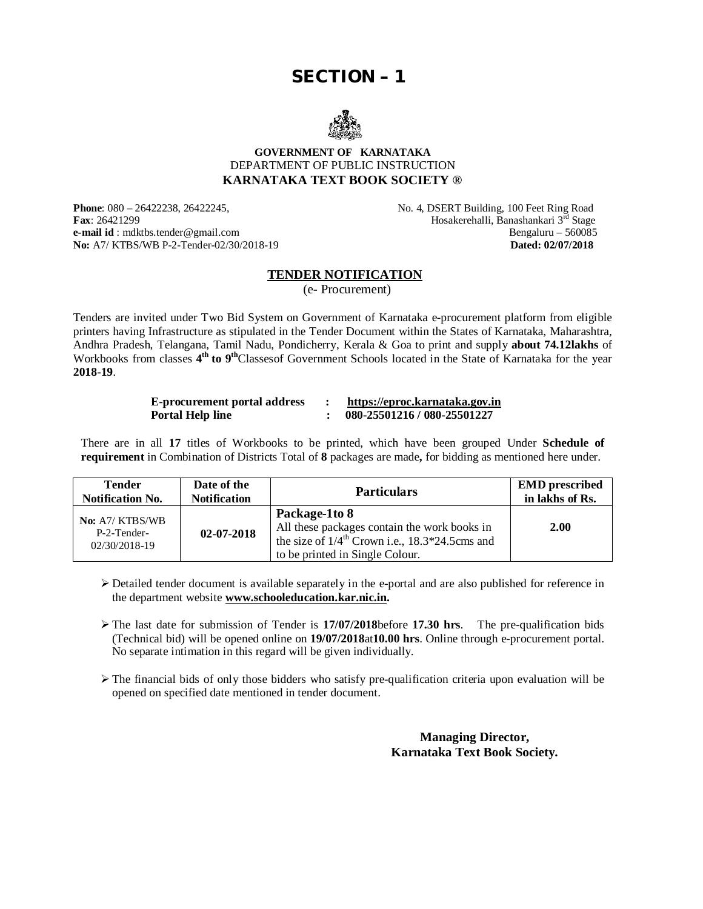# SECTION – 1

**GOVERNMENT OF KARNATAKA**
DEPARTMENT OF PUBLIC INSTRUCTION
**KARNATAKA TEXT BOOK SOCIETY ®**

**Phone**: 080 – 26422238, 26422245,
**Fax**: 26421299
**e-mail id** : mdktbs.tender@gmail.com
**No:** A7/ KTBS/WB P-2-Tender-02/30/2018-19

No. 4, DSERT Building, 100 Feet Ring Road
Hosakerehalli, Banashankari 3rd Stage
Bengaluru – 560085
**Dated: 02/07/2018**

## TENDER NOTIFICATION

(e- Procurement)

Tenders are invited under Two Bid System on Government of Karnataka e-procurement platform from eligible printers having Infrastructure as stipulated in the Tender Document within the States of Karnataka, Maharashtra, Andhra Pradesh, Telangana, Tamil Nadu, Pondicherry, Kerala & Goa to print and supply **about 74.12lakhs** of Workbooks from classes **4th to 9th**Classesof Government Schools located in the State of Karnataka for the year **2018-19**.

| | | |
|---|---|---|
| **E-procurement portal address** | : | **https://eproc.karnataka.gov.in** |
| **Portal Help line** | : | **080-25501216 / 080-25501227** |

There are in all **17** titles of Workbooks to be printed, which have been grouped Under **Schedule of requirement** in Combination of Districts Total of **8** packages are made**,** for bidding as mentioned here under.

| Tender Notification No. | Date of the Notification | Particulars | EMD prescribed in lakhs of Rs. |
|---|---|---|---|
| **No:** A7/ KTBS/WB P-2-Tender-02/30/2018-19 | **02-07-2018** | **Package-1to 8** All these packages contain the work books in the size of 1/4th Crown i.e., 18.3*24.5cms and to be printed in Single Colour. | **2.00** |

- Detailed tender document is available separately in the e-portal and are also published for reference in the department website **www.schooleducation.kar.nic.in.**
- The last date for submission of Tender is **17/07/2018**before **17.30 hrs**. The pre-qualification bids (Technical bid) will be opened online on **19/07/2018**at**10.00 hrs**. Online through e-procurement portal. No separate intimation in this regard will be given individually.
- The financial bids of only those bidders who satisfy pre-qualification criteria upon evaluation will be opened on specified date mentioned in tender document.

**Managing Director,**
**Karnataka Text Book Society.**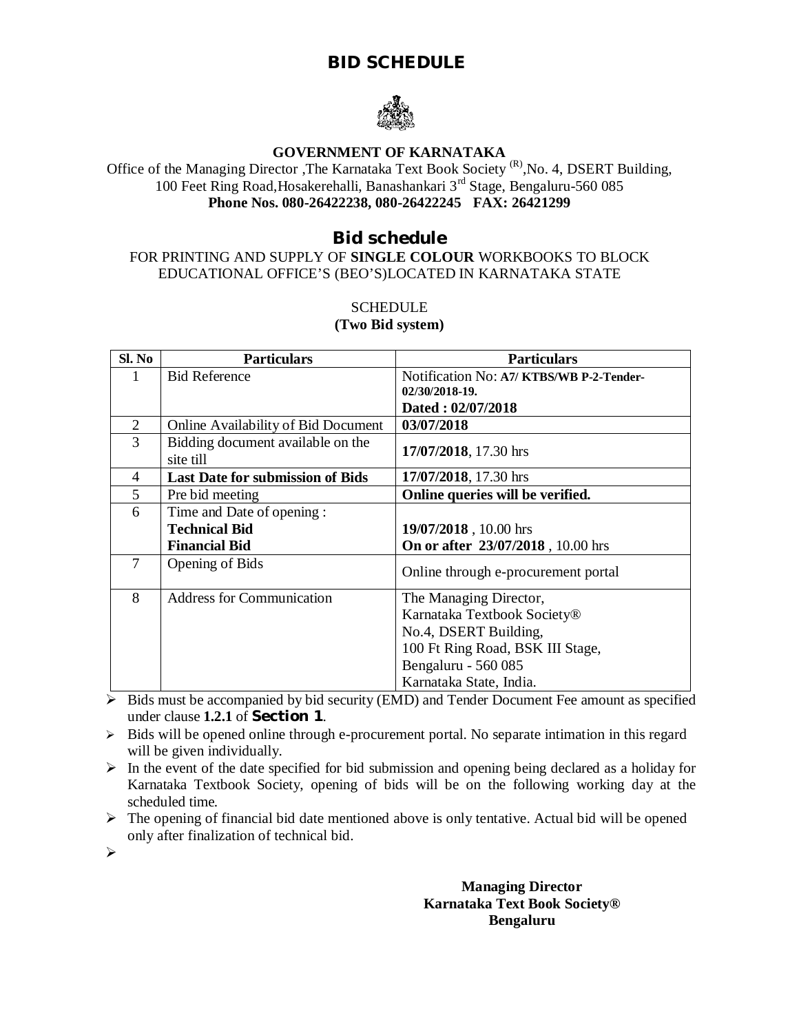# BID SCHEDULE

**GOVERNMENT OF KARNATAKA**

Office of the Managing Director ,The Karnataka Text Book Society [(R)],No. 4, DSERT Building, 100 Feet Ring Road,Hosakerehalli, Banashankari 3[rd] Stage, Bengaluru-560 085

**Phone Nos. 080-26422238, 080-26422245 FAX: 26421299**

## Bid schedule

FOR PRINTING AND SUPPLY OF **SINGLE COLOUR** WORKBOOKS TO BLOCK EDUCATIONAL OFFICE'S (BEO'S)LOCATED IN KARNATAKA STATE

SCHEDULE

**(Two Bid system)**

| Sl. No | Particulars | Particulars |
|---|---|---|
| 1 | Bid Reference | Notification No: **A7/ KTBS/WB P-2-Tender-02/30/2018-19.**<br>**Dated : 02/07/2018** |
| 2 | Online Availability of Bid Document | **03/07/2018** |
| 3 | Bidding document available on the site till | **17/07/2018**, 17.30 hrs |
| 4 | **Last Date for submission of Bids** | **17/07/2018**, 17.30 hrs |
| 5 | Pre bid meeting | **Online queries will be verified.** |
| 6 | Time and Date of opening :<br>**Technical Bid**<br>**Financial Bid** | <br>**19/07/2018** , 10.00 hrs<br>**On or after 23/07/2018** , 10.00 hrs |
| 7 | Opening of Bids | Online through e-procurement portal |
| 8 | Address for Communication | The Managing Director,<br>Karnataka Textbook Society®<br>No.4, DSERT Building,<br>100 Ft Ring Road, BSK III Stage,<br>Bengaluru - 560 085<br>Karnataka State, India. |

- Bids must be accompanied by bid security (EMD) and Tender Document Fee amount as specified under clause **1.2.1** of **Section 1**.
- Bids will be opened online through e-procurement portal. No separate intimation in this regard will be given individually.
- In the event of the date specified for bid submission and opening being declared as a holiday for Karnataka Textbook Society, opening of bids will be on the following working day at the scheduled time.
- The opening of financial bid date mentioned above is only tentative. Actual bid will be opened only after finalization of technical bid.

**Managing Director**
**Karnataka Text Book Society®**
**Bengaluru**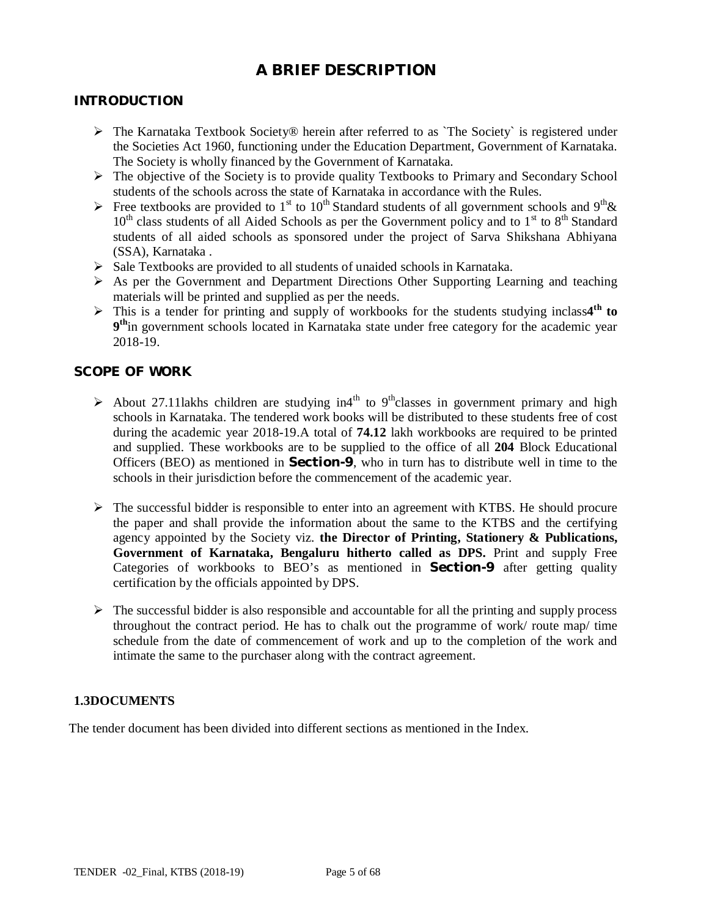# A BRIEF DESCRIPTION

## INTRODUCTION

- The Karnataka Textbook Society® herein after referred to as `The Society` is registered under the Societies Act 1960, functioning under the Education Department, Government of Karnataka. The Society is wholly financed by the Government of Karnataka.
- The objective of the Society is to provide quality Textbooks to Primary and Secondary School students of the schools across the state of Karnataka in accordance with the Rules.
- Free textbooks are provided to 1st to 10th Standard students of all government schools and 9th& 10th class students of all Aided Schools as per the Government policy and to 1st to 8th Standard students of all aided schools as sponsored under the project of Sarva Shikshana Abhiyana (SSA), Karnataka .
- Sale Textbooks are provided to all students of unaided schools in Karnataka.
- As per the Government and Department Directions Other Supporting Learning and teaching materials will be printed and supplied as per the needs.
- This is a tender for printing and supply of workbooks for the students studying inclass**4th to 9th**in government schools located in Karnataka state under free category for the academic year 2018-19.

## SCOPE OF WORK

- About 27.11lakhs children are studying in4th to 9thclasses in government primary and high schools in Karnataka. The tendered work books will be distributed to these students free of cost during the academic year 2018-19.A total of **74.12** lakh workbooks are required to be printed and supplied. These workbooks are to be supplied to the office of all **204** Block Educational Officers (BEO) as mentioned in **Section-9**, who in turn has to distribute well in time to the schools in their jurisdiction before the commencement of the academic year.

- The successful bidder is responsible to enter into an agreement with KTBS. He should procure the paper and shall provide the information about the same to the KTBS and the certifying agency appointed by the Society viz. **the Director of Printing, Stationery & Publications, Government of Karnataka, Bengaluru hitherto called as DPS.** Print and supply Free Categories of workbooks to BEO's as mentioned in **Section-9** after getting quality certification by the officials appointed by DPS.

- The successful bidder is also responsible and accountable for all the printing and supply process throughout the contract period. He has to chalk out the programme of work/ route map/ time schedule from the date of commencement of work and up to the completion of the work and intimate the same to the purchaser along with the contract agreement.

### 1.3DOCUMENTS

The tender document has been divided into different sections as mentioned in the Index.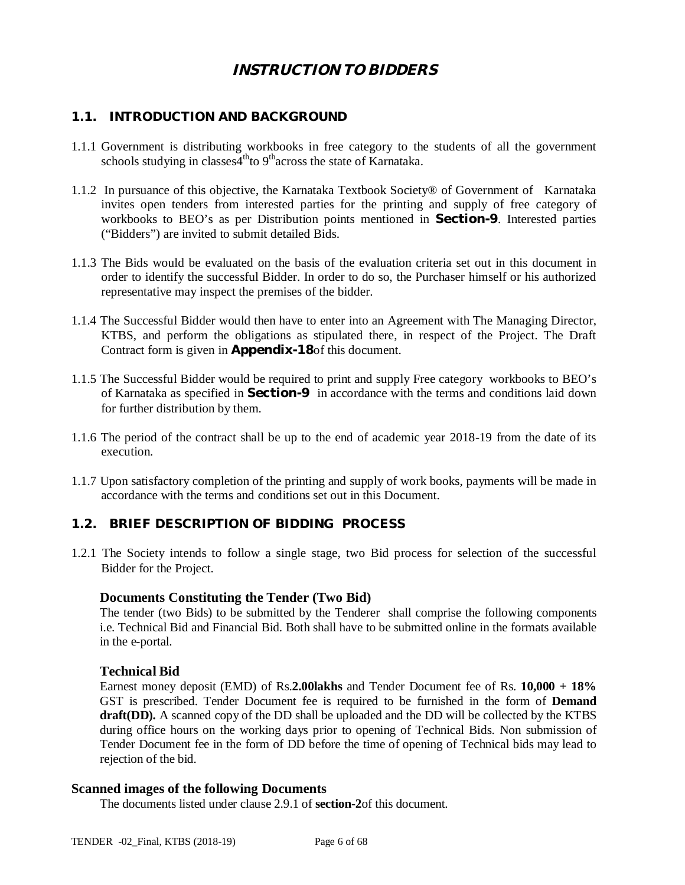# INSTRUCTION TO BIDDERS

## 1.1. INTRODUCTION AND BACKGROUND

1.1.1 Government is distributing workbooks in free category to the students of all the government schools studying in classes 4th to 9th across the state of Karnataka.

1.1.2 In pursuance of this objective, the Karnataka Textbook Society® of Government of Karnataka invites open tenders from interested parties for the printing and supply of free category of workbooks to BEO's as per Distribution points mentioned in **Section-9**. Interested parties ("Bidders") are invited to submit detailed Bids.

1.1.3 The Bids would be evaluated on the basis of the evaluation criteria set out in this document in order to identify the successful Bidder. In order to do so, the Purchaser himself or his authorized representative may inspect the premises of the bidder.

1.1.4 The Successful Bidder would then have to enter into an Agreement with The Managing Director, KTBS, and perform the obligations as stipulated there, in respect of the Project. The Draft Contract form is given in **Appendix-18** of this document.

1.1.5 The Successful Bidder would be required to print and supply Free category workbooks to BEO's of Karnataka as specified in **Section-9** in accordance with the terms and conditions laid down for further distribution by them.

1.1.6 The period of the contract shall be up to the end of academic year 2018-19 from the date of its execution.

1.1.7 Upon satisfactory completion of the printing and supply of work books, payments will be made in accordance with the terms and conditions set out in this Document.

## 1.2. BRIEF DESCRIPTION OF BIDDING PROCESS

1.2.1 The Society intends to follow a single stage, two Bid process for selection of the successful Bidder for the Project.

### Documents Constituting the Tender (Two Bid)

The tender (two Bids) to be submitted by the Tenderer shall comprise the following components i.e. Technical Bid and Financial Bid. Both shall have to be submitted online in the formats available in the e-portal.

### Technical Bid

Earnest money deposit (EMD) of Rs.**2.00lakhs** and Tender Document fee of Rs. **10,000 + 18%** GST is prescribed. Tender Document fee is required to be furnished in the form of **Demand draft(DD).** A scanned copy of the DD shall be uploaded and the DD will be collected by the KTBS during office hours on the working days prior to opening of Technical Bids. Non submission of Tender Document fee in the form of DD before the time of opening of Technical bids may lead to rejection of the bid.

### Scanned images of the following Documents

The documents listed under clause 2.9.1 of **section-2** of this document.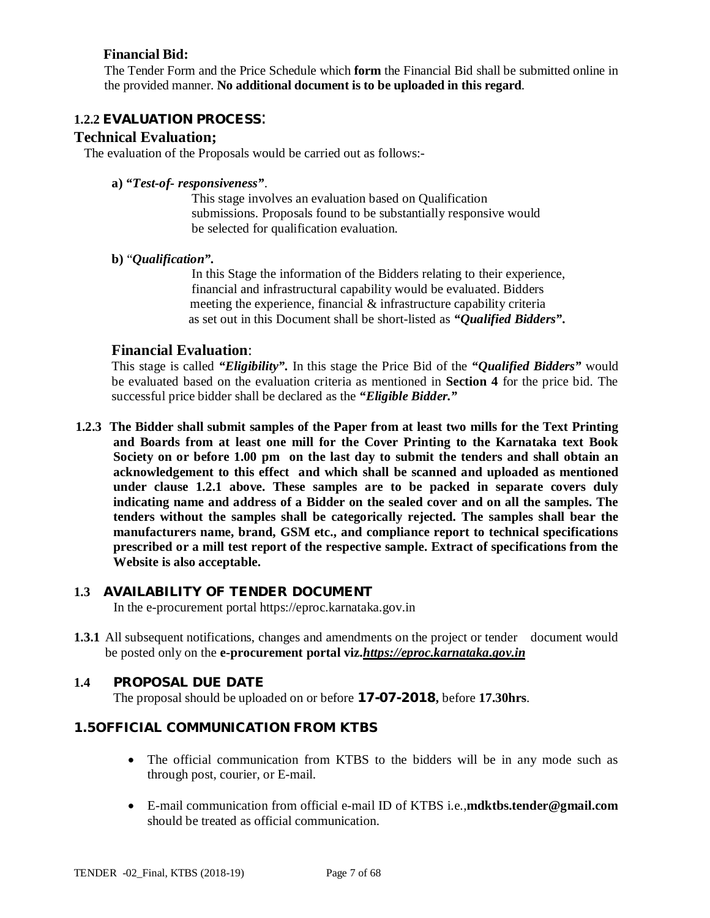**Financial Bid:**

The Tender Form and the Price Schedule which **form** the Financial Bid shall be submitted online in the provided manner. **No additional document is to be uploaded in this regard**.

### 1.2.2 EVALUATION PROCESS:

### Technical Evaluation;

The evaluation of the Proposals would be carried out as follows:-

**a) *"Test-of- responsiveness"*.**

This stage involves an evaluation based on Qualification submissions. Proposals found to be substantially responsive would be selected for qualification evaluation.

**b)** "***Qualification*".**

In this Stage the information of the Bidders relating to their experience, financial and infrastructural capability would be evaluated. Bidders meeting the experience, financial & infrastructure capability criteria as set out in this Document shall be short-listed as ***"Qualified Bidders"*.**

### Financial Evaluation:

This stage is called ***"Eligibility"*.** In this stage the Price Bid of the ***"Qualified Bidders"*** would be evaluated based on the evaluation criteria as mentioned in **Section 4** for the price bid. The successful price bidder shall be declared as the ***"Eligible Bidder."***

**1.2.3 The Bidder shall submit samples of the Paper from at least two mills for the Text Printing and Boards from at least one mill for the Cover Printing to the Karnataka text Book Society on or before 1.00 pm on the last day to submit the tenders and shall obtain an acknowledgement to this effect and which shall be scanned and uploaded as mentioned under clause 1.2.1 above. These samples are to be packed in separate covers duly indicating name and address of a Bidder on the sealed cover and on all the samples. The tenders without the samples shall be categorically rejected. The samples shall bear the manufacturers name, brand, GSM etc., and compliance report to technical specifications prescribed or a mill test report of the respective sample. Extract of specifications from the Website is also acceptable.**

### 1.3 AVAILABILITY OF TENDER DOCUMENT

In the e-procurement portal https://eproc.karnataka.gov.in

**1.3.1** All subsequent notifications, changes and amendments on the project or tender document would be posted only on the **e-procurement portal viz.*https://eproc.karnataka.gov.in***

### 1.4 PROPOSAL DUE DATE

The proposal should be uploaded on or before **17-07-2018,** before **17.30hrs**.

### 1.5OFFICIAL COMMUNICATION FROM KTBS

- The official communication from KTBS to the bidders will be in any mode such as through post, courier, or E-mail.
- E-mail communication from official e-mail ID of KTBS i.e.,**mdktbs.tender@gmail.com** should be treated as official communication.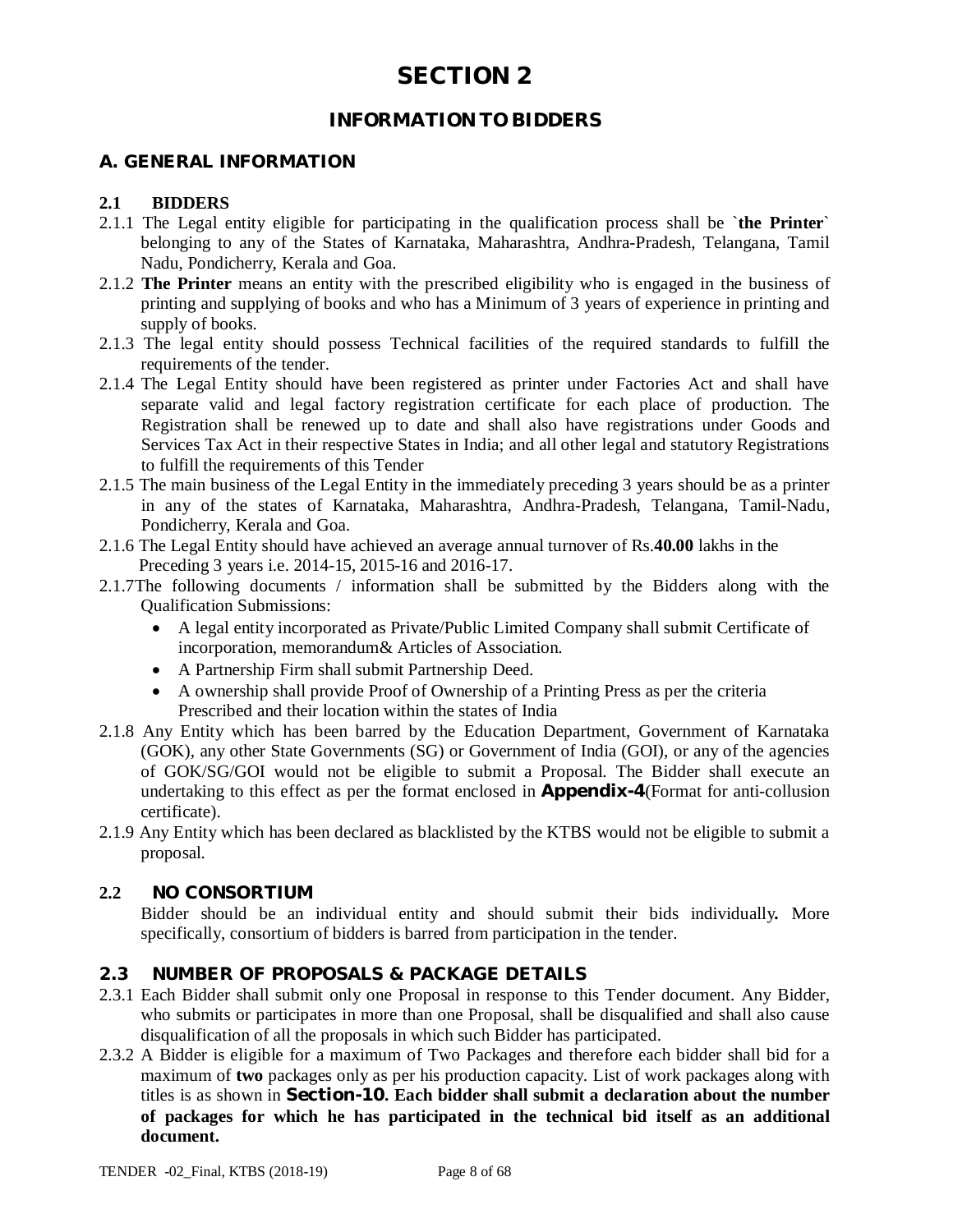# SECTION 2

## INFORMATION TO BIDDERS

### A. GENERAL INFORMATION

**2.1 BIDDERS**

2.1.1 The Legal entity eligible for participating in the qualification process shall be `**the Printer**` belonging to any of the States of Karnataka, Maharashtra, Andhra-Pradesh, Telangana, Tamil Nadu, Pondicherry, Kerala and Goa.

2.1.2 **The Printer** means an entity with the prescribed eligibility who is engaged in the business of printing and supplying of books and who has a Minimum of 3 years of experience in printing and supply of books.

2.1.3 The legal entity should possess Technical facilities of the required standards to fulfill the requirements of the tender.

2.1.4 The Legal Entity should have been registered as printer under Factories Act and shall have separate valid and legal factory registration certificate for each place of production. The Registration shall be renewed up to date and shall also have registrations under Goods and Services Tax Act in their respective States in India; and all other legal and statutory Registrations to fulfill the requirements of this Tender

2.1.5 The main business of the Legal Entity in the immediately preceding 3 years should be as a printer in any of the states of Karnataka, Maharashtra, Andhra-Pradesh, Telangana, Tamil-Nadu, Pondicherry, Kerala and Goa.

2.1.6 The Legal Entity should have achieved an average annual turnover of Rs.**40.00** lakhs in the Preceding 3 years i.e. 2014-15, 2015-16 and 2016-17.

2.1.7The following documents / information shall be submitted by the Bidders along with the Qualification Submissions:

- A legal entity incorporated as Private/Public Limited Company shall submit Certificate of incorporation, memorandum& Articles of Association.
- A Partnership Firm shall submit Partnership Deed.
- A ownership shall provide Proof of Ownership of a Printing Press as per the criteria Prescribed and their location within the states of India

2.1.8 Any Entity which has been barred by the Education Department, Government of Karnataka (GOK), any other State Governments (SG) or Government of India (GOI), or any of the agencies of GOK/SG/GOI would not be eligible to submit a Proposal. The Bidder shall execute an undertaking to this effect as per the format enclosed in **Appendix-4**(Format for anti-collusion certificate).

2.1.9 Any Entity which has been declared as blacklisted by the KTBS would not be eligible to submit a proposal.

**2.2 NO CONSORTIUM**

Bidder should be an individual entity and should submit their bids individually**.** More specifically, consortium of bidders is barred from participation in the tender.

### 2.3 NUMBER OF PROPOSALS & PACKAGE DETAILS

2.3.1 Each Bidder shall submit only one Proposal in response to this Tender document. Any Bidder, who submits or participates in more than one Proposal, shall be disqualified and shall also cause disqualification of all the proposals in which such Bidder has participated.

2.3.2 A Bidder is eligible for a maximum of Two Packages and therefore each bidder shall bid for a maximum of **two** packages only as per his production capacity. List of work packages along with titles is as shown in **Section-10**. **Each bidder shall submit a declaration about the number of packages for which he has participated in the technical bid itself as an additional document.**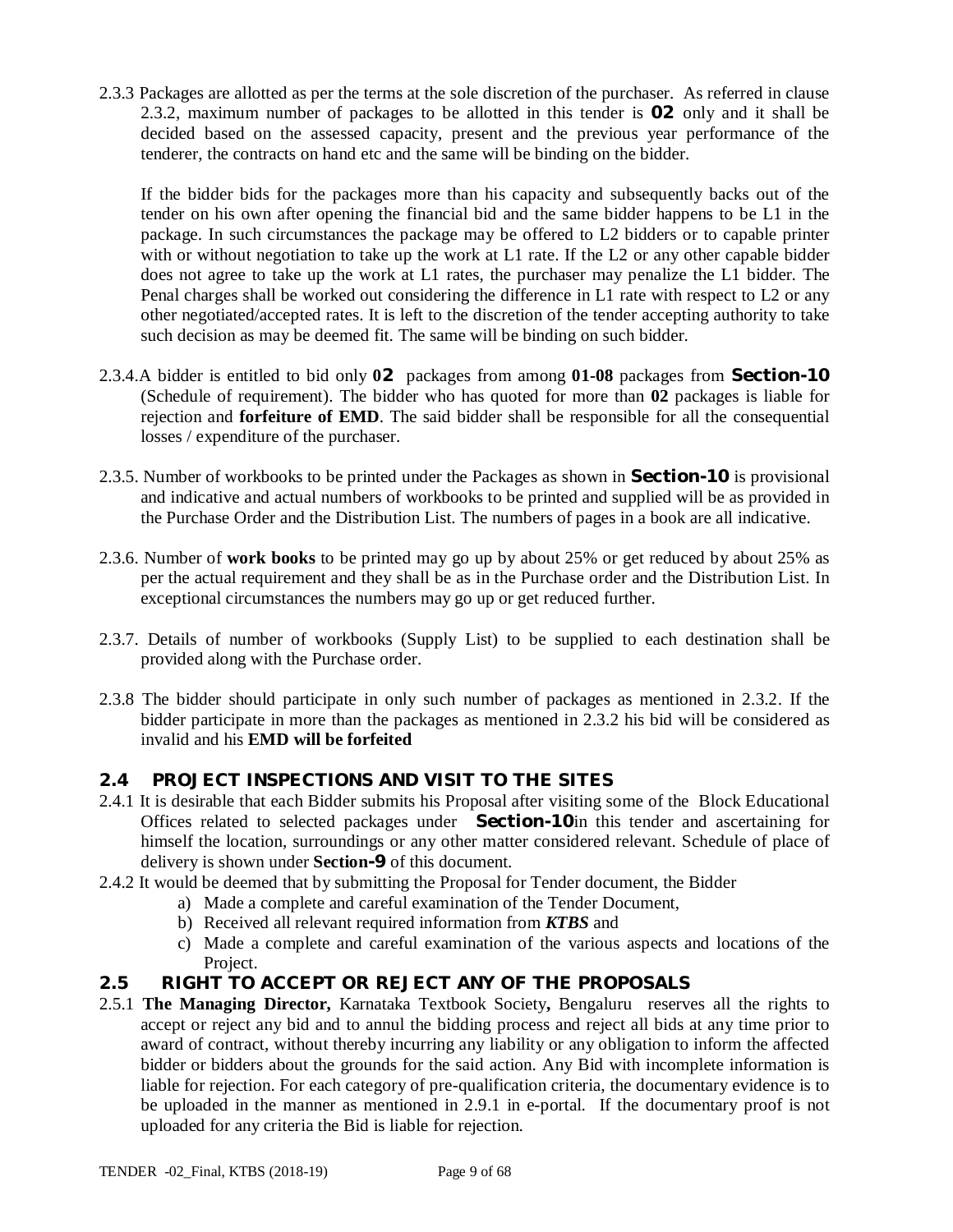2.3.3 Packages are allotted as per the terms at the sole discretion of the purchaser. As referred in clause 2.3.2, maximum number of packages to be allotted in this tender is **02** only and it shall be decided based on the assessed capacity, present and the previous year performance of the tenderer, the contracts on hand etc and the same will be binding on the bidder.

If the bidder bids for the packages more than his capacity and subsequently backs out of the tender on his own after opening the financial bid and the same bidder happens to be L1 in the package. In such circumstances the package may be offered to L2 bidders or to capable printer with or without negotiation to take up the work at L1 rate. If the L2 or any other capable bidder does not agree to take up the work at L1 rates, the purchaser may penalize the L1 bidder. The Penal charges shall be worked out considering the difference in L1 rate with respect to L2 or any other negotiated/accepted rates. It is left to the discretion of the tender accepting authority to take such decision as may be deemed fit. The same will be binding on such bidder.

2.3.4. A bidder is entitled to bid only **02** packages from among **01-08** packages from **Section-10** (Schedule of requirement). The bidder who has quoted for more than **02** packages is liable for rejection and **forfeiture of EMD**. The said bidder shall be responsible for all the consequential losses / expenditure of the purchaser.

2.3.5. Number of workbooks to be printed under the Packages as shown in **Section-10** is provisional and indicative and actual numbers of workbooks to be printed and supplied will be as provided in the Purchase Order and the Distribution List. The numbers of pages in a book are all indicative.

2.3.6. Number of **work books** to be printed may go up by about 25% or get reduced by about 25% as per the actual requirement and they shall be as in the Purchase order and the Distribution List. In exceptional circumstances the numbers may go up or get reduced further.

2.3.7. Details of number of workbooks (Supply List) to be supplied to each destination shall be provided along with the Purchase order.

2.3.8 The bidder should participate in only such number of packages as mentioned in 2.3.2. If the bidder participate in more than the packages as mentioned in 2.3.2 his bid will be considered as invalid and his **EMD will be forfeited**

## 2.4 PROJECT INSPECTIONS AND VISIT TO THE SITES

2.4.1 It is desirable that each Bidder submits his Proposal after visiting some of the Block Educational Offices related to selected packages under **Section-10**in this tender and ascertaining for himself the location, surroundings or any other matter considered relevant. Schedule of place of delivery is shown under **Section-9** of this document.

2.4.2 It would be deemed that by submitting the Proposal for Tender document, the Bidder

a) Made a complete and careful examination of the Tender Document,
b) Received all relevant required information from ***KTBS*** and
c) Made a complete and careful examination of the various aspects and locations of the Project.

## 2.5 RIGHT TO ACCEPT OR REJECT ANY OF THE PROPOSALS

2.5.1 **The Managing Director,** Karnataka Textbook Society**,** Bengaluru reserves all the rights to accept or reject any bid and to annul the bidding process and reject all bids at any time prior to award of contract, without thereby incurring any liability or any obligation to inform the affected bidder or bidders about the grounds for the said action. Any Bid with incomplete information is liable for rejection. For each category of pre-qualification criteria, the documentary evidence is to be uploaded in the manner as mentioned in 2.9.1 in e-portal. If the documentary proof is not uploaded for any criteria the Bid is liable for rejection.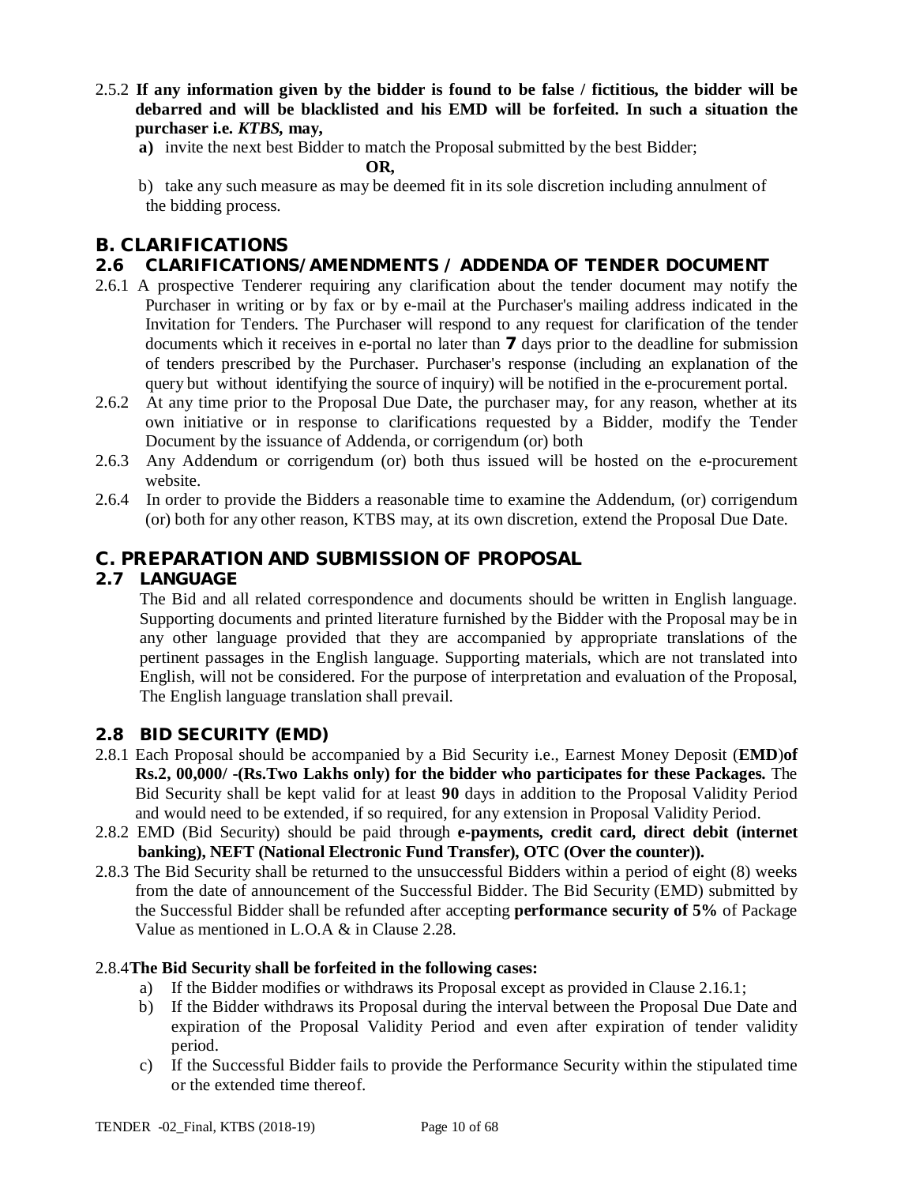2.5.2 **If any information given by the bidder is found to be false / fictitious, the bidder will be debarred and will be blacklisted and his EMD will be forfeited. In such a situation the purchaser i.e. *KTBS*, may,**

**a)** invite the next best Bidder to match the Proposal submitted by the best Bidder;

**OR,**

b) take any such measure as may be deemed fit in its sole discretion including annulment of the bidding process.

## B. CLARIFICATIONS

### 2.6 CLARIFICATIONS/AMENDMENTS / ADDENDA OF TENDER DOCUMENT

2.6.1 A prospective Tenderer requiring any clarification about the tender document may notify the Purchaser in writing or by fax or by e-mail at the Purchaser's mailing address indicated in the Invitation for Tenders. The Purchaser will respond to any request for clarification of the tender documents which it receives in e-portal no later than **7** days prior to the deadline for submission of tenders prescribed by the Purchaser. Purchaser's response (including an explanation of the query but without identifying the source of inquiry) will be notified in the e-procurement portal.

2.6.2 At any time prior to the Proposal Due Date, the purchaser may, for any reason, whether at its own initiative or in response to clarifications requested by a Bidder, modify the Tender Document by the issuance of Addenda, or corrigendum (or) both

2.6.3 Any Addendum or corrigendum (or) both thus issued will be hosted on the e-procurement website.

2.6.4 In order to provide the Bidders a reasonable time to examine the Addendum, (or) corrigendum (or) both for any other reason, KTBS may, at its own discretion, extend the Proposal Due Date.

## C. PREPARATION AND SUBMISSION OF PROPOSAL

### 2.7 LANGUAGE

The Bid and all related correspondence and documents should be written in English language. Supporting documents and printed literature furnished by the Bidder with the Proposal may be in any other language provided that they are accompanied by appropriate translations of the pertinent passages in the English language. Supporting materials, which are not translated into English, will not be considered. For the purpose of interpretation and evaluation of the Proposal, The English language translation shall prevail.

### 2.8 BID SECURITY (EMD)

2.8.1 Each Proposal should be accompanied by a Bid Security i.e., Earnest Money Deposit (**EMD**)**of Rs.2, 00,000/ -(Rs.Two Lakhs only) for the bidder who participates for these Packages.** The Bid Security shall be kept valid for at least **90** days in addition to the Proposal Validity Period and would need to be extended, if so required, for any extension in Proposal Validity Period.

2.8.2 EMD (Bid Security) should be paid through **e-payments, credit card, direct debit (internet banking), NEFT (National Electronic Fund Transfer), OTC (Over the counter)).**

2.8.3 The Bid Security shall be returned to the unsuccessful Bidders within a period of eight (8) weeks from the date of announcement of the Successful Bidder. The Bid Security (EMD) submitted by the Successful Bidder shall be refunded after accepting **performance security of 5%** of Package Value as mentioned in L.O.A & in Clause 2.28.

2.8.4**The Bid Security shall be forfeited in the following cases:**

a) If the Bidder modifies or withdraws its Proposal except as provided in Clause 2.16.1;

b) If the Bidder withdraws its Proposal during the interval between the Proposal Due Date and expiration of the Proposal Validity Period and even after expiration of tender validity period.

c) If the Successful Bidder fails to provide the Performance Security within the stipulated time or the extended time thereof.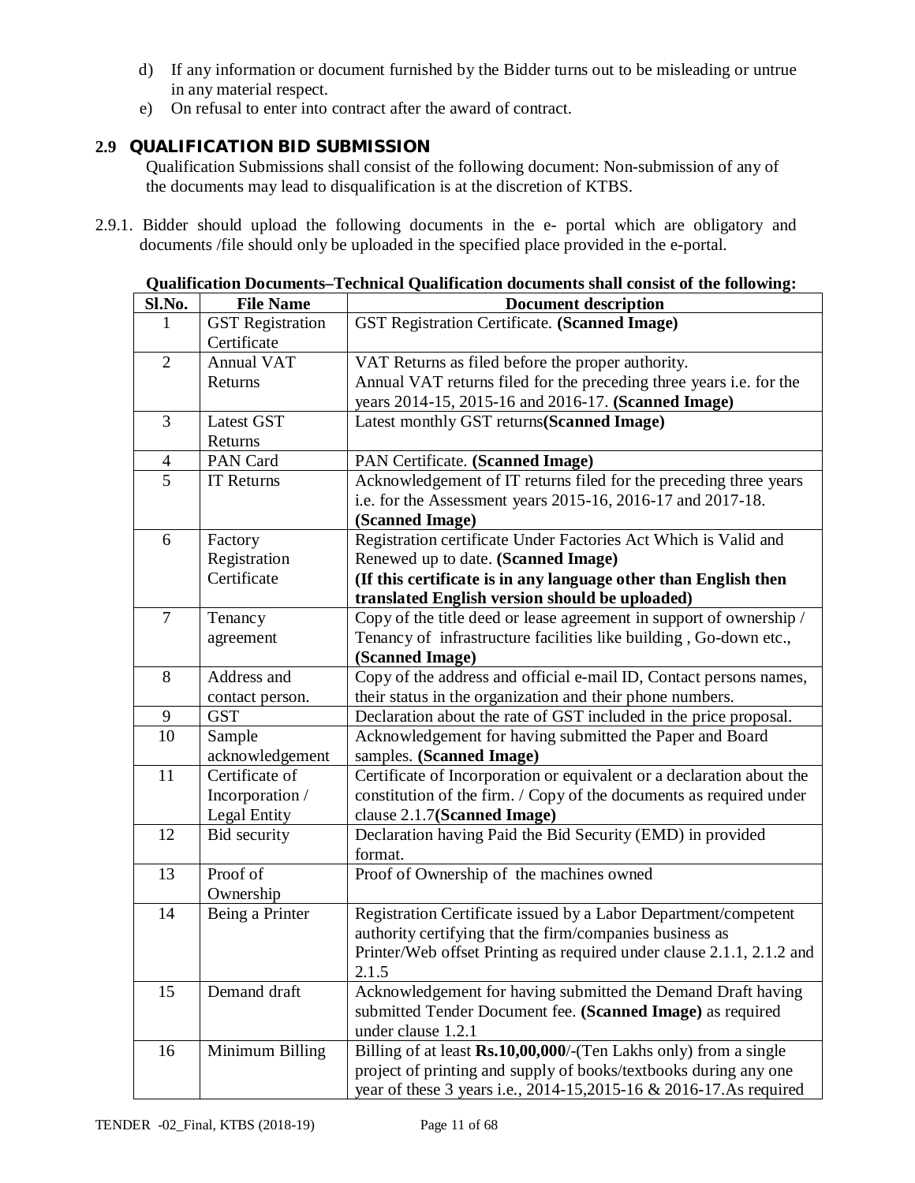d) If any information or document furnished by the Bidder turns out to be misleading or untrue in any material respect.

e) On refusal to enter into contract after the award of contract.

## 2.9 QUALIFICATION BID SUBMISSION

Qualification Submissions shall consist of the following document: Non-submission of any of the documents may lead to disqualification is at the discretion of KTBS.

2.9.1. Bidder should upload the following documents in the e- portal which are obligatory and documents /file should only be uploaded in the specified place provided in the e-portal.

**Qualification Documents–Technical Qualification documents shall consist of the following:**

| Sl.No. | File Name | Document description |
|---|---|---|
| 1 | GST Registration Certificate | GST Registration Certificate. **(Scanned Image)** |
| 2 | Annual VAT Returns | VAT Returns as filed before the proper authority.<br>Annual VAT returns filed for the preceding three years i.e. for the years 2014-15, 2015-16 and 2016-17. **(Scanned Image)** |
| 3 | Latest GST Returns | Latest monthly GST returns**(Scanned Image)** |
| 4 | PAN Card | PAN Certificate. **(Scanned Image)** |
| 5 | IT Returns | Acknowledgement of IT returns filed for the preceding three years i.e. for the Assessment years 2015-16, 2016-17 and 2017-18. **(Scanned Image)** |
| 6 | Factory Registration Certificate | Registration certificate Under Factories Act Which is Valid and Renewed up to date. **(Scanned Image)**<br>**(If this certificate is in any language other than English then translated English version should be uploaded)** |
| 7 | Tenancy agreement | Copy of the title deed or lease agreement in support of ownership / Tenancy of infrastructure facilities like building , Go-down etc., **(Scanned Image)** |
| 8 | Address and contact person. | Copy of the address and official e-mail ID, Contact persons names, their status in the organization and their phone numbers. |
| 9 | GST | Declaration about the rate of GST included in the price proposal. |
| 10 | Sample acknowledgement | Acknowledgement for having submitted the Paper and Board samples. **(Scanned Image)** |
| 11 | Certificate of Incorporation / Legal Entity | Certificate of Incorporation or equivalent or a declaration about the constitution of the firm. / Copy of the documents as required under clause 2.1.7**(Scanned Image)** |
| 12 | Bid security | Declaration having Paid the Bid Security (EMD) in provided format. |
| 13 | Proof of Ownership | Proof of Ownership of the machines owned |
| 14 | Being a Printer | Registration Certificate issued by a Labor Department/competent authority certifying that the firm/companies business as Printer/Web offset Printing as required under clause 2.1.1, 2.1.2 and 2.1.5 |
| 15 | Demand draft | Acknowledgement for having submitted the Demand Draft having submitted Tender Document fee. **(Scanned Image)** as required under clause 1.2.1 |
| 16 | Minimum Billing | Billing of at least **Rs.10,00,000**/-(Ten Lakhs only) from a single project of printing and supply of books/textbooks during any one year of these 3 years i.e., 2014-15,2015-16 & 2016-17.As required |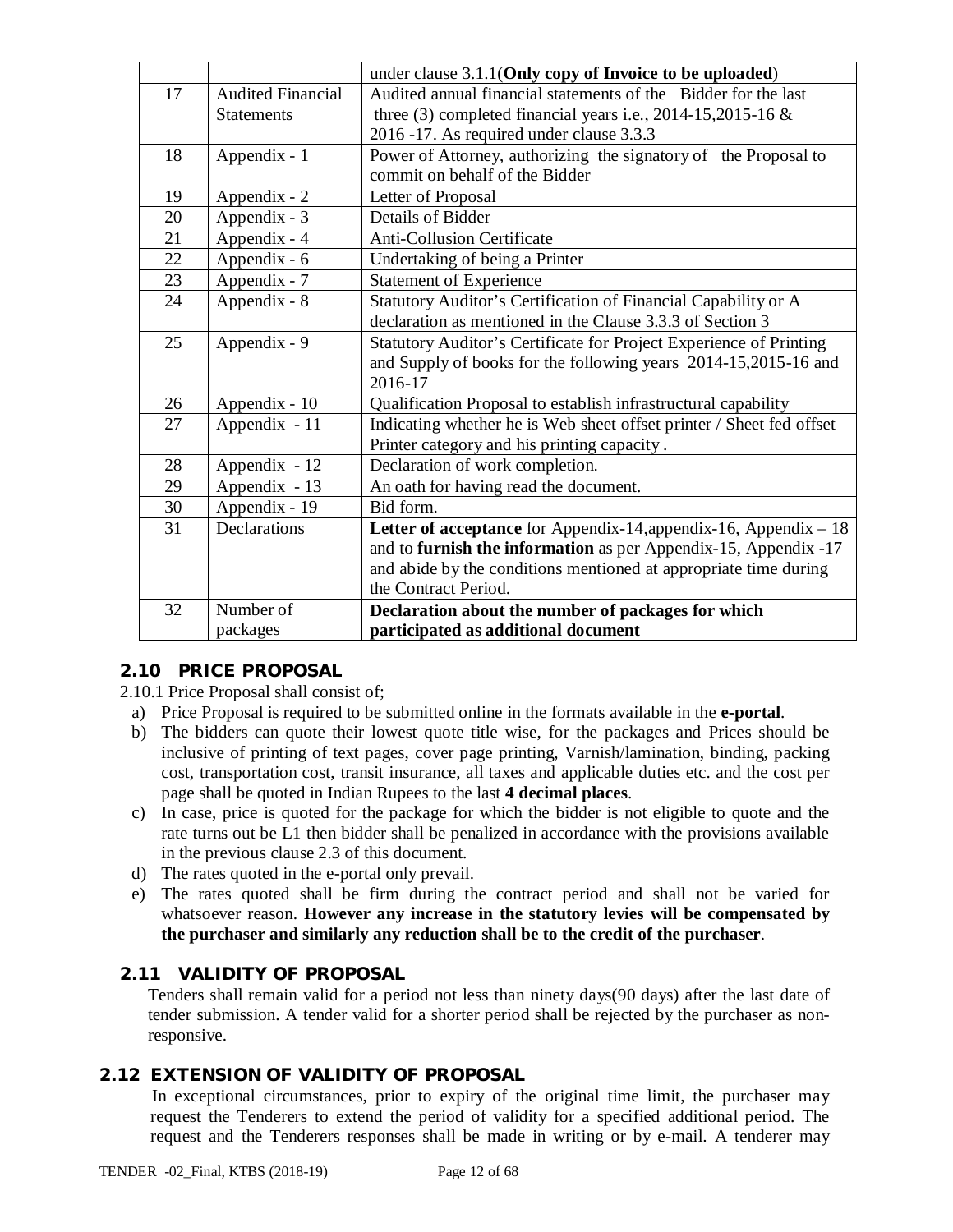|  |  | under clause 3.1.1(**Only copy of Invoice to be uploaded**) |
|---|---|---|
| 17 | Audited Financial Statements | Audited annual financial statements of the Bidder for the last three (3) completed financial years i.e., 2014-15,2015-16 & 2016 -17. As required under clause 3.3.3 |
| 18 | Appendix - 1 | Power of Attorney, authorizing the signatory of the Proposal to commit on behalf of the Bidder |
| 19 | Appendix - 2 | Letter of Proposal |
| 20 | Appendix - 3 | Details of Bidder |
| 21 | Appendix - 4 | Anti-Collusion Certificate |
| 22 | Appendix - 6 | Undertaking of being a Printer |
| 23 | Appendix - 7 | Statement of Experience |
| 24 | Appendix - 8 | Statutory Auditor's Certification of Financial Capability or A declaration as mentioned in the Clause 3.3.3 of Section 3 |
| 25 | Appendix - 9 | Statutory Auditor's Certificate for Project Experience of Printing and Supply of books for the following years 2014-15,2015-16 and 2016-17 |
| 26 | Appendix - 10 | Qualification Proposal to establish infrastructural capability |
| 27 | Appendix - 11 | Indicating whether he is Web sheet offset printer / Sheet fed offset Printer category and his printing capacity . |
| 28 | Appendix - 12 | Declaration of work completion. |
| 29 | Appendix - 13 | An oath for having read the document. |
| 30 | Appendix - 19 | Bid form. |
| 31 | Declarations | **Letter of acceptance** for Appendix-14,appendix-16, Appendix – 18 and to **furnish the information** as per Appendix-15, Appendix -17 and abide by the conditions mentioned at appropriate time during the Contract Period. |
| 32 | Number of packages | **Declaration about the number of packages for which participated as additional document** |

## 2.10 PRICE PROPOSAL

2.10.1 Price Proposal shall consist of;

a) Price Proposal is required to be submitted online in the formats available in the **e-portal**.
b) The bidders can quote their lowest quote title wise, for the packages and Prices should be inclusive of printing of text pages, cover page printing, Varnish/lamination, binding, packing cost, transportation cost, transit insurance, all taxes and applicable duties etc. and the cost per page shall be quoted in Indian Rupees to the last **4 decimal places**.
c) In case, price is quoted for the package for which the bidder is not eligible to quote and the rate turns out be L1 then bidder shall be penalized in accordance with the provisions available in the previous clause 2.3 of this document.
d) The rates quoted in the e-portal only prevail.
e) The rates quoted shall be firm during the contract period and shall not be varied for whatsoever reason. **However any increase in the statutory levies will be compensated by the purchaser and similarly any reduction shall be to the credit of the purchaser**.

## 2.11 VALIDITY OF PROPOSAL

Tenders shall remain valid for a period not less than ninety days(90 days) after the last date of tender submission. A tender valid for a shorter period shall be rejected by the purchaser as non-responsive.

## 2.12 EXTENSION OF VALIDITY OF PROPOSAL

In exceptional circumstances, prior to expiry of the original time limit, the purchaser may request the Tenderers to extend the period of validity for a specified additional period. The request and the Tenderers responses shall be made in writing or by e-mail. A tenderer may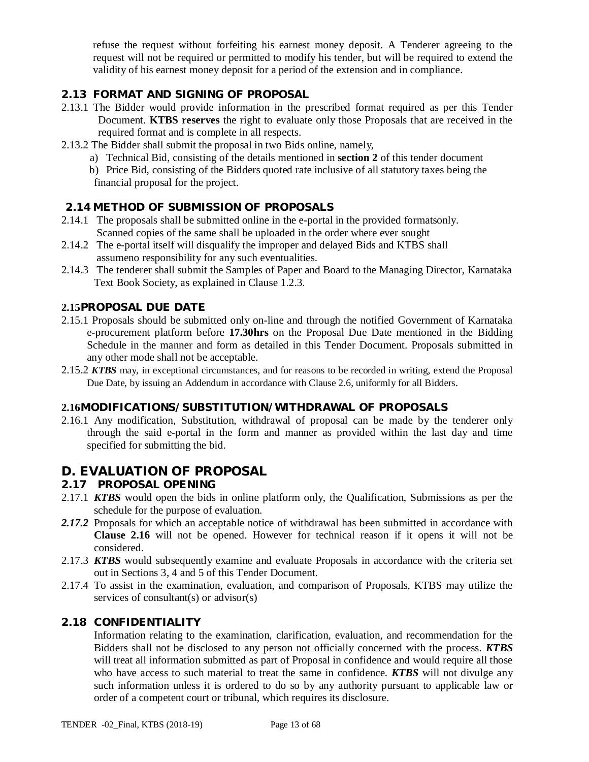refuse the request without forfeiting his earnest money deposit. A Tenderer agreeing to the request will not be required or permitted to modify his tender, but will be required to extend the validity of his earnest money deposit for a period of the extension and in compliance.

### 2.13 FORMAT AND SIGNING OF PROPOSAL

2.13.1 The Bidder would provide information in the prescribed format required as per this Tender Document. **KTBS reserves** the right to evaluate only those Proposals that are received in the required format and is complete in all respects.

2.13.2 The Bidder shall submit the proposal in two Bids online, namely,

a) Technical Bid, consisting of the details mentioned in **section 2** of this tender document

b) Price Bid, consisting of the Bidders quoted rate inclusive of all statutory taxes being the financial proposal for the project.

### 2.14 METHOD OF SUBMISSION OF PROPOSALS

2.14.1 The proposals shall be submitted online in the e-portal in the provided formatsonly. Scanned copies of the same shall be uploaded in the order where ever sought

2.14.2 The e-portal itself will disqualify the improper and delayed Bids and KTBS shall assumeno responsibility for any such eventualities.

2.14.3 The tenderer shall submit the Samples of Paper and Board to the Managing Director, Karnataka Text Book Society, as explained in Clause 1.2.3.

### 2.15 PROPOSAL DUE DATE

2.15.1 Proposals should be submitted only on-line and through the notified Government of Karnataka e-procurement platform before **17.30hrs** on the Proposal Due Date mentioned in the Bidding Schedule in the manner and form as detailed in this Tender Document. Proposals submitted in any other mode shall not be acceptable.

2.15.2 ***KTBS*** may, in exceptional circumstances, and for reasons to be recorded in writing, extend the Proposal Due Date, by issuing an Addendum in accordance with Clause 2.6, uniformly for all Bidders.

### 2.16 MODIFICATIONS/SUBSTITUTION/WITHDRAWAL OF PROPOSALS

2.16.1 Any modification, Substitution, withdrawal of proposal can be made by the tenderer only through the said e-portal in the form and manner as provided within the last day and time specified for submitting the bid.

## D. EVALUATION OF PROPOSAL

### 2.17 PROPOSAL OPENING

2.17.1 ***KTBS*** would open the bids in online platform only, the Qualification, Submissions as per the schedule for the purpose of evaluation.

***2.17.2*** Proposals for which an acceptable notice of withdrawal has been submitted in accordance with **Clause 2.16** will not be opened. However for technical reason if it opens it will not be considered.

2.17.3 ***KTBS*** would subsequently examine and evaluate Proposals in accordance with the criteria set out in Sections 3, 4 and 5 of this Tender Document.

2.17.4 To assist in the examination, evaluation, and comparison of Proposals, KTBS may utilize the services of consultant(s) or advisor(s)

### 2.18 CONFIDENTIALITY

Information relating to the examination, clarification, evaluation, and recommendation for the Bidders shall not be disclosed to any person not officially concerned with the process. ***KTBS*** will treat all information submitted as part of Proposal in confidence and would require all those who have access to such material to treat the same in confidence. ***KTBS*** will not divulge any such information unless it is ordered to do so by any authority pursuant to applicable law or order of a competent court or tribunal, which requires its disclosure.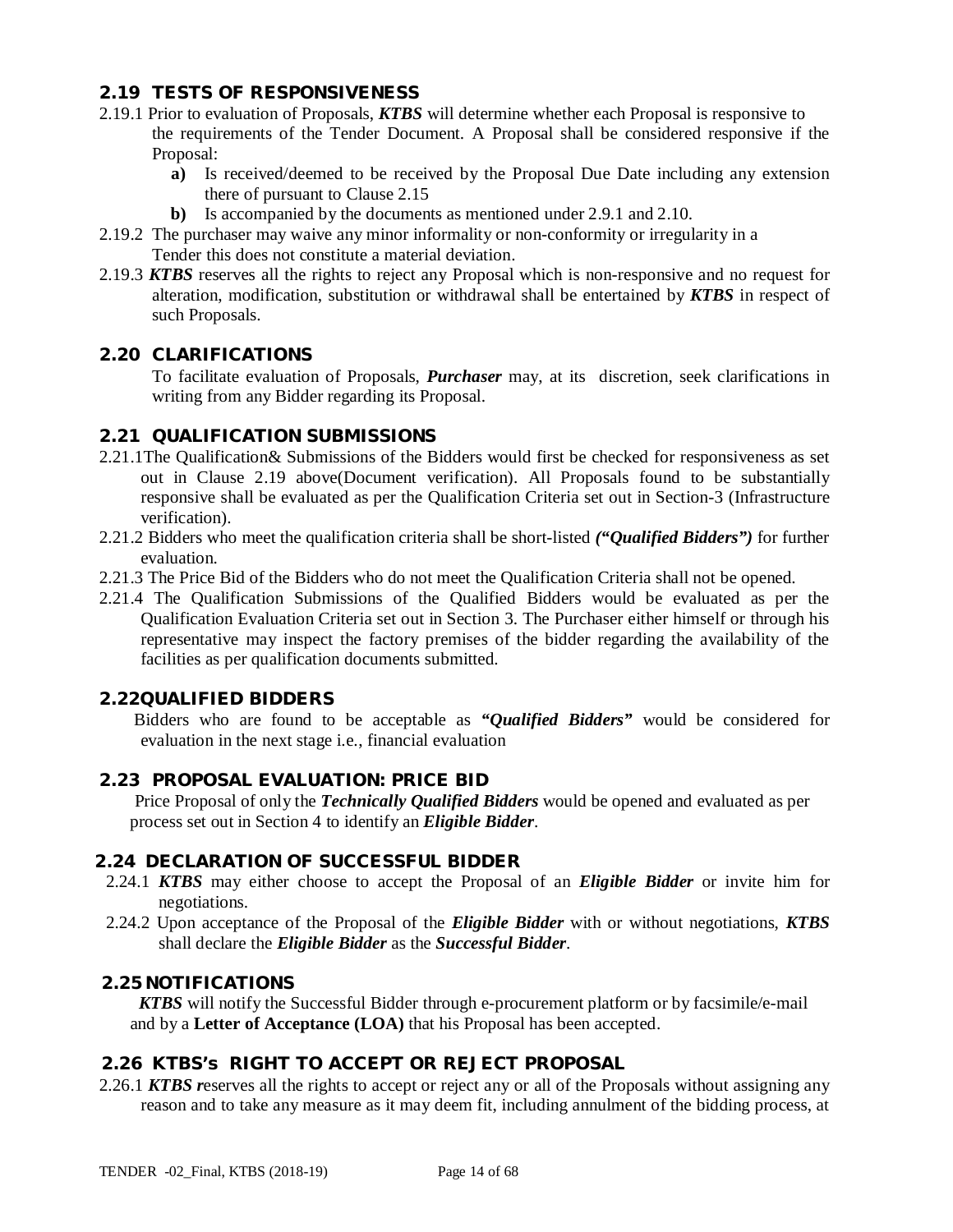## 2.19 TESTS OF RESPONSIVENESS

2.19.1 Prior to evaluation of Proposals, ***KTBS*** will determine whether each Proposal is responsive to the requirements of the Tender Document. A Proposal shall be considered responsive if the Proposal:

- **a)** Is received/deemed to be received by the Proposal Due Date including any extension there of pursuant to Clause 2.15
- **b)** Is accompanied by the documents as mentioned under 2.9.1 and 2.10.

2.19.2 The purchaser may waive any minor informality or non-conformity or irregularity in a Tender this does not constitute a material deviation.

2.19.3 ***KTBS*** reserves all the rights to reject any Proposal which is non-responsive and no request for alteration, modification, substitution or withdrawal shall be entertained by ***KTBS*** in respect of such Proposals.

## 2.20 CLARIFICATIONS

To facilitate evaluation of Proposals, ***Purchaser*** may, at its discretion, seek clarifications in writing from any Bidder regarding its Proposal.

## 2.21 QUALIFICATION SUBMISSIONS

2.21.1The Qualification& Submissions of the Bidders would first be checked for responsiveness as set out in Clause 2.19 above(Document verification). All Proposals found to be substantially responsive shall be evaluated as per the Qualification Criteria set out in Section-3 (Infrastructure verification).

2.21.2 Bidders who meet the qualification criteria shall be short-listed ***("Qualified Bidders")*** for further evaluation.

2.21.3 The Price Bid of the Bidders who do not meet the Qualification Criteria shall not be opened.

2.21.4 The Qualification Submissions of the Qualified Bidders would be evaluated as per the Qualification Evaluation Criteria set out in Section 3. The Purchaser either himself or through his representative may inspect the factory premises of the bidder regarding the availability of the facilities as per qualification documents submitted.

## 2.22QUALIFIED BIDDERS

Bidders who are found to be acceptable as ***"Qualified Bidders"*** would be considered for evaluation in the next stage i.e., financial evaluation

## 2.23 PROPOSAL EVALUATION: PRICE BID

Price Proposal of only the ***Technically Qualified Bidders*** would be opened and evaluated as per process set out in Section 4 to identify an ***Eligible Bidder***.

## 2.24 DECLARATION OF SUCCESSFUL BIDDER

2.24.1 ***KTBS*** may either choose to accept the Proposal of an ***Eligible Bidder*** or invite him for negotiations.

2.24.2 Upon acceptance of the Proposal of the ***Eligible Bidder*** with or without negotiations, ***KTBS*** shall declare the ***Eligible Bidder*** as the ***Successful Bidder***.

## 2.25 NOTIFICATIONS

***KTBS*** will notify the Successful Bidder through e-procurement platform or by facsimile/e-mail and by a **Letter of Acceptance (LOA)** that his Proposal has been accepted.

## 2.26 KTBS's RIGHT TO ACCEPT OR REJECT PROPOSAL

2.26.1 ***KTBS r***eserves all the rights to accept or reject any or all of the Proposals without assigning any reason and to take any measure as it may deem fit, including annulment of the bidding process, at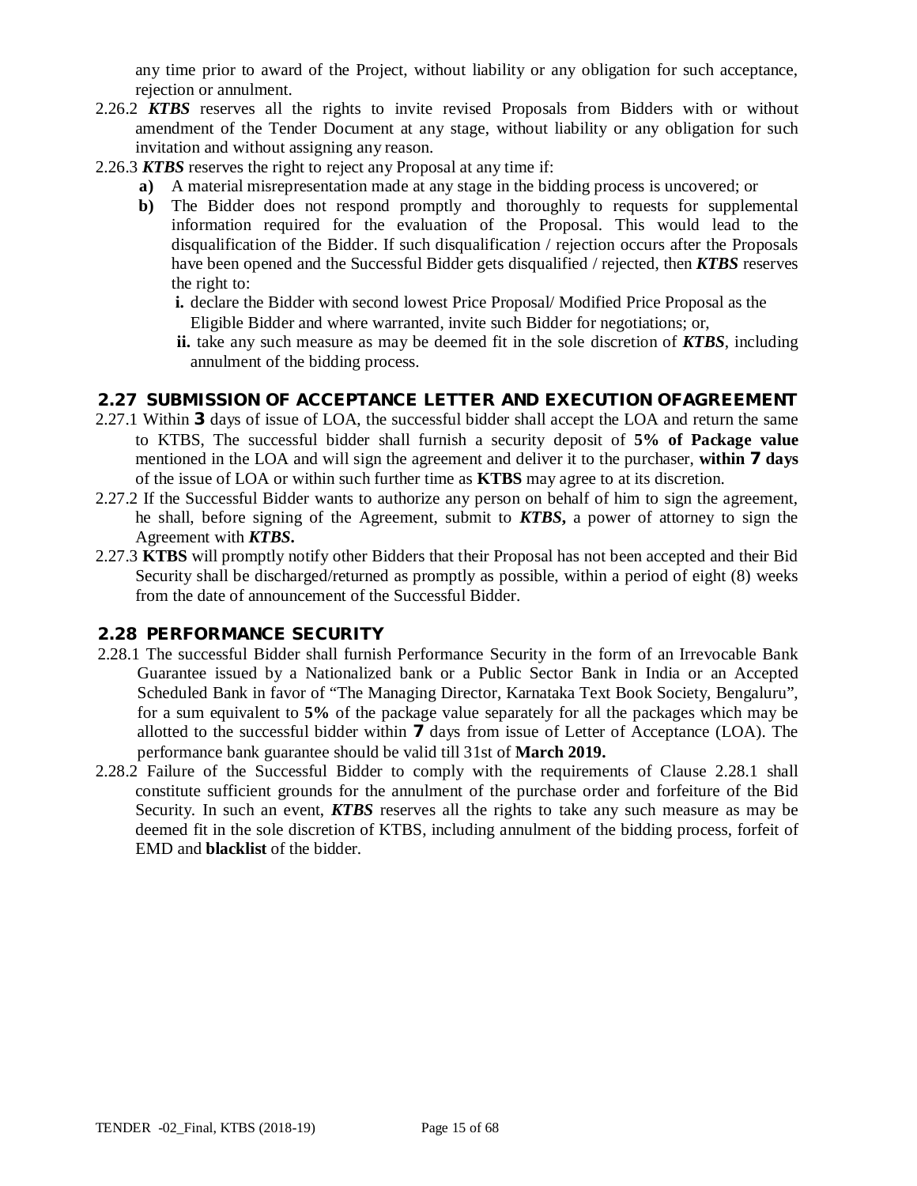any time prior to award of the Project, without liability or any obligation for such acceptance, rejection or annulment.

2.26.2 ***KTBS*** reserves all the rights to invite revised Proposals from Bidders with or without amendment of the Tender Document at any stage, without liability or any obligation for such invitation and without assigning any reason.

2.26.3 ***KTBS*** reserves the right to reject any Proposal at any time if:

- **a)** A material misrepresentation made at any stage in the bidding process is uncovered; or
- **b)** The Bidder does not respond promptly and thoroughly to requests for supplemental information required for the evaluation of the Proposal. This would lead to the disqualification of the Bidder. If such disqualification / rejection occurs after the Proposals have been opened and the Successful Bidder gets disqualified / rejected, then ***KTBS*** reserves the right to:
  - **i.** declare the Bidder with second lowest Price Proposal/ Modified Price Proposal as the Eligible Bidder and where warranted, invite such Bidder for negotiations; or,
  - **ii.** take any such measure as may be deemed fit in the sole discretion of ***KTBS***, including annulment of the bidding process.

## 2.27 SUBMISSION OF ACCEPTANCE LETTER AND EXECUTION OFAGREEMENT

2.27.1 Within **3** days of issue of LOA, the successful bidder shall accept the LOA and return the same to KTBS, The successful bidder shall furnish a security deposit of **5% of Package value** mentioned in the LOA and will sign the agreement and deliver it to the purchaser, **within 7 days** of the issue of LOA or within such further time as **KTBS** may agree to at its discretion.

2.27.2 If the Successful Bidder wants to authorize any person on behalf of him to sign the agreement, he shall, before signing of the Agreement, submit to ***KTBS*****,** a power of attorney to sign the Agreement with ***KTBS*****.**

2.27.3 **KTBS** will promptly notify other Bidders that their Proposal has not been accepted and their Bid Security shall be discharged/returned as promptly as possible, within a period of eight (8) weeks from the date of announcement of the Successful Bidder.

## 2.28 PERFORMANCE SECURITY

2.28.1 The successful Bidder shall furnish Performance Security in the form of an Irrevocable Bank Guarantee issued by a Nationalized bank or a Public Sector Bank in India or an Accepted Scheduled Bank in favor of "The Managing Director, Karnataka Text Book Society, Bengaluru", for a sum equivalent to **5%** of the package value separately for all the packages which may be allotted to the successful bidder within **7** days from issue of Letter of Acceptance (LOA). The performance bank guarantee should be valid till 31st of **March 2019.**

2.28.2 Failure of the Successful Bidder to comply with the requirements of Clause 2.28.1 shall constitute sufficient grounds for the annulment of the purchase order and forfeiture of the Bid Security. In such an event, ***KTBS*** reserves all the rights to take any such measure as may be deemed fit in the sole discretion of KTBS, including annulment of the bidding process, forfeit of EMD and **blacklist** of the bidder.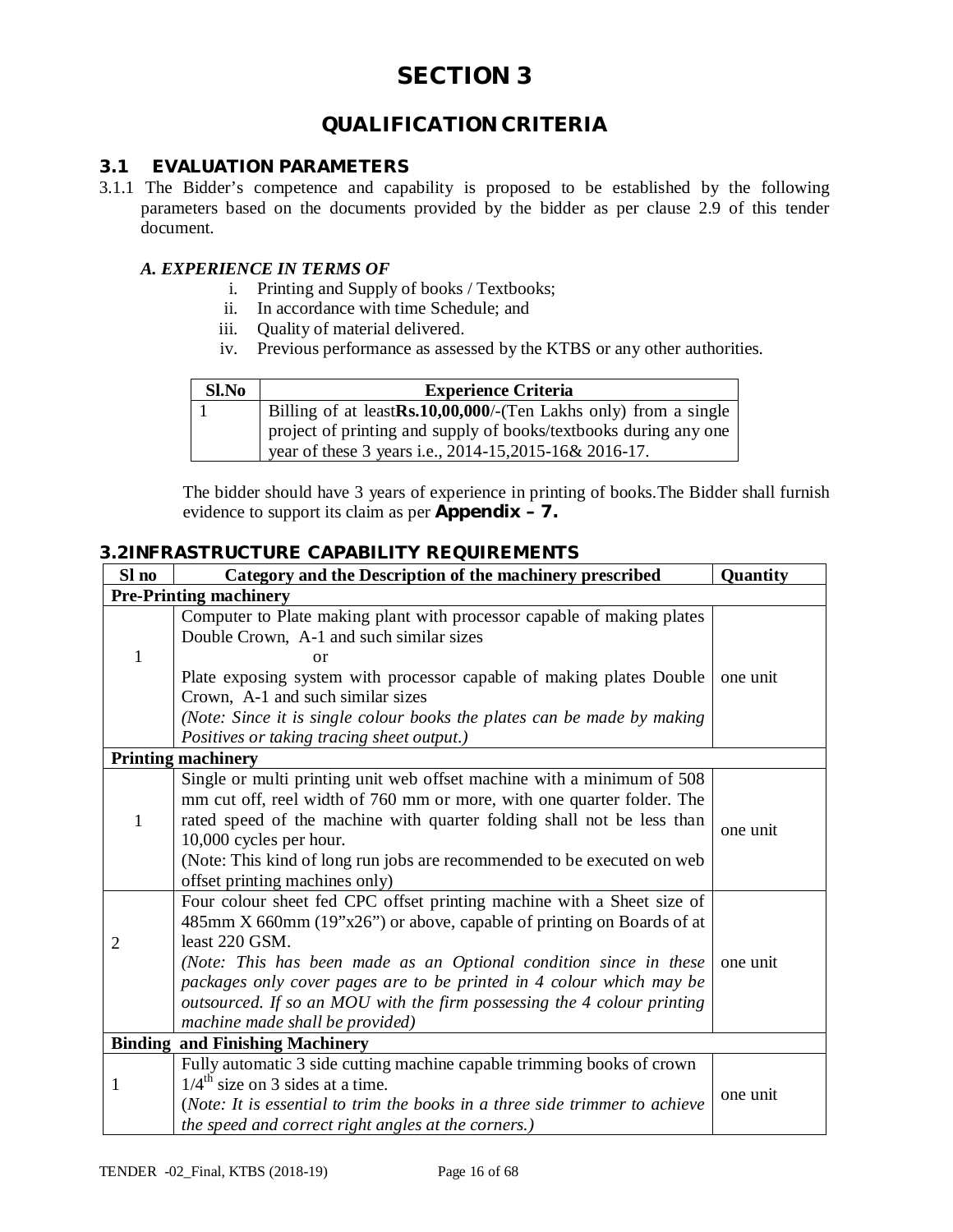# SECTION 3

## QUALIFICATION CRITERIA

### 3.1 EVALUATION PARAMETERS

3.1.1 The Bidder's competence and capability is proposed to be established by the following parameters based on the documents provided by the bidder as per clause 2.9 of this tender document.

***A. EXPERIENCE IN TERMS OF***

i. Printing and Supply of books / Textbooks;
ii. In accordance with time Schedule; and
iii. Quality of material delivered.
iv. Previous performance as assessed by the KTBS or any other authorities.

| Sl.No | Experience Criteria |
|---|---|
| 1 | Billing of at least**Rs.10,00,000**/-(Ten Lakhs only) from a single project of printing and supply of books/textbooks during any one year of these 3 years i.e., 2014-15,2015-16& 2016-17. |

The bidder should have 3 years of experience in printing of books.The Bidder shall furnish evidence to support its claim as per **Appendix – 7.**

### 3.2INFRASTRUCTURE CAPABILITY REQUIREMENTS

| Sl no | Category and the Description of the machinery prescribed | Quantity |
|---|---|---|
| **Pre-Printing machinery** | | |
| 1 | Computer to Plate making plant with processor capable of making plates Double Crown, A-1 and such similar sizes<br>or<br>Plate exposing system with processor capable of making plates Double Crown, A-1 and such similar sizes<br>*(Note: Since it is single colour books the plates can be made by making Positives or taking tracing sheet output.)* | one unit |
| **Printing machinery** | | |
| 1 | Single or multi printing unit web offset machine with a minimum of 508 mm cut off, reel width of 760 mm or more, with one quarter folder. The rated speed of the machine with quarter folding shall not be less than 10,000 cycles per hour.<br>(Note: This kind of long run jobs are recommended to be executed on web offset printing machines only) | one unit |
| 2 | Four colour sheet fed CPC offset printing machine with a Sheet size of 485mm X 660mm (19"x26") or above, capable of printing on Boards of at least 220 GSM.<br>*(Note: This has been made as an Optional condition since in these packages only cover pages are to be printed in 4 colour which may be outsourced. If so an MOU with the firm possessing the 4 colour printing machine made shall be provided)* | one unit |
| **Binding and Finishing Machinery** | | |
| 1 | Fully automatic 3 side cutting machine capable trimming books of crown 1/4th size on 3 sides at a time.<br>(*Note: It is essential to trim the books in a three side trimmer to achieve the speed and correct right angles at the corners.)* | one unit |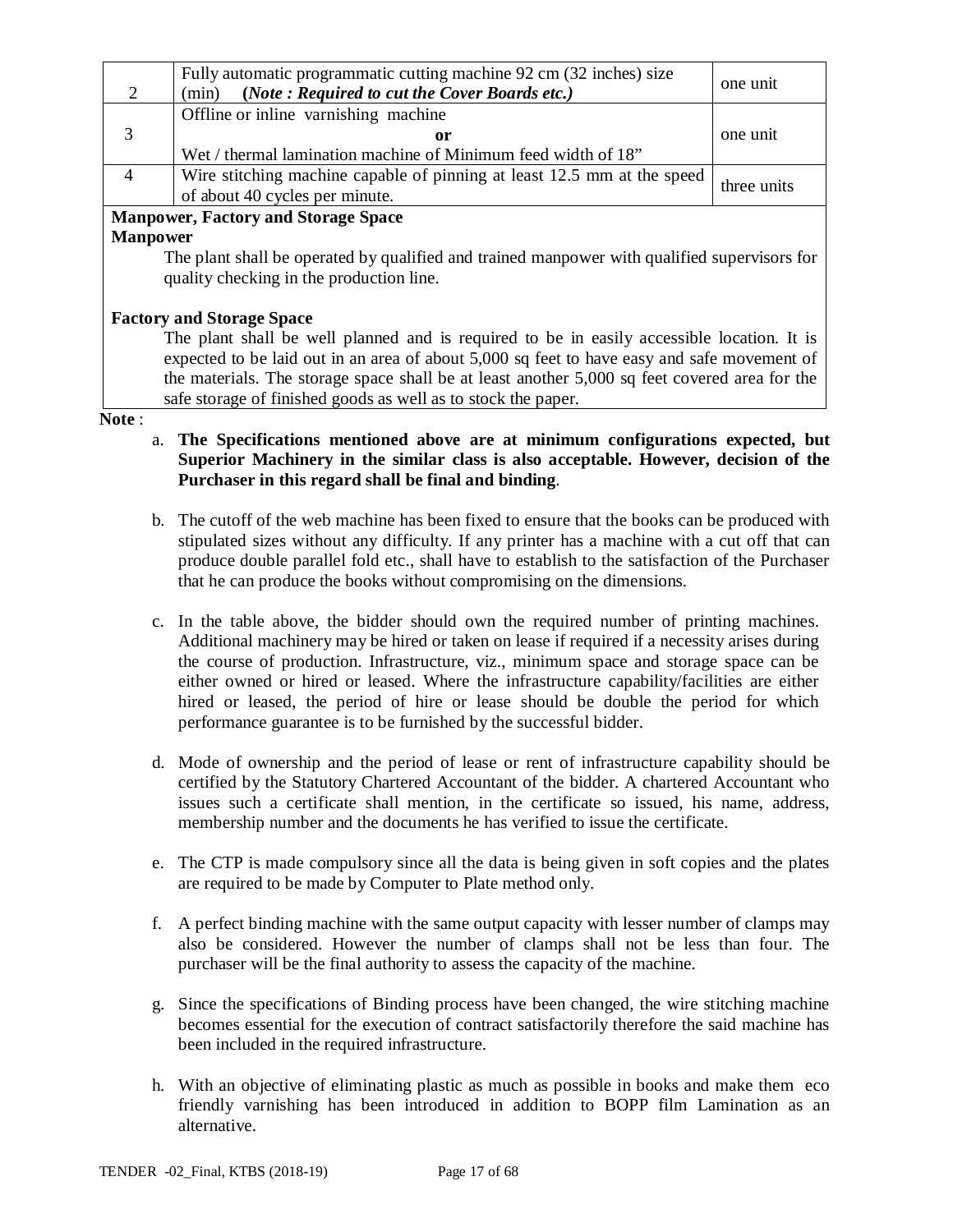| | | |
|---|---|---|
| 2 | Fully automatic programmatic cutting machine 92 cm (32 inches) size (min) ***(Note : Required to cut the Cover Boards etc.)*** | one unit |
| 3 | Offline or inline varnishing machine<br>**or**<br>Wet / thermal lamination machine of Minimum feed width of 18” | one unit |
| 4 | Wire stitching machine capable of pinning at least 12.5 mm at the speed of about 40 cycles per minute. | three units |

**Manpower, Factory and Storage Space**

**Manpower**

The plant shall be operated by qualified and trained manpower with qualified supervisors for quality checking in the production line.

**Factory and Storage Space**

The plant shall be well planned and is required to be in easily accessible location. It is expected to be laid out in an area of about 5,000 sq feet to have easy and safe movement of the materials. The storage space shall be at least another 5,000 sq feet covered area for the safe storage of finished goods as well as to stock the paper.

**Note** :

a. **The Specifications mentioned above are at minimum configurations expected, but Superior Machinery in the similar class is also acceptable. However, decision of the Purchaser in this regard shall be final and binding**.

b. The cutoff of the web machine has been fixed to ensure that the books can be produced with stipulated sizes without any difficulty. If any printer has a machine with a cut off that can produce double parallel fold etc., shall have to establish to the satisfaction of the Purchaser that he can produce the books without compromising on the dimensions.

c. In the table above, the bidder should own the required number of printing machines. Additional machinery may be hired or taken on lease if required if a necessity arises during the course of production. Infrastructure, viz., minimum space and storage space can be either owned or hired or leased. Where the infrastructure capability/facilities are either hired or leased, the period of hire or lease should be double the period for which performance guarantee is to be furnished by the successful bidder.

d. Mode of ownership and the period of lease or rent of infrastructure capability should be certified by the Statutory Chartered Accountant of the bidder. A chartered Accountant who issues such a certificate shall mention, in the certificate so issued, his name, address, membership number and the documents he has verified to issue the certificate.

e. The CTP is made compulsory since all the data is being given in soft copies and the plates are required to be made by Computer to Plate method only.

f. A perfect binding machine with the same output capacity with lesser number of clamps may also be considered. However the number of clamps shall not be less than four. The purchaser will be the final authority to assess the capacity of the machine.

g. Since the specifications of Binding process have been changed, the wire stitching machine becomes essential for the execution of contract satisfactorily therefore the said machine has been included in the required infrastructure.

h. With an objective of eliminating plastic as much as possible in books and make them eco friendly varnishing has been introduced in addition to BOPP film Lamination as an alternative.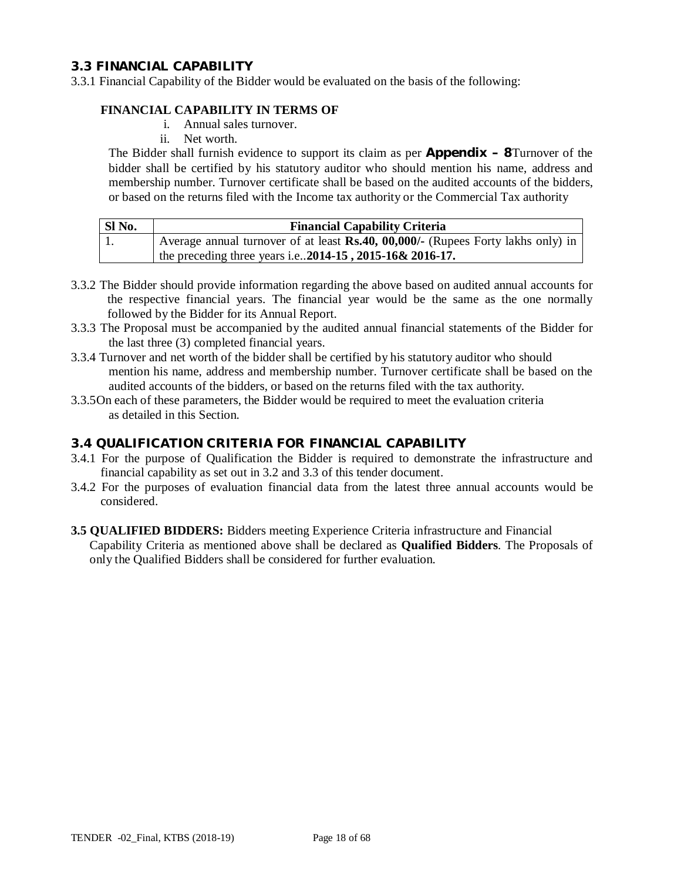### 3.3 FINANCIAL CAPABILITY

3.3.1 Financial Capability of the Bidder would be evaluated on the basis of the following:

**FINANCIAL CAPABILITY IN TERMS OF**

i. Annual sales turnover.
ii. Net worth.

The Bidder shall furnish evidence to support its claim as per **Appendix – 8**Turnover of the bidder shall be certified by his statutory auditor who should mention his name, address and membership number. Turnover certificate shall be based on the audited accounts of the bidders, or based on the returns filed with the Income tax authority or the Commercial Tax authority

| Sl No. | Financial Capability Criteria |
|---|---|
| 1. | Average annual turnover of at least **Rs.40, 00,000/-** (Rupees Forty lakhs only) in the preceding three years i.e..**2014-15 , 2015-16& 2016-17.** |

3.3.2 The Bidder should provide information regarding the above based on audited annual accounts for the respective financial years. The financial year would be the same as the one normally followed by the Bidder for its Annual Report.

3.3.3 The Proposal must be accompanied by the audited annual financial statements of the Bidder for the last three (3) completed financial years.

3.3.4 Turnover and net worth of the bidder shall be certified by his statutory auditor who should mention his name, address and membership number. Turnover certificate shall be based on the audited accounts of the bidders, or based on the returns filed with the tax authority.

3.3.5On each of these parameters, the Bidder would be required to meet the evaluation criteria as detailed in this Section.

### 3.4 QUALIFICATION CRITERIA FOR FINANCIAL CAPABILITY

3.4.1 For the purpose of Qualification the Bidder is required to demonstrate the infrastructure and financial capability as set out in 3.2 and 3.3 of this tender document.

3.4.2 For the purposes of evaluation financial data from the latest three annual accounts would be considered.

**3.5 QUALIFIED BIDDERS:** Bidders meeting Experience Criteria infrastructure and Financial Capability Criteria as mentioned above shall be declared as **Qualified Bidders**. The Proposals of only the Qualified Bidders shall be considered for further evaluation.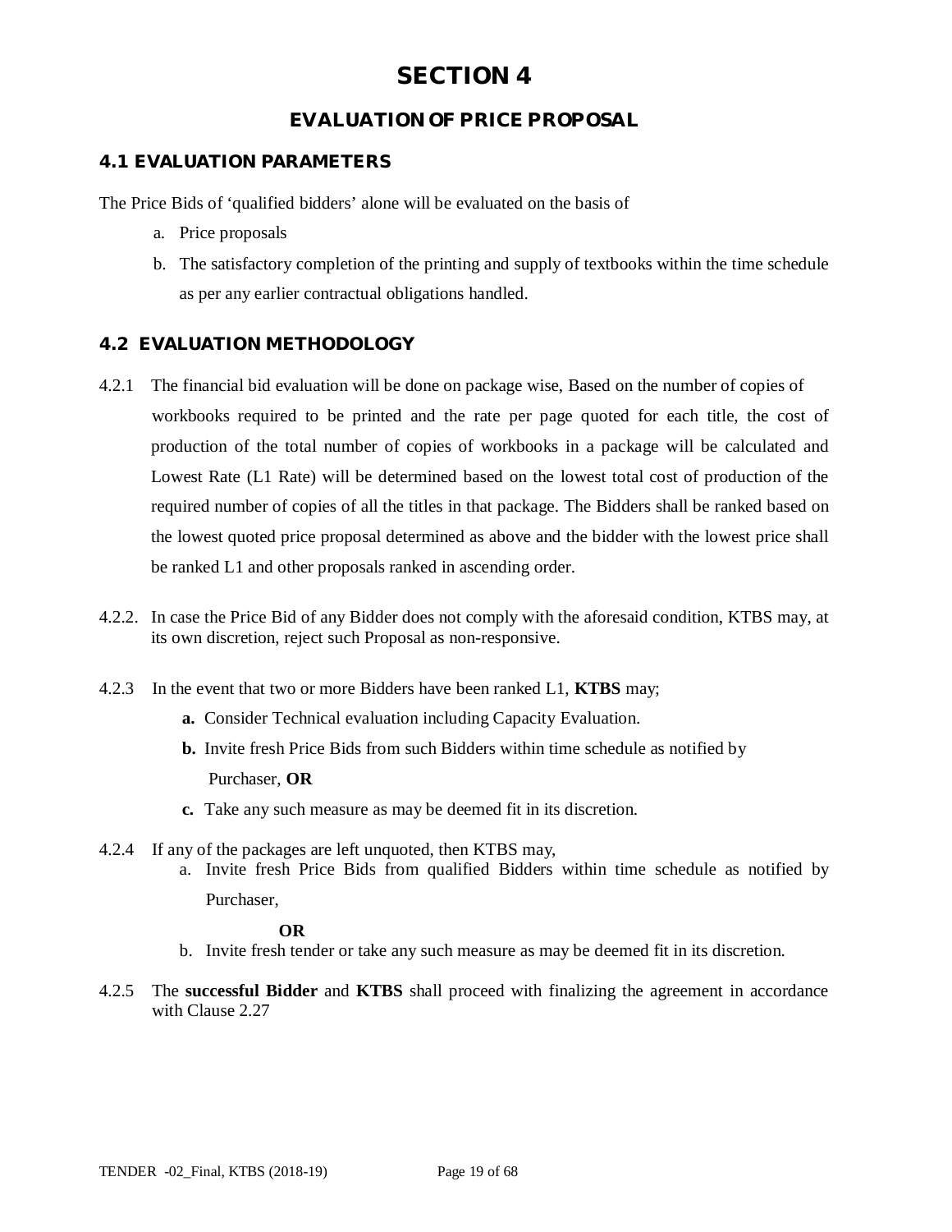# SECTION 4

## EVALUATION OF PRICE PROPOSAL

### 4.1 EVALUATION PARAMETERS

The Price Bids of 'qualified bidders' alone will be evaluated on the basis of

a. Price proposals
b. The satisfactory completion of the printing and supply of textbooks within the time schedule as per any earlier contractual obligations handled.

### 4.2 EVALUATION METHODOLOGY

4.2.1 The financial bid evaluation will be done on package wise, Based on the number of copies of workbooks required to be printed and the rate per page quoted for each title, the cost of production of the total number of copies of workbooks in a package will be calculated and Lowest Rate (L1 Rate) will be determined based on the lowest total cost of production of the required number of copies of all the titles in that package. The Bidders shall be ranked based on the lowest quoted price proposal determined as above and the bidder with the lowest price shall be ranked L1 and other proposals ranked in ascending order.

4.2.2. In case the Price Bid of any Bidder does not comply with the aforesaid condition, KTBS may, at its own discretion, reject such Proposal as non-responsive.

4.2.3 In the event that two or more Bidders have been ranked L1, **KTBS** may;

**a.** Consider Technical evaluation including Capacity Evaluation.
**b.** Invite fresh Price Bids from such Bidders within time schedule as notified by Purchaser, **OR**
**c.** Take any such measure as may be deemed fit in its discretion.

4.2.4 If any of the packages are left unquoted, then KTBS may,

a. Invite fresh Price Bids from qualified Bidders within time schedule as notified by Purchaser,

**OR**

b. Invite fresh tender or take any such measure as may be deemed fit in its discretion.

4.2.5 The **successful Bidder** and **KTBS** shall proceed with finalizing the agreement in accordance with Clause 2.27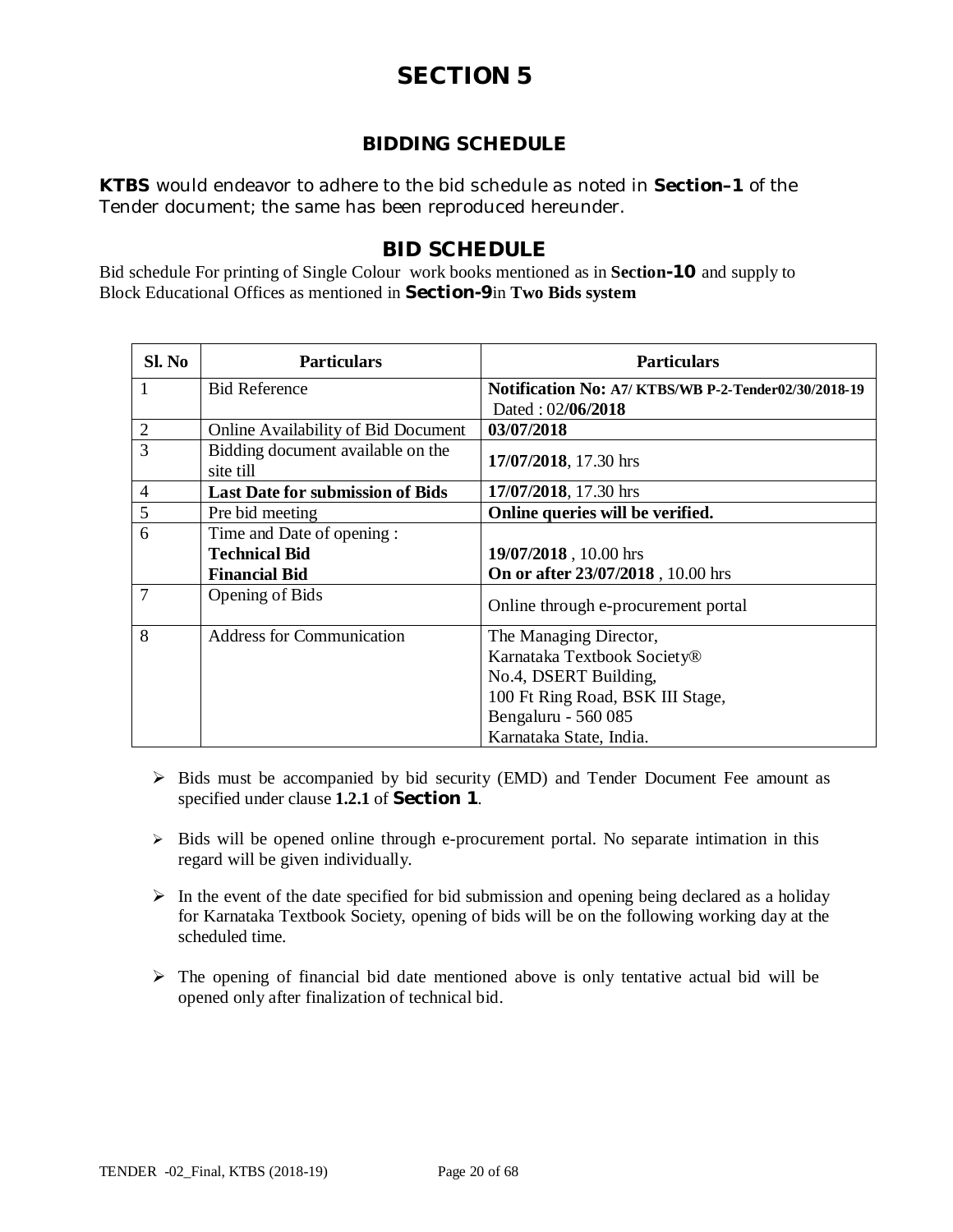# SECTION 5

## BIDDING SCHEDULE

**KTBS** would endeavor to adhere to the bid schedule as noted in **Section–1** of the Tender document; the same has been reproduced hereunder.

## BID SCHEDULE

Bid schedule For printing of Single Colour work books mentioned as in **Section-10** and supply to Block Educational Offices as mentioned in **Section-9**in **Two Bids system**

| Sl. No | Particulars | Particulars |
|---|---|---|
| 1 | Bid Reference | **Notification No: A7/ KTBS/WB P-2-Tender02/30/2018-19** Dated : 02/**06/2018** |
| 2 | Online Availability of Bid Document | **03/07/2018** |
| 3 | Bidding document available on the site till | **17/07/2018**, 17.30 hrs |
| 4 | **Last Date for submission of Bids** | **17/07/2018**, 17.30 hrs |
| 5 | Pre bid meeting | **Online queries will be verified.** |
| 6 | Time and Date of opening :<br>**Technical Bid**<br>**Financial Bid** | <br>**19/07/2018** , 10.00 hrs<br>**On or after 23/07/2018** , 10.00 hrs |
| 7 | Opening of Bids | Online through e-procurement portal |
| 8 | Address for Communication | The Managing Director,<br>Karnataka Textbook Society®<br>No.4, DSERT Building,<br>100 Ft Ring Road, BSK III Stage,<br>Bengaluru - 560 085<br>Karnataka State, India. |

- Bids must be accompanied by bid security (EMD) and Tender Document Fee amount as specified under clause **1.2.1** of **Section 1**.
- Bids will be opened online through e-procurement portal. No separate intimation in this regard will be given individually.
- In the event of the date specified for bid submission and opening being declared as a holiday for Karnataka Textbook Society, opening of bids will be on the following working day at the scheduled time.
- The opening of financial bid date mentioned above is only tentative actual bid will be opened only after finalization of technical bid.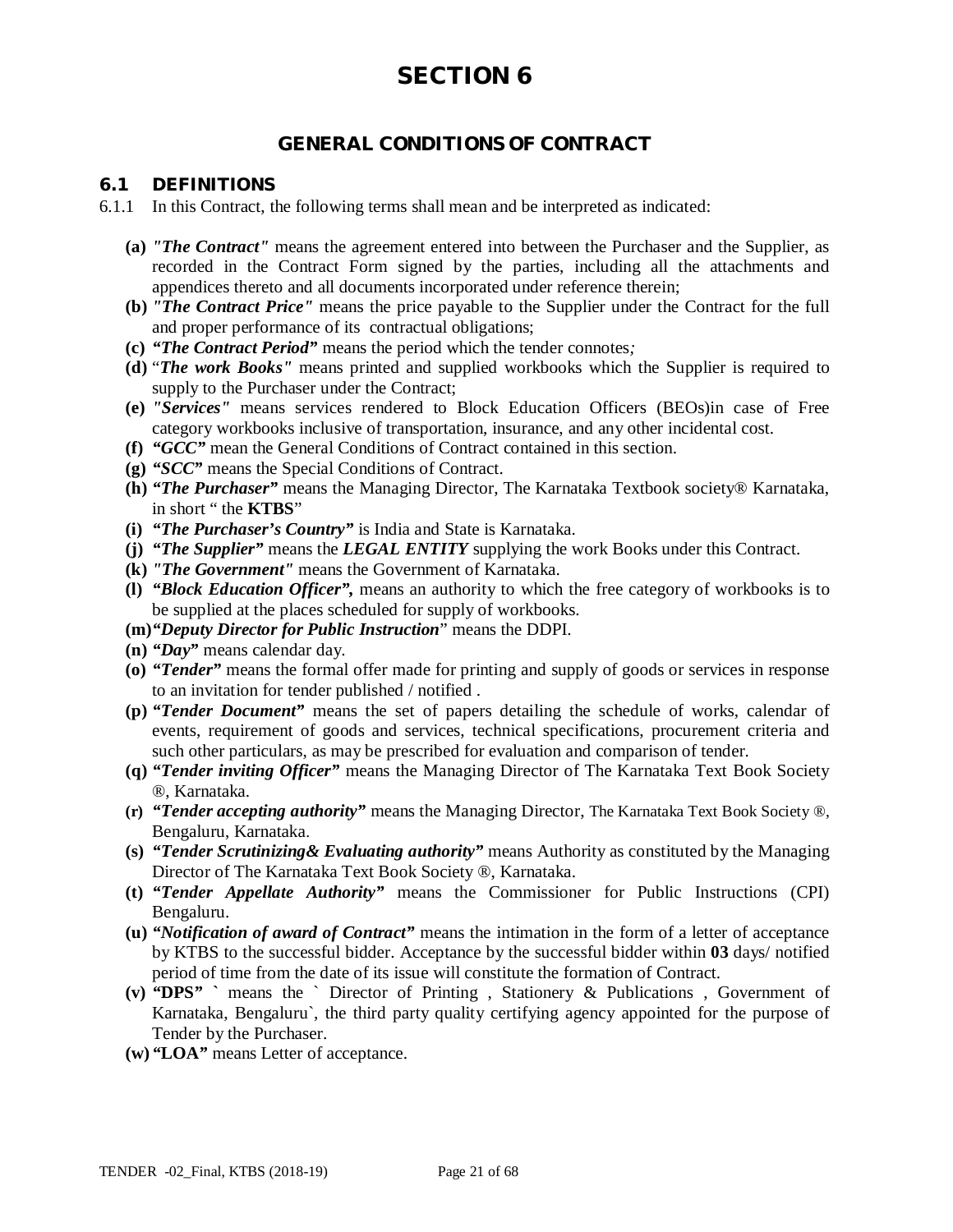# SECTION 6

## GENERAL CONDITIONS OF CONTRACT

### 6.1 DEFINITIONS

6.1.1 In this Contract, the following terms shall mean and be interpreted as indicated:

- **(a)** ***"The Contract"*** means the agreement entered into between the Purchaser and the Supplier, as recorded in the Contract Form signed by the parties, including all the attachments and appendices thereto and all documents incorporated under reference therein;
- **(b)** ***"The Contract Price"*** means the price payable to the Supplier under the Contract for the full and proper performance of its contractual obligations;
- **(c)** ***"The Contract Period"*** means the period which the tender connotes*;*
- **(d)** "***The work Books"*** means printed and supplied workbooks which the Supplier is required to supply to the Purchaser under the Contract;
- **(e)** ***"Services"*** means services rendered to Block Education Officers (BEOs)in case of Free category workbooks inclusive of transportation, insurance, and any other incidental cost.
- **(f)** ***"GCC"*** mean the General Conditions of Contract contained in this section.
- **(g)** ***"SCC"*** means the Special Conditions of Contract.
- **(h)** ***"The Purchaser"*** means the Managing Director, The Karnataka Textbook society® Karnataka, in short " the **KTBS**"
- **(i)** ***"The Purchaser's Country"*** is India and State is Karnataka.
- **(j)** ***"The Supplier"*** means the ***LEGAL ENTITY*** supplying the work Books under this Contract.
- **(k)** ***"The Government"*** means the Government of Karnataka.
- **(l)** ***"Block Education Officer",*** means an authority to which the free category of workbooks is to be supplied at the places scheduled for supply of workbooks.
- **(m)** ***"Deputy Director for Public Instruction***" means the DDPI.
- **(n)** ***"Day"*** means calendar day.
- **(o)** ***"Tender"*** means the formal offer made for printing and supply of goods or services in response to an invitation for tender published / notified .
- **(p)** ***"Tender Document"*** means the set of papers detailing the schedule of works, calendar of events, requirement of goods and services, technical specifications, procurement criteria and such other particulars, as may be prescribed for evaluation and comparison of tender.
- **(q)** ***"Tender inviting Officer"*** means the Managing Director of The Karnataka Text Book Society ®, Karnataka.
- **(r)** ***"Tender accepting authority"*** means the Managing Director, The Karnataka Text Book Society ®, Bengaluru, Karnataka.
- **(s)** ***"Tender Scrutinizing& Evaluating authority"*** means Authority as constituted by the Managing Director of The Karnataka Text Book Society ®, Karnataka.
- **(t)** ***"Tender Appellate Authority"*** means the Commissioner for Public Instructions (CPI) Bengaluru.
- **(u)** ***"Notification of award of Contract"*** means the intimation in the form of a letter of acceptance by KTBS to the successful bidder. Acceptance by the successful bidder within **03** days/ notified period of time from the date of its issue will constitute the formation of Contract.
- **(v)** **"DPS" `** means the ` Director of Printing , Stationery & Publications , Government of Karnataka, Bengaluru`, the third party quality certifying agency appointed for the purpose of Tender by the Purchaser.
- **(w)** **"LOA"** means Letter of acceptance.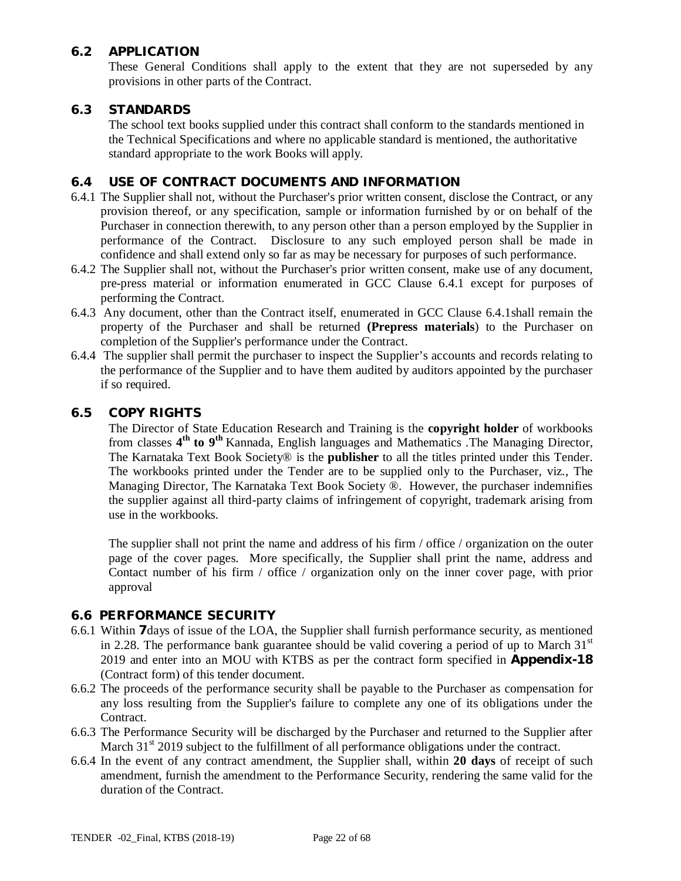## 6.2 APPLICATION

These General Conditions shall apply to the extent that they are not superseded by any provisions in other parts of the Contract.

## 6.3 STANDARDS

The school text books supplied under this contract shall conform to the standards mentioned in the Technical Specifications and where no applicable standard is mentioned, the authoritative standard appropriate to the work Books will apply.

## 6.4 USE OF CONTRACT DOCUMENTS AND INFORMATION

6.4.1 The Supplier shall not, without the Purchaser's prior written consent, disclose the Contract, or any provision thereof, or any specification, sample or information furnished by or on behalf of the Purchaser in connection therewith, to any person other than a person employed by the Supplier in performance of the Contract. Disclosure to any such employed person shall be made in confidence and shall extend only so far as may be necessary for purposes of such performance.

6.4.2 The Supplier shall not, without the Purchaser's prior written consent, make use of any document, pre-press material or information enumerated in GCC Clause 6.4.1 except for purposes of performing the Contract.

6.4.3 Any document, other than the Contract itself, enumerated in GCC Clause 6.4.1shall remain the property of the Purchaser and shall be returned **(Prepress materials**) to the Purchaser on completion of the Supplier's performance under the Contract.

6.4.4 The supplier shall permit the purchaser to inspect the Supplier's accounts and records relating to the performance of the Supplier and to have them audited by auditors appointed by the purchaser if so required.

## 6.5 COPY RIGHTS

The Director of State Education Research and Training is the **copyright holder** of workbooks from classes **4th to 9th** Kannada, English languages and Mathematics .The Managing Director, The Karnataka Text Book Society® is the **publisher** to all the titles printed under this Tender. The workbooks printed under the Tender are to be supplied only to the Purchaser, viz., The Managing Director, The Karnataka Text Book Society ®. However, the purchaser indemnifies the supplier against all third-party claims of infringement of copyright, trademark arising from use in the workbooks.

The supplier shall not print the name and address of his firm / office / organization on the outer page of the cover pages. More specifically, the Supplier shall print the name, address and Contact number of his firm / office / organization only on the inner cover page, with prior approval

## 6.6 PERFORMANCE SECURITY

6.6.1 Within **7**days of issue of the LOA, the Supplier shall furnish performance security, as mentioned in 2.28. The performance bank guarantee should be valid covering a period of up to March 31st 2019 and enter into an MOU with KTBS as per the contract form specified in **Appendix-18** (Contract form) of this tender document.

6.6.2 The proceeds of the performance security shall be payable to the Purchaser as compensation for any loss resulting from the Supplier's failure to complete any one of its obligations under the Contract.

6.6.3 The Performance Security will be discharged by the Purchaser and returned to the Supplier after March 31st 2019 subject to the fulfillment of all performance obligations under the contract.

6.6.4 In the event of any contract amendment, the Supplier shall, within **20 days** of receipt of such amendment, furnish the amendment to the Performance Security, rendering the same valid for the duration of the Contract.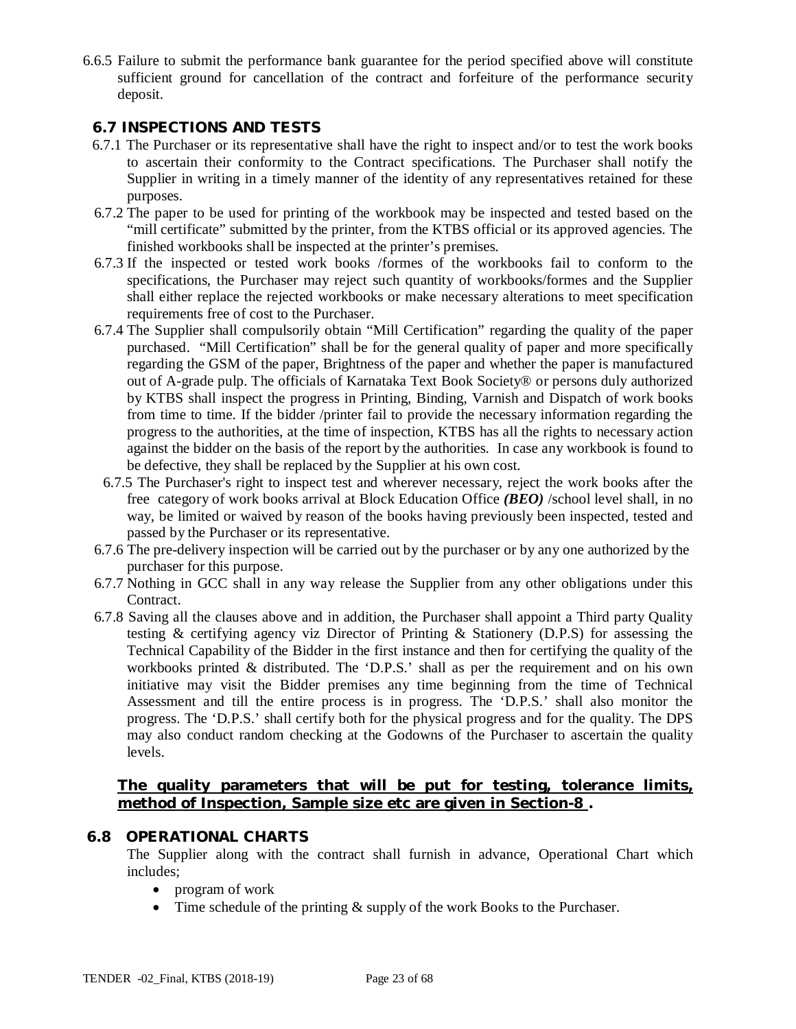6.6.5 Failure to submit the performance bank guarantee for the period specified above will constitute sufficient ground for cancellation of the contract and forfeiture of the performance security deposit.

## 6.7 INSPECTIONS AND TESTS

6.7.1 The Purchaser or its representative shall have the right to inspect and/or to test the work books to ascertain their conformity to the Contract specifications. The Purchaser shall notify the Supplier in writing in a timely manner of the identity of any representatives retained for these purposes.

6.7.2 The paper to be used for printing of the workbook may be inspected and tested based on the "mill certificate" submitted by the printer, from the KTBS official or its approved agencies. The finished workbooks shall be inspected at the printer's premises.

6.7.3 If the inspected or tested work books /formes of the workbooks fail to conform to the specifications, the Purchaser may reject such quantity of workbooks/formes and the Supplier shall either replace the rejected workbooks or make necessary alterations to meet specification requirements free of cost to the Purchaser.

6.7.4 The Supplier shall compulsorily obtain "Mill Certification" regarding the quality of the paper purchased. "Mill Certification" shall be for the general quality of paper and more specifically regarding the GSM of the paper, Brightness of the paper and whether the paper is manufactured out of A-grade pulp. The officials of Karnataka Text Book Society® or persons duly authorized by KTBS shall inspect the progress in Printing, Binding, Varnish and Dispatch of work books from time to time. If the bidder /printer fail to provide the necessary information regarding the progress to the authorities, at the time of inspection, KTBS has all the rights to necessary action against the bidder on the basis of the report by the authorities. In case any workbook is found to be defective, they shall be replaced by the Supplier at his own cost.

6.7.5 The Purchaser's right to inspect test and wherever necessary, reject the work books after the free category of work books arrival at Block Education Office ***(BEO)*** /school level shall, in no way, be limited or waived by reason of the books having previously been inspected, tested and passed by the Purchaser or its representative.

6.7.6 The pre-delivery inspection will be carried out by the purchaser or by any one authorized by the purchaser for this purpose.

6.7.7 Nothing in GCC shall in any way release the Supplier from any other obligations under this Contract.

6.7.8 Saving all the clauses above and in addition, the Purchaser shall appoint a Third party Quality testing & certifying agency viz Director of Printing & Stationery (D.P.S) for assessing the Technical Capability of the Bidder in the first instance and then for certifying the quality of the workbooks printed & distributed. The 'D.P.S.' shall as per the requirement and on his own initiative may visit the Bidder premises any time beginning from the time of Technical Assessment and till the entire process is in progress. The 'D.P.S.' shall also monitor the progress. The 'D.P.S.' shall certify both for the physical progress and for the quality. The DPS may also conduct random checking at the Godowns of the Purchaser to ascertain the quality levels.

<u>**The quality parameters that will be put for testing, tolerance limits, method of Inspection, Sample size etc are given in Section-8 .**</u>

## 6.8 OPERATIONAL CHARTS

The Supplier along with the contract shall furnish in advance, Operational Chart which includes;

- program of work
- Time schedule of the printing & supply of the work Books to the Purchaser.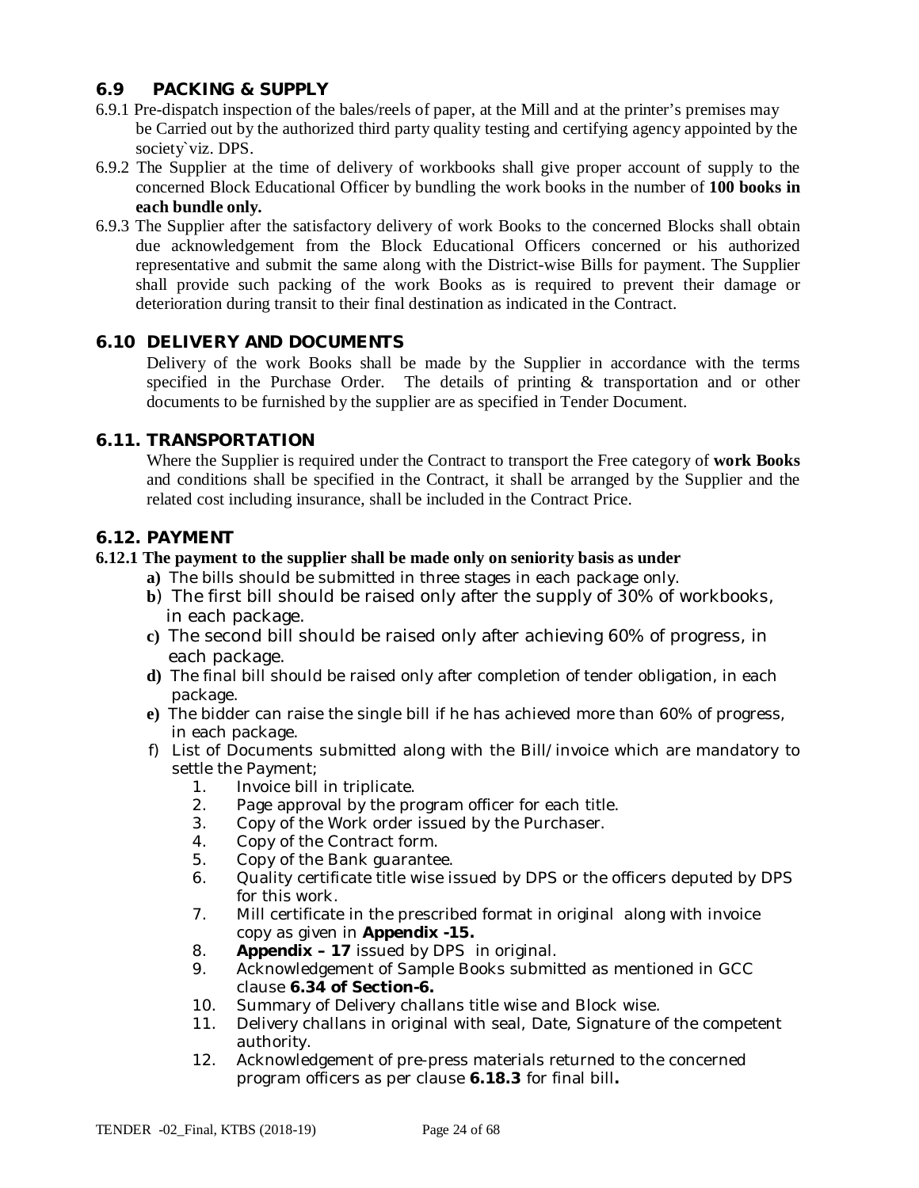## 6.9 PACKING & SUPPLY

6.9.1 Pre-dispatch inspection of the bales/reels of paper, at the Mill and at the printer's premises may be Carried out by the authorized third party quality testing and certifying agency appointed by the society`viz. DPS.

6.9.2 The Supplier at the time of delivery of workbooks shall give proper account of supply to the concerned Block Educational Officer by bundling the work books in the number of **100 books in each bundle only.**

6.9.3 The Supplier after the satisfactory delivery of work Books to the concerned Blocks shall obtain due acknowledgement from the Block Educational Officers concerned or his authorized representative and submit the same along with the District-wise Bills for payment. The Supplier shall provide such packing of the work Books as is required to prevent their damage or deterioration during transit to their final destination as indicated in the Contract.

## 6.10 DELIVERY AND DOCUMENTS

Delivery of the work Books shall be made by the Supplier in accordance with the terms specified in the Purchase Order. The details of printing & transportation and or other documents to be furnished by the supplier are as specified in Tender Document.

## 6.11. TRANSPORTATION

Where the Supplier is required under the Contract to transport the Free category of **work Books** and conditions shall be specified in the Contract, it shall be arranged by the Supplier and the related cost including insurance, shall be included in the Contract Price.

## 6.12. PAYMENT

**6.12.1 The payment to the supplier shall be made only on seniority basis as under**

**a)** The bills should be submitted in three stages in each package only.

**b**) The first bill should be raised only after the supply of 30% of workbooks, in each package.

**c)** The second bill should be raised only after achieving 60% of progress, in each package.

**d)** The final bill should be raised only after completion of tender obligation, in each package.

**e)** The bidder can raise the single bill if he has achieved more than 60% of progress, in each package.

f) List of Documents submitted along with the Bill/invoice which are mandatory to settle the Payment;

1. Invoice bill in triplicate.
2. Page approval by the program officer for each title.
3. Copy of the Work order issued by the Purchaser.
4. Copy of the Contract form.
5. Copy of the Bank guarantee.
6. Quality certificate title wise issued by DPS or the officers deputed by DPS for this work.
7. Mill certificate in the prescribed format in original along with invoice copy as given in **Appendix -15.**
8. **Appendix – 17** issued by DPS in original.
9. Acknowledgement of Sample Books submitted as mentioned in GCC clause **6.34 of Section-6.**
10. Summary of Delivery challans title wise and Block wise.
11. Delivery challans in original with seal, Date, Signature of the competent authority.
12. Acknowledgement of pre-press materials returned to the concerned program officers as per clause **6.18.3** for final bill**.**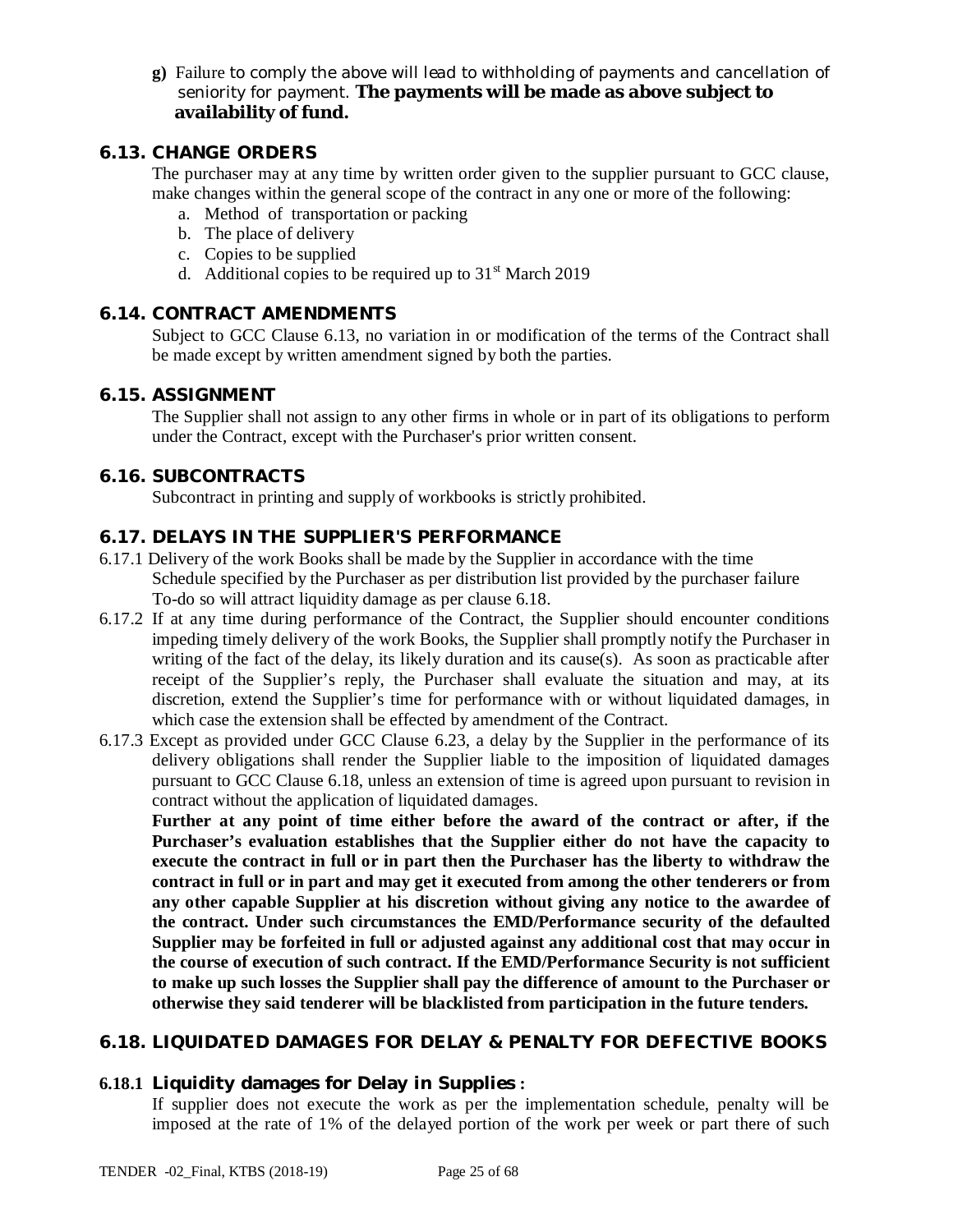**g)** Failure to comply the above will lead to withholding of payments and cancellation of seniority for payment. **The payments will be made as above subject to availability of fund.**

## 6.13. CHANGE ORDERS

The purchaser may at any time by written order given to the supplier pursuant to GCC clause, make changes within the general scope of the contract in any one or more of the following:

a. Method of transportation or packing
b. The place of delivery
c. Copies to be supplied
d. Additional copies to be required up to 31st March 2019

## 6.14. CONTRACT AMENDMENTS

Subject to GCC Clause 6.13, no variation in or modification of the terms of the Contract shall be made except by written amendment signed by both the parties.

## 6.15. ASSIGNMENT

The Supplier shall not assign to any other firms in whole or in part of its obligations to perform under the Contract, except with the Purchaser's prior written consent.

## 6.16. SUBCONTRACTS

Subcontract in printing and supply of workbooks is strictly prohibited.

## 6.17. DELAYS IN THE SUPPLIER'S PERFORMANCE

6.17.1 Delivery of the work Books shall be made by the Supplier in accordance with the time Schedule specified by the Purchaser as per distribution list provided by the purchaser failure To-do so will attract liquidity damage as per clause 6.18.

6.17.2 If at any time during performance of the Contract, the Supplier should encounter conditions impeding timely delivery of the work Books, the Supplier shall promptly notify the Purchaser in writing of the fact of the delay, its likely duration and its cause(s). As soon as practicable after receipt of the Supplier's reply, the Purchaser shall evaluate the situation and may, at its discretion, extend the Supplier's time for performance with or without liquidated damages, in which case the extension shall be effected by amendment of the Contract.

6.17.3 Except as provided under GCC Clause 6.23, a delay by the Supplier in the performance of its delivery obligations shall render the Supplier liable to the imposition of liquidated damages pursuant to GCC Clause 6.18, unless an extension of time is agreed upon pursuant to revision in contract without the application of liquidated damages.

**Further at any point of time either before the award of the contract or after, if the Purchaser's evaluation establishes that the Supplier either do not have the capacity to execute the contract in full or in part then the Purchaser has the liberty to withdraw the contract in full or in part and may get it executed from among the other tenderers or from any other capable Supplier at his discretion without giving any notice to the awardee of the contract. Under such circumstances the EMD/Performance security of the defaulted Supplier may be forfeited in full or adjusted against any additional cost that may occur in the course of execution of such contract. If the EMD/Performance Security is not sufficient to make up such losses the Supplier shall pay the difference of amount to the Purchaser or otherwise they said tenderer will be blacklisted from participation in the future tenders.**

## 6.18. LIQUIDATED DAMAGES FOR DELAY & PENALTY FOR DEFECTIVE BOOKS

### 6.18.1 Liquidity damages for Delay in Supplies :

If supplier does not execute the work as per the implementation schedule, penalty will be imposed at the rate of 1% of the delayed portion of the work per week or part there of such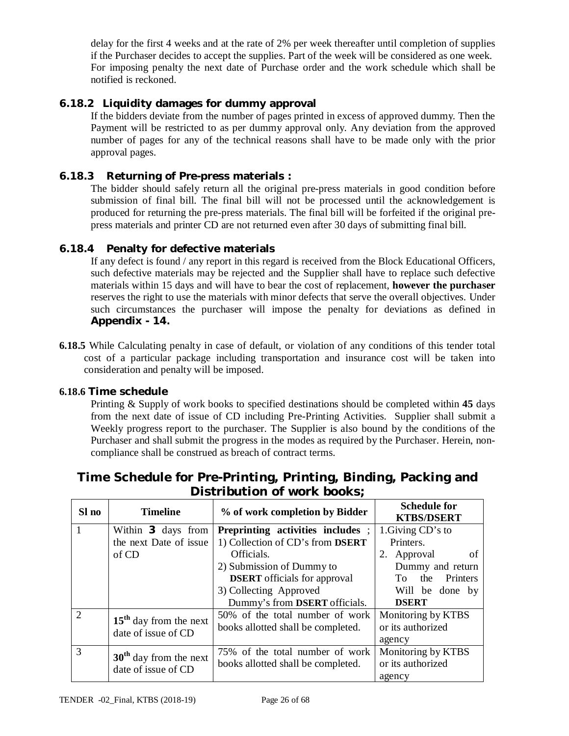delay for the first 4 weeks and at the rate of 2% per week thereafter until completion of supplies if the Purchaser decides to accept the supplies. Part of the week will be considered as one week. For imposing penalty the next date of Purchase order and the work schedule which shall be notified is reckoned.

### 6.18.2 Liquidity damages for dummy approval

If the bidders deviate from the number of pages printed in excess of approved dummy. Then the Payment will be restricted to as per dummy approval only. Any deviation from the approved number of pages for any of the technical reasons shall have to be made only with the prior approval pages.

### 6.18.3 Returning of Pre-press materials :

The bidder should safely return all the original pre-press materials in good condition before submission of final bill. The final bill will not be processed until the acknowledgement is produced for returning the pre-press materials. The final bill will be forfeited if the original pre-press materials and printer CD are not returned even after 30 days of submitting final bill.

### 6.18.4 Penalty for defective materials

If any defect is found / any report in this regard is received from the Block Educational Officers, such defective materials may be rejected and the Supplier shall have to replace such defective materials within 15 days and will have to bear the cost of replacement, **however the purchaser** reserves the right to use the materials with minor defects that serve the overall objectives. Under such circumstances the purchaser will impose the penalty for deviations as defined in **Appendix - 14.**

**6.18.5** While Calculating penalty in case of default, or violation of any conditions of this tender total cost of a particular package including transportation and insurance cost will be taken into consideration and penalty will be imposed.

### 6.18.6 Time schedule

Printing & Supply of work books to specified destinations should be completed within **45** days from the next date of issue of CD including Pre-Printing Activities. Supplier shall submit a Weekly progress report to the purchaser. The Supplier is also bound by the conditions of the Purchaser and shall submit the progress in the modes as required by the Purchaser. Herein, non-compliance shall be construed as breach of contract terms.

## Time Schedule for Pre-Printing, Printing, Binding, Packing and Distribution of work books;

| Sl no | Timeline | % of work completion by Bidder | Schedule for KTBS/DSERT |
|---|---|---|---|
| 1 | Within **3** days from the next Date of issue of CD | **Preprinting activities includes** ;<br>1) Collection of CD's from **DSERT** Officials.<br>2) Submission of Dummy to **DSERT** officials for approval<br>3) Collecting Approved Dummy's from **DSERT** officials. | 1.Giving CD's to Printers.<br>2. Approval of Dummy and return To the Printers Will be done by **DSERT** |
| 2 | **15th** day from the next date of issue of CD | 50% of the total number of work books allotted shall be completed. | Monitoring by KTBS or its authorized agency |
| 3 | **30th** day from the next date of issue of CD | 75% of the total number of work books allotted shall be completed. | Monitoring by KTBS or its authorized agency |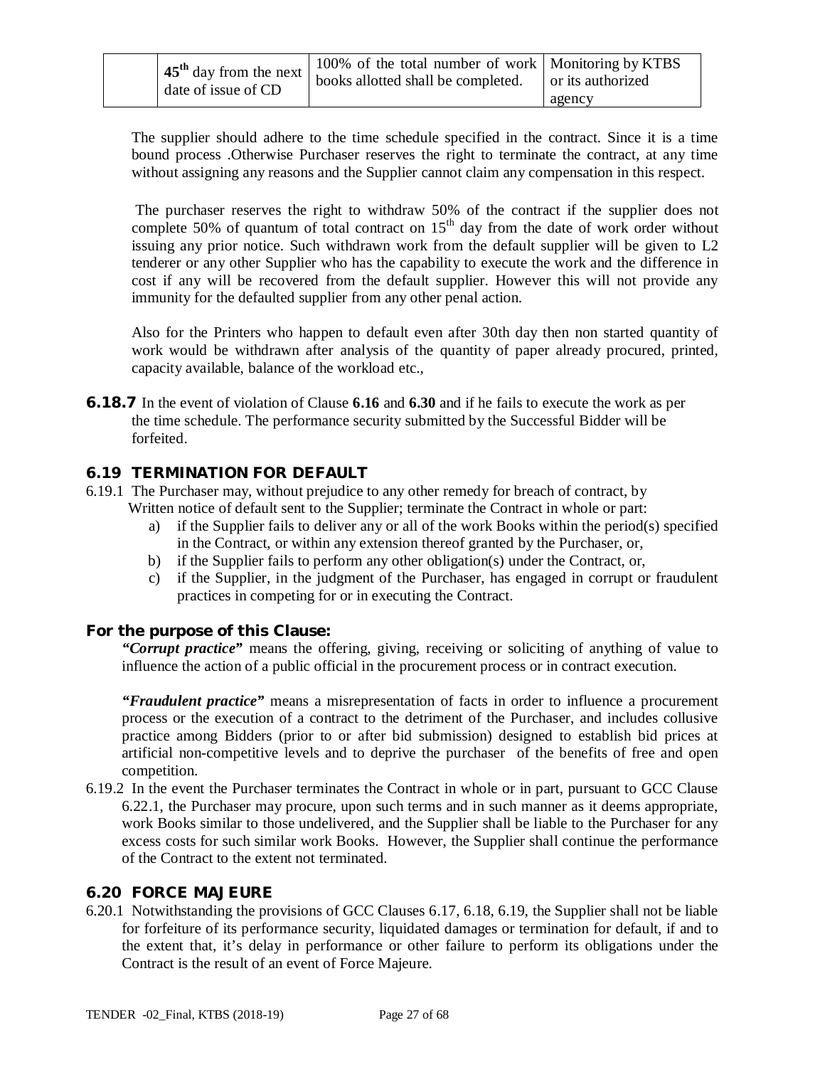| | $45^{th}$ day from the next date of issue of CD | 100% of the total number of work books allotted shall be completed. | Monitoring by KTBS or its authorized agency |
|---|---|---|---|

The supplier should adhere to the time schedule specified in the contract. Since it is a time bound process .Otherwise Purchaser reserves the right to terminate the contract, at any time without assigning any reasons and the Supplier cannot claim any compensation in this respect.

The purchaser reserves the right to withdraw 50% of the contract if the supplier does not complete 50% of quantum of total contract on $15^{th}$ day from the date of work order without issuing any prior notice. Such withdrawn work from the default supplier will be given to L2 tenderer or any other Supplier who has the capability to execute the work and the difference in cost if any will be recovered from the default supplier. However this will not provide any immunity for the defaulted supplier from any other penal action.

Also for the Printers who happen to default even after 30th day then non started quantity of work would be withdrawn after analysis of the quantity of paper already procured, printed, capacity available, balance of the workload etc.,

**6.18.7** In the event of violation of Clause **6.16** and **6.30** and if he fails to execute the work as per the time schedule. The performance security submitted by the Successful Bidder will be forfeited.

## 6.19 TERMINATION FOR DEFAULT

6.19.1 The Purchaser may, without prejudice to any other remedy for breach of contract, by Written notice of default sent to the Supplier; terminate the Contract in whole or part:

a) if the Supplier fails to deliver any or all of the work Books within the period(s) specified in the Contract, or within any extension thereof granted by the Purchaser, or,
b) if the Supplier fails to perform any other obligation(s) under the Contract, or,
c) if the Supplier, in the judgment of the Purchaser, has engaged in corrupt or fraudulent practices in competing for or in executing the Contract.

**For the purpose of this Clause:**

***"Corrupt practice"*** means the offering, giving, receiving or soliciting of anything of value to influence the action of a public official in the procurement process or in contract execution.

***"Fraudulent practice"*** means a misrepresentation of facts in order to influence a procurement process or the execution of a contract to the detriment of the Purchaser, and includes collusive practice among Bidders (prior to or after bid submission) designed to establish bid prices at artificial non-competitive levels and to deprive the purchaser of the benefits of free and open competition.

6.19.2 In the event the Purchaser terminates the Contract in whole or in part, pursuant to GCC Clause 6.22.1, the Purchaser may procure, upon such terms and in such manner as it deems appropriate, work Books similar to those undelivered, and the Supplier shall be liable to the Purchaser for any excess costs for such similar work Books. However, the Supplier shall continue the performance of the Contract to the extent not terminated.

## 6.20 FORCE MAJEURE

6.20.1 Notwithstanding the provisions of GCC Clauses 6.17, 6.18, 6.19, the Supplier shall not be liable for forfeiture of its performance security, liquidated damages or termination for default, if and to the extent that, it's delay in performance or other failure to perform its obligations under the Contract is the result of an event of Force Majeure.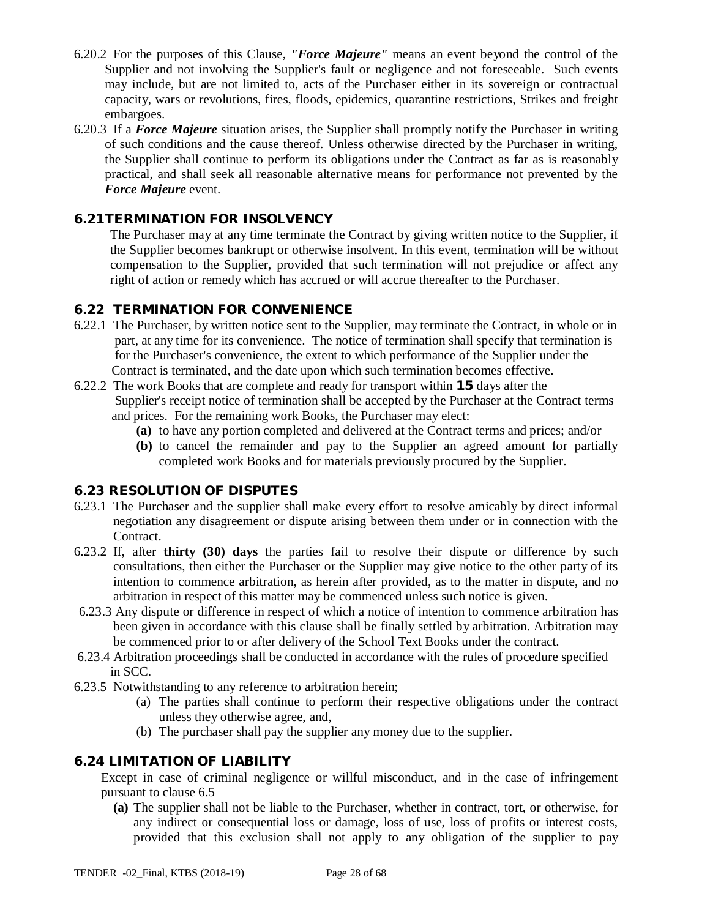6.20.2 For the purposes of this Clause, ***"Force Majeure"*** means an event beyond the control of the Supplier and not involving the Supplier's fault or negligence and not foreseeable. Such events may include, but are not limited to, acts of the Purchaser either in its sovereign or contractual capacity, wars or revolutions, fires, floods, epidemics, quarantine restrictions, Strikes and freight embargoes.

6.20.3 If a ***Force Majeure*** situation arises, the Supplier shall promptly notify the Purchaser in writing of such conditions and the cause thereof. Unless otherwise directed by the Purchaser in writing, the Supplier shall continue to perform its obligations under the Contract as far as is reasonably practical, and shall seek all reasonable alternative means for performance not prevented by the ***Force Majeure*** event.

### 6.21 TERMINATION FOR INSOLVENCY

The Purchaser may at any time terminate the Contract by giving written notice to the Supplier, if the Supplier becomes bankrupt or otherwise insolvent. In this event, termination will be without compensation to the Supplier, provided that such termination will not prejudice or affect any right of action or remedy which has accrued or will accrue thereafter to the Purchaser.

### 6.22 TERMINATION FOR CONVENIENCE

6.22.1 The Purchaser, by written notice sent to the Supplier, may terminate the Contract, in whole or in part, at any time for its convenience. The notice of termination shall specify that termination is for the Purchaser's convenience, the extent to which performance of the Supplier under the Contract is terminated, and the date upon which such termination becomes effective.

6.22.2 The work Books that are complete and ready for transport within **15** days after the Supplier's receipt notice of termination shall be accepted by the Purchaser at the Contract terms and prices. For the remaining work Books, the Purchaser may elect:

- **(a)** to have any portion completed and delivered at the Contract terms and prices; and/or
- **(b)** to cancel the remainder and pay to the Supplier an agreed amount for partially completed work Books and for materials previously procured by the Supplier.

### 6.23 RESOLUTION OF DISPUTES

6.23.1 The Purchaser and the supplier shall make every effort to resolve amicably by direct informal negotiation any disagreement or dispute arising between them under or in connection with the Contract.

6.23.2 If, after **thirty (30) days** the parties fail to resolve their dispute or difference by such consultations, then either the Purchaser or the Supplier may give notice to the other party of its intention to commence arbitration, as herein after provided, as to the matter in dispute, and no arbitration in respect of this matter may be commenced unless such notice is given.

6.23.3 Any dispute or difference in respect of which a notice of intention to commence arbitration has been given in accordance with this clause shall be finally settled by arbitration. Arbitration may be commenced prior to or after delivery of the School Text Books under the contract.

6.23.4 Arbitration proceedings shall be conducted in accordance with the rules of procedure specified in SCC.

6.23.5 Notwithstanding to any reference to arbitration herein;

- (a) The parties shall continue to perform their respective obligations under the contract unless they otherwise agree, and,
- (b) The purchaser shall pay the supplier any money due to the supplier.

### 6.24 LIMITATION OF LIABILITY

Except in case of criminal negligence or willful misconduct, and in the case of infringement pursuant to clause 6.5

- **(a)** The supplier shall not be liable to the Purchaser, whether in contract, tort, or otherwise, for any indirect or consequential loss or damage, loss of use, loss of profits or interest costs, provided that this exclusion shall not apply to any obligation of the supplier to pay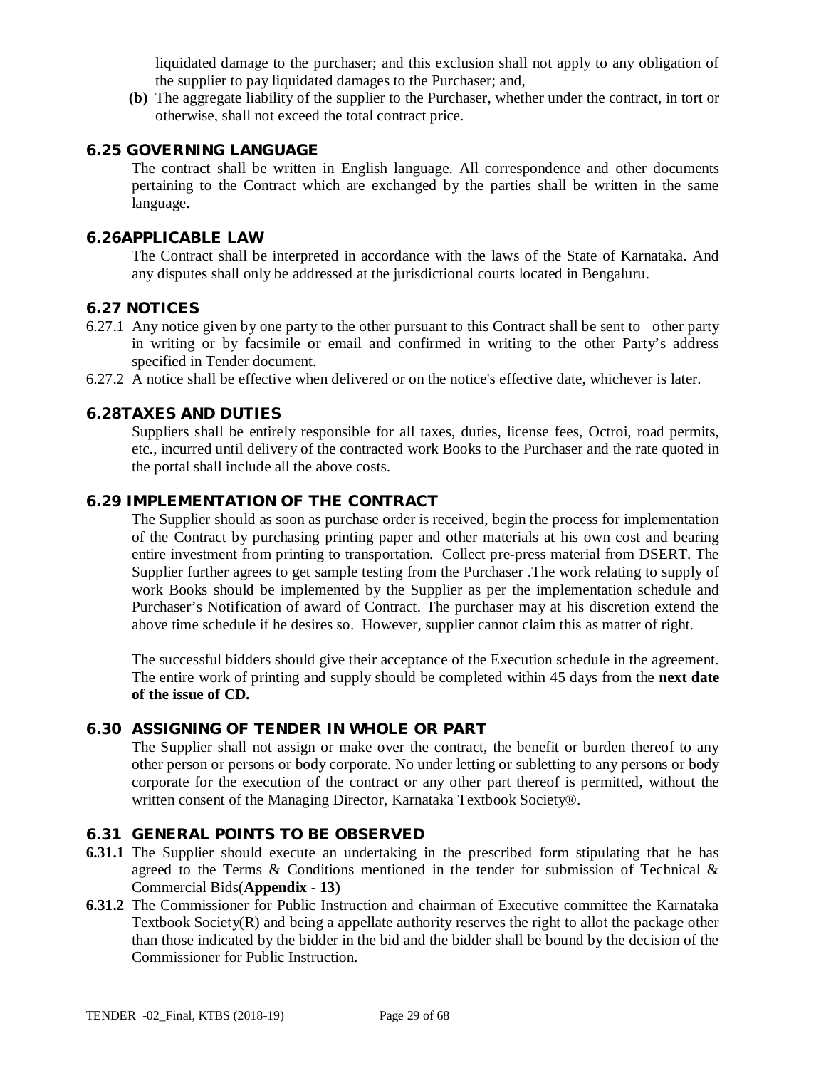liquidated damage to the purchaser; and this exclusion shall not apply to any obligation of the supplier to pay liquidated damages to the Purchaser; and,

**(b)** The aggregate liability of the supplier to the Purchaser, whether under the contract, in tort or otherwise, shall not exceed the total contract price.

### 6.25 GOVERNING LANGUAGE

The contract shall be written in English language. All correspondence and other documents pertaining to the Contract which are exchanged by the parties shall be written in the same language.

### 6.26APPLICABLE LAW

The Contract shall be interpreted in accordance with the laws of the State of Karnataka. And any disputes shall only be addressed at the jurisdictional courts located in Bengaluru.

### 6.27 NOTICES

6.27.1 Any notice given by one party to the other pursuant to this Contract shall be sent to other party in writing or by facsimile or email and confirmed in writing to the other Party's address specified in Tender document.

6.27.2 A notice shall be effective when delivered or on the notice's effective date, whichever is later.

### 6.28TAXES AND DUTIES

Suppliers shall be entirely responsible for all taxes, duties, license fees, Octroi, road permits, etc., incurred until delivery of the contracted work Books to the Purchaser and the rate quoted in the portal shall include all the above costs.

### 6.29 IMPLEMENTATION OF THE CONTRACT

The Supplier should as soon as purchase order is received, begin the process for implementation of the Contract by purchasing printing paper and other materials at his own cost and bearing entire investment from printing to transportation. Collect pre-press material from DSERT. The Supplier further agrees to get sample testing from the Purchaser .The work relating to supply of work Books should be implemented by the Supplier as per the implementation schedule and Purchaser's Notification of award of Contract. The purchaser may at his discretion extend the above time schedule if he desires so. However, supplier cannot claim this as matter of right.

The successful bidders should give their acceptance of the Execution schedule in the agreement. The entire work of printing and supply should be completed within 45 days from the **next date of the issue of CD.**

### 6.30 ASSIGNING OF TENDER IN WHOLE OR PART

The Supplier shall not assign or make over the contract, the benefit or burden thereof to any other person or persons or body corporate. No under letting or subletting to any persons or body corporate for the execution of the contract or any other part thereof is permitted, without the written consent of the Managing Director, Karnataka Textbook Society®.

### 6.31 GENERAL POINTS TO BE OBSERVED

**6.31.1** The Supplier should execute an undertaking in the prescribed form stipulating that he has agreed to the Terms & Conditions mentioned in the tender for submission of Technical & Commercial Bids(**Appendix - 13)**

**6.31.2** The Commissioner for Public Instruction and chairman of Executive committee the Karnataka Textbook Society(R) and being a appellate authority reserves the right to allot the package other than those indicated by the bidder in the bid and the bidder shall be bound by the decision of the Commissioner for Public Instruction.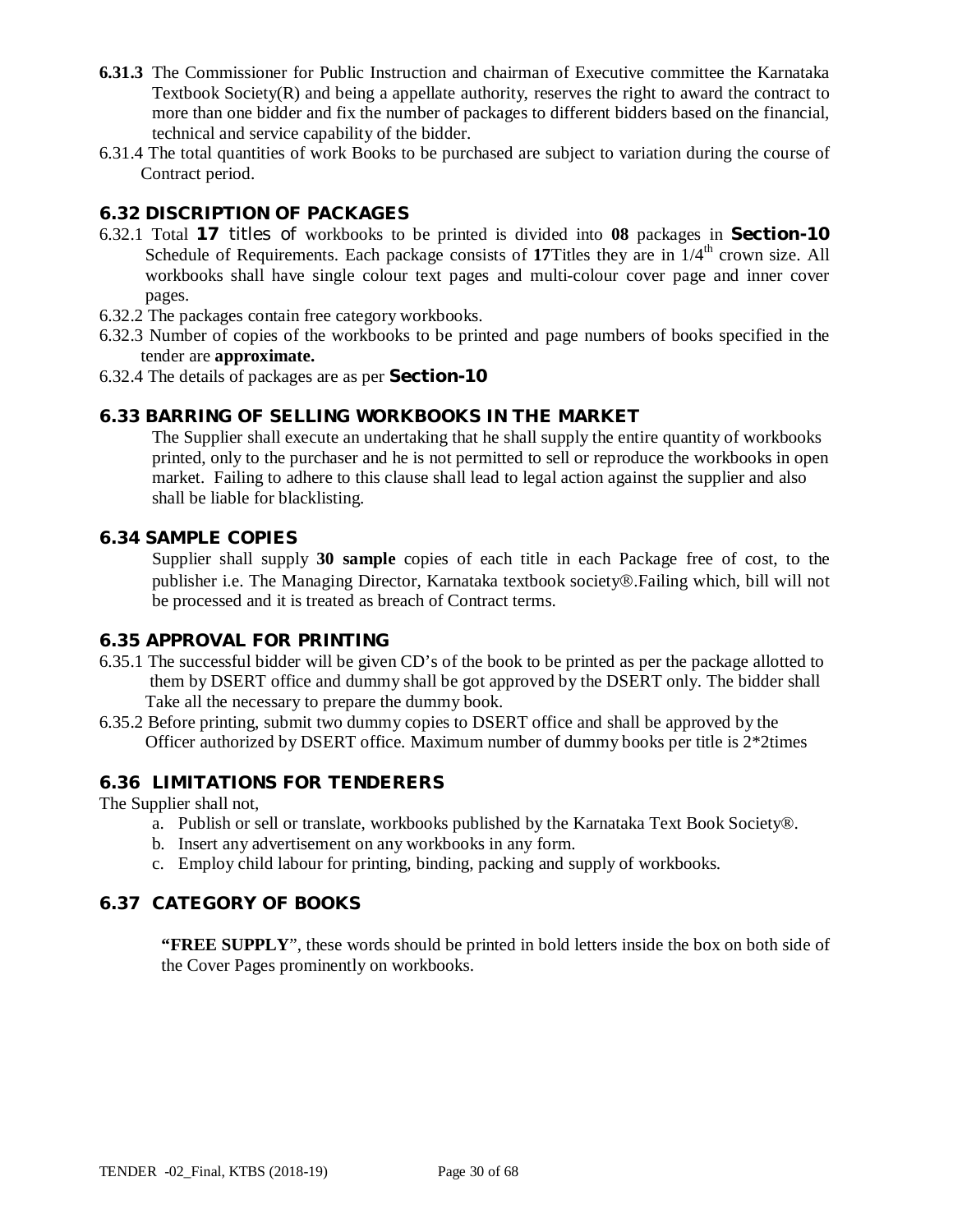**6.31.3** The Commissioner for Public Instruction and chairman of Executive committee the Karnataka Textbook Society(R) and being a appellate authority, reserves the right to award the contract to more than one bidder and fix the number of packages to different bidders based on the financial, technical and service capability of the bidder.

6.31.4 The total quantities of work Books to be purchased are subject to variation during the course of Contract period.

## 6.32 DISCRIPTION OF PACKAGES

6.32.1 Total **17** *titles of* workbooks to be printed is divided into **08** packages in **Section-10** Schedule of Requirements. Each package consists of **17**Titles they are in 1/4th crown size. All workbooks shall have single colour text pages and multi-colour cover page and inner cover pages.

6.32.2 The packages contain free category workbooks.

6.32.3 Number of copies of the workbooks to be printed and page numbers of books specified in the tender are **approximate.**

6.32.4 The details of packages are as per **Section-10**

## 6.33 BARRING OF SELLING WORKBOOKS IN THE MARKET

The Supplier shall execute an undertaking that he shall supply the entire quantity of workbooks printed, only to the purchaser and he is not permitted to sell or reproduce the workbooks in open market. Failing to adhere to this clause shall lead to legal action against the supplier and also shall be liable for blacklisting.

## 6.34 SAMPLE COPIES

Supplier shall supply **30 sample** copies of each title in each Package free of cost, to the publisher i.e. The Managing Director, Karnataka textbook society®.Failing which, bill will not be processed and it is treated as breach of Contract terms.

## 6.35 APPROVAL FOR PRINTING

6.35.1 The successful bidder will be given CD's of the book to be printed as per the package allotted to them by DSERT office and dummy shall be got approved by the DSERT only. The bidder shall Take all the necessary to prepare the dummy book.

6.35.2 Before printing, submit two dummy copies to DSERT office and shall be approved by the Officer authorized by DSERT office. Maximum number of dummy books per title is 2*2times

## 6.36 LIMITATIONS FOR TENDERERS

The Supplier shall not,

a. Publish or sell or translate, workbooks published by the Karnataka Text Book Society®.
b. Insert any advertisement on any workbooks in any form.
c. Employ child labour for printing, binding, packing and supply of workbooks.

## 6.37 CATEGORY OF BOOKS

**"FREE SUPPLY**", these words should be printed in bold letters inside the box on both side of the Cover Pages prominently on workbooks.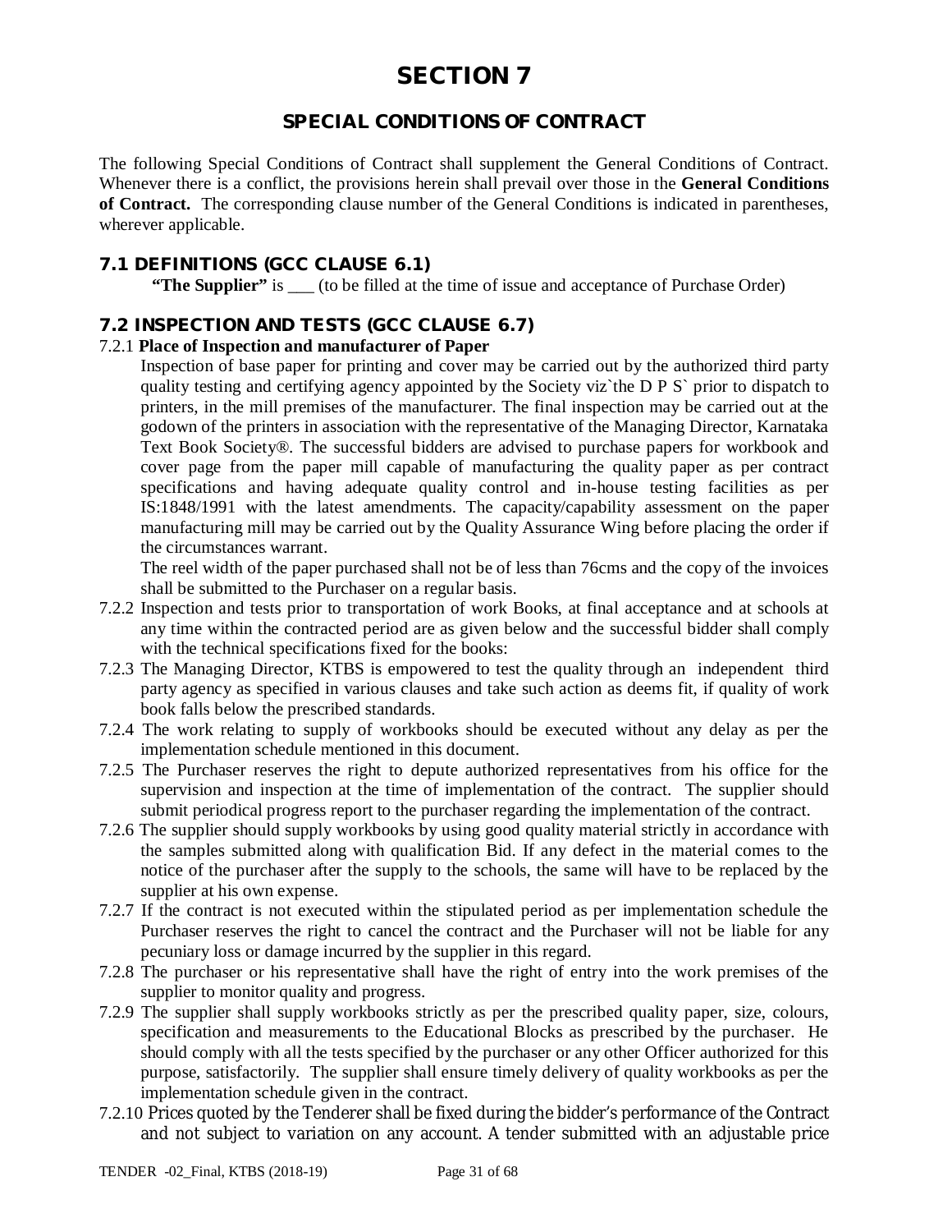# SECTION 7

## SPECIAL CONDITIONS OF CONTRACT

The following Special Conditions of Contract shall supplement the General Conditions of Contract. Whenever there is a conflict, the provisions herein shall prevail over those in the **General Conditions of Contract.** The corresponding clause number of the General Conditions is indicated in parentheses, wherever applicable.

### 7.1 DEFINITIONS (GCC CLAUSE 6.1)

**"The Supplier"** is ___ (to be filled at the time of issue and acceptance of Purchase Order)

### 7.2 INSPECTION AND TESTS (GCC CLAUSE 6.7)

7.2.1 **Place of Inspection and manufacturer of Paper**

Inspection of base paper for printing and cover may be carried out by the authorized third party quality testing and certifying agency appointed by the Society viz`the D P S` prior to dispatch to printers, in the mill premises of the manufacturer. The final inspection may be carried out at the godown of the printers in association with the representative of the Managing Director, Karnataka Text Book Society®. The successful bidders are advised to purchase papers for workbook and cover page from the paper mill capable of manufacturing the quality paper as per contract specifications and having adequate quality control and in-house testing facilities as per IS:1848/1991 with the latest amendments. The capacity/capability assessment on the paper manufacturing mill may be carried out by the Quality Assurance Wing before placing the order if the circumstances warrant.

The reel width of the paper purchased shall not be of less than 76cms and the copy of the invoices shall be submitted to the Purchaser on a regular basis.

7.2.2 Inspection and tests prior to transportation of work Books, at final acceptance and at schools at any time within the contracted period are as given below and the successful bidder shall comply with the technical specifications fixed for the books:

7.2.3 The Managing Director, KTBS is empowered to test the quality through an independent third party agency as specified in various clauses and take such action as deems fit, if quality of work book falls below the prescribed standards.

7.2.4 The work relating to supply of workbooks should be executed without any delay as per the implementation schedule mentioned in this document.

7.2.5 The Purchaser reserves the right to depute authorized representatives from his office for the supervision and inspection at the time of implementation of the contract. The supplier should submit periodical progress report to the purchaser regarding the implementation of the contract.

7.2.6 The supplier should supply workbooks by using good quality material strictly in accordance with the samples submitted along with qualification Bid. If any defect in the material comes to the notice of the purchaser after the supply to the schools, the same will have to be replaced by the supplier at his own expense.

7.2.7 If the contract is not executed within the stipulated period as per implementation schedule the Purchaser reserves the right to cancel the contract and the Purchaser will not be liable for any pecuniary loss or damage incurred by the supplier in this regard.

7.2.8 The purchaser or his representative shall have the right of entry into the work premises of the supplier to monitor quality and progress.

7.2.9 The supplier shall supply workbooks strictly as per the prescribed quality paper, size, colours, specification and measurements to the Educational Blocks as prescribed by the purchaser. He should comply with all the tests specified by the purchaser or any other Officer authorized for this purpose, satisfactorily. The supplier shall ensure timely delivery of quality workbooks as per the implementation schedule given in the contract.

7.2.10 Prices quoted by the Tenderer shall be fixed during the bidder's performance of the Contract and not subject to variation on any account. A tender submitted with an adjustable price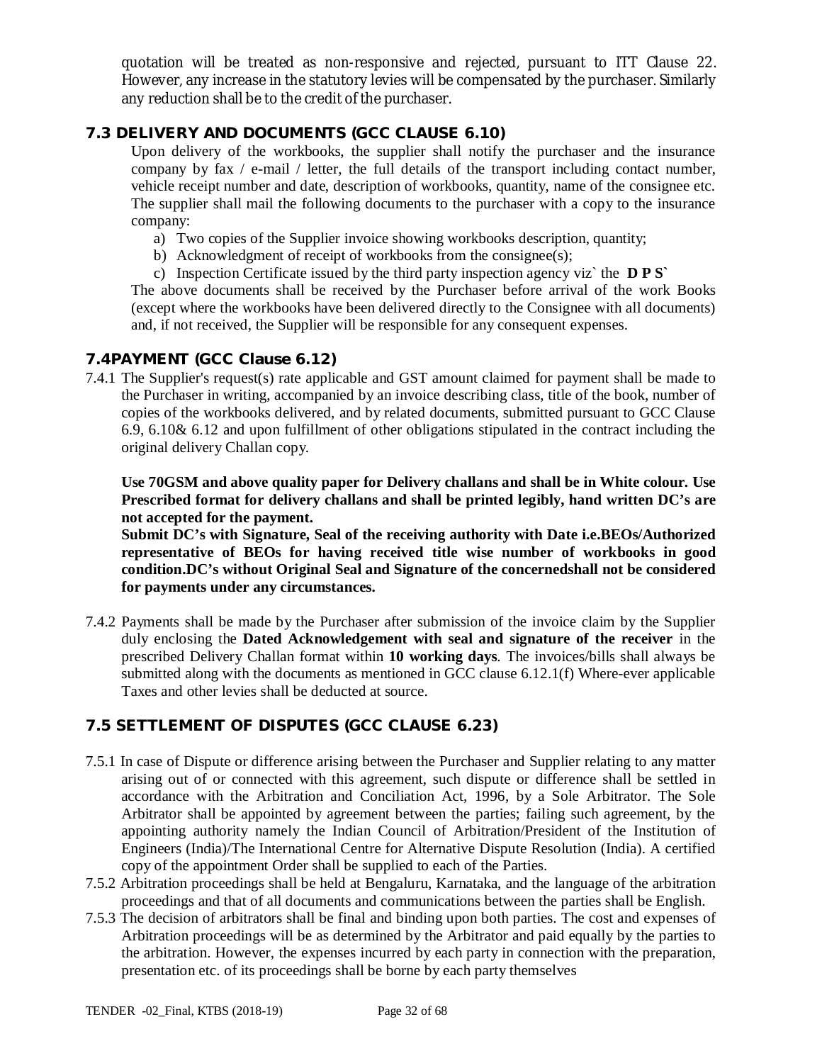quotation will be treated as non-responsive and rejected, pursuant to ITT Clause 22. However, any increase in the statutory levies will be compensated by the purchaser. Similarly any reduction shall be to the credit of the purchaser.

## 7.3 DELIVERY AND DOCUMENTS (GCC CLAUSE 6.10)

Upon delivery of the workbooks, the supplier shall notify the purchaser and the insurance company by fax / e-mail / letter, the full details of the transport including contact number, vehicle receipt number and date, description of workbooks, quantity, name of the consignee etc. The supplier shall mail the following documents to the purchaser with a copy to the insurance company:

a) Two copies of the Supplier invoice showing workbooks description, quantity;
b) Acknowledgment of receipt of workbooks from the consignee(s);
c) Inspection Certificate issued by the third party inspection agency viz` the **D P S`**

The above documents shall be received by the Purchaser before arrival of the work Books (except where the workbooks have been delivered directly to the Consignee with all documents) and, if not received, the Supplier will be responsible for any consequent expenses.

## 7.4PAYMENT (GCC Clause 6.12)

7.4.1 The Supplier's request(s) rate applicable and GST amount claimed for payment shall be made to the Purchaser in writing, accompanied by an invoice describing class, title of the book, number of copies of the workbooks delivered, and by related documents, submitted pursuant to GCC Clause 6.9, 6.10& 6.12 and upon fulfillment of other obligations stipulated in the contract including the original delivery Challan copy.

**Use 70GSM and above quality paper for Delivery challans and shall be in White colour. Use Prescribed format for delivery challans and shall be printed legibly, hand written DC's are not accepted for the payment.**
**Submit DC's with Signature, Seal of the receiving authority with Date i.e.BEOs/Authorized representative of BEOs for having received title wise number of workbooks in good condition.DC's without Original Seal and Signature of the concernedshall not be considered for payments under any circumstances.**

7.4.2 Payments shall be made by the Purchaser after submission of the invoice claim by the Supplier duly enclosing the **Dated Acknowledgement with seal and signature of the receiver** in the prescribed Delivery Challan format within **10 working days**. The invoices/bills shall always be submitted along with the documents as mentioned in GCC clause 6.12.1(f) Where-ever applicable Taxes and other levies shall be deducted at source.

## 7.5 SETTLEMENT OF DISPUTES (GCC CLAUSE 6.23)

7.5.1 In case of Dispute or difference arising between the Purchaser and Supplier relating to any matter arising out of or connected with this agreement, such dispute or difference shall be settled in accordance with the Arbitration and Conciliation Act, 1996, by a Sole Arbitrator. The Sole Arbitrator shall be appointed by agreement between the parties; failing such agreement, by the appointing authority namely the Indian Council of Arbitration/President of the Institution of Engineers (India)/The International Centre for Alternative Dispute Resolution (India). A certified copy of the appointment Order shall be supplied to each of the Parties.

7.5.2 Arbitration proceedings shall be held at Bengaluru, Karnataka, and the language of the arbitration proceedings and that of all documents and communications between the parties shall be English.

7.5.3 The decision of arbitrators shall be final and binding upon both parties. The cost and expenses of Arbitration proceedings will be as determined by the Arbitrator and paid equally by the parties to the arbitration. However, the expenses incurred by each party in connection with the preparation, presentation etc. of its proceedings shall be borne by each party themselves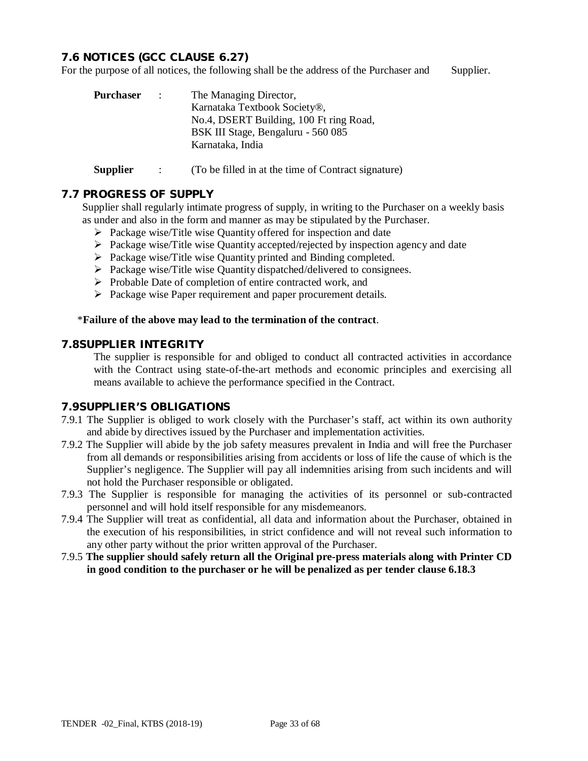## 7.6 NOTICES (GCC CLAUSE 6.27)

For the purpose of all notices, the following shall be the address of the Purchaser and Supplier.

**Purchaser** : The Managing Director,
Karnataka Textbook Society®,
No.4, DSERT Building, 100 Ft ring Road,
BSK III Stage, Bengaluru - 560 085
Karnataka, India

**Supplier** : (To be filled in at the time of Contract signature)

## 7.7 PROGRESS OF SUPPLY

Supplier shall regularly intimate progress of supply, in writing to the Purchaser on a weekly basis as under and also in the form and manner as may be stipulated by the Purchaser.

- Package wise/Title wise Quantity offered for inspection and date
- Package wise/Title wise Quantity accepted/rejected by inspection agency and date
- Package wise/Title wise Quantity printed and Binding completed.
- Package wise/Title wise Quantity dispatched/delivered to consignees.
- Probable Date of completion of entire contracted work, and
- Package wise Paper requirement and paper procurement details.

*__Failure of the above may lead to the termination of the contract__.

## 7.8SUPPLIER INTEGRITY

The supplier is responsible for and obliged to conduct all contracted activities in accordance with the Contract using state-of-the-art methods and economic principles and exercising all means available to achieve the performance specified in the Contract.

## 7.9SUPPLIER'S OBLIGATIONS

7.9.1 The Supplier is obliged to work closely with the Purchaser's staff, act within its own authority and abide by directives issued by the Purchaser and implementation activities.

7.9.2 The Supplier will abide by the job safety measures prevalent in India and will free the Purchaser from all demands or responsibilities arising from accidents or loss of life the cause of which is the Supplier's negligence. The Supplier will pay all indemnities arising from such incidents and will not hold the Purchaser responsible or obligated.

7.9.3 The Supplier is responsible for managing the activities of its personnel or sub-contracted personnel and will hold itself responsible for any misdemeanors.

7.9.4 The Supplier will treat as confidential, all data and information about the Purchaser, obtained in the execution of his responsibilities, in strict confidence and will not reveal such information to any other party without the prior written approval of the Purchaser.

7.9.5 **The supplier should safely return all the Original pre-press materials along with Printer CD in good condition to the purchaser or he will be penalized as per tender clause 6.18.3**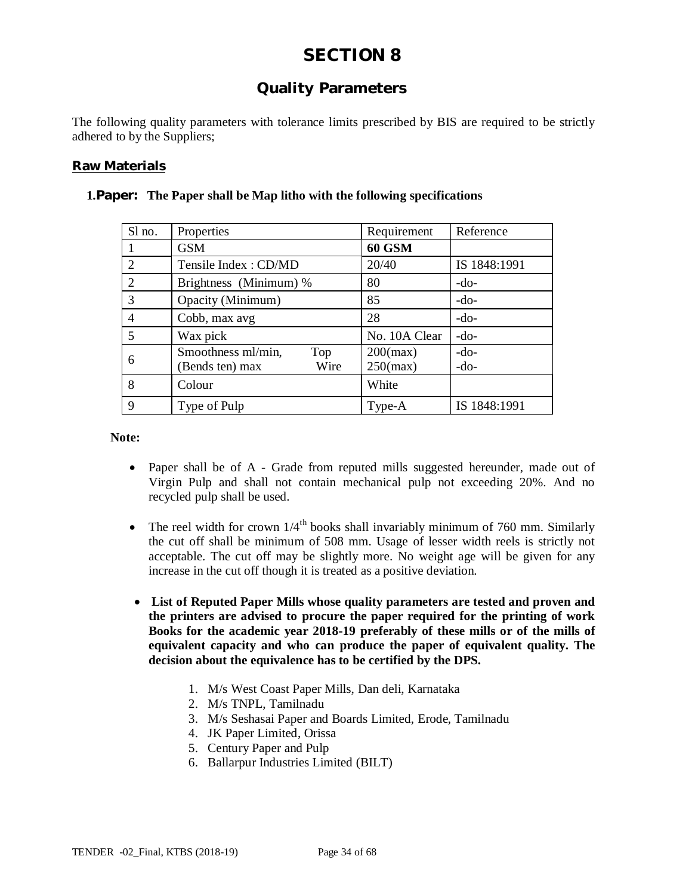# SECTION 8

## Quality Parameters

The following quality parameters with tolerance limits prescribed by BIS are required to be strictly adhered to by the Suppliers;

### Raw Materials

**1. Paper: The Paper shall be Map litho with the following specifications**

| Sl no. | Properties | Requirement | Reference |
|---|---|---|---|
| 1 | GSM | **60 GSM** | |
| 2 | Tensile Index : CD/MD | 20/40 | IS 1848:1991 |
| 2 | Brightness (Minimum) % | 80 | -do- |
| 3 | Opacity (Minimum) | 85 | -do- |
| 4 | Cobb, max avg | 28 | -do- |
| 5 | Wax pick | No. 10A Clear | -do- |
| 6 | Smoothness ml/min, (Bends ten) max Top / Wire | 200(max) / 250(max) | -do- / -do- |
| 8 | Colour | White | |
| 9 | Type of Pulp | Type-A | IS 1848:1991 |

**Note:**

- Paper shall be of A - Grade from reputed mills suggested hereunder, made out of Virgin Pulp and shall not contain mechanical pulp not exceeding 20%. And no recycled pulp shall be used.

- The reel width for crown 1/4th books shall invariably minimum of 760 mm. Similarly the cut off shall be minimum of 508 mm. Usage of lesser width reels is strictly not acceptable. The cut off may be slightly more. No weight age will be given for any increase in the cut off though it is treated as a positive deviation.

- **List of Reputed Paper Mills whose quality parameters are tested and proven and the printers are advised to procure the paper required for the printing of work Books for the academic year 2018-19 preferably of these mills or of the mills of equivalent capacity and who can produce the paper of equivalent quality. The decision about the equivalence has to be certified by the DPS.**

  1. M/s West Coast Paper Mills, Dan deli, Karnataka
  2. M/s TNPL, Tamilnadu
  3. M/s Seshasai Paper and Boards Limited, Erode, Tamilnadu
  4. JK Paper Limited, Orissa
  5. Century Paper and Pulp
  6. Ballarpur Industries Limited (BILT)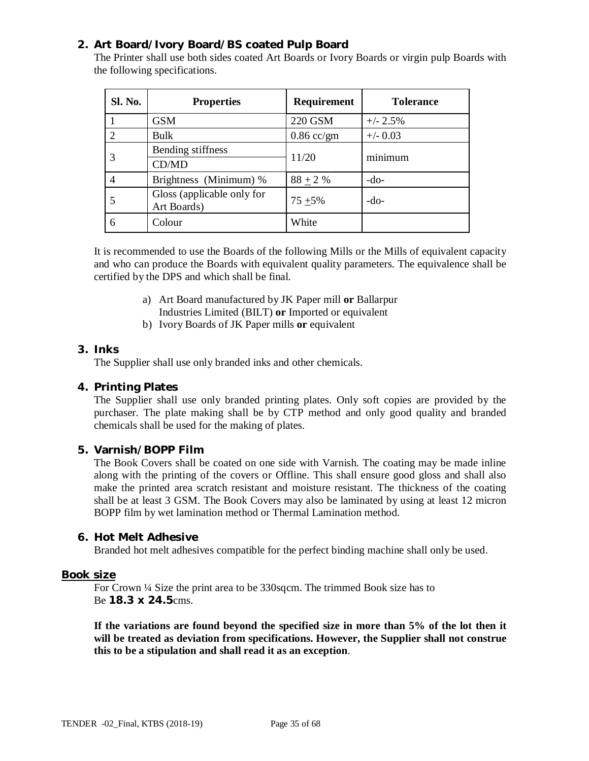### 2. Art Board/Ivory Board/BS coated Pulp Board

The Printer shall use both sides coated Art Boards or Ivory Boards or virgin pulp Boards with the following specifications.

| Sl. No. | Properties | Requirement | Tolerance |
|---|---|---|---|
| 1 | GSM | 220 GSM | +/- 2.5% |
| 2 | Bulk | 0.86 cc/gm | +/- 0.03 |
| 3 | Bending stiffness CD/MD | 11/20 | minimum |
| 4 | Brightness (Minimum) % | 88 ± 2 % | -do- |
| 5 | Gloss (applicable only for Art Boards) | 75 ±5% | -do- |
| 6 | Colour | White | |

It is recommended to use the Boards of the following Mills or the Mills of equivalent capacity and who can produce the Boards with equivalent quality parameters. The equivalence shall be certified by the DPS and which shall be final.

a) Art Board manufactured by JK Paper mill **or** Ballarpur Industries Limited (BILT) **or** Imported or equivalent
b) Ivory Boards of JK Paper mills **or** equivalent

### 3. Inks

The Supplier shall use only branded inks and other chemicals.

### 4. Printing Plates

The Supplier shall use only branded printing plates. Only soft copies are provided by the purchaser. The plate making shall be by CTP method and only good quality and branded chemicals shall be used for the making of plates.

### 5. Varnish/BOPP Film

The Book Covers shall be coated on one side with Varnish. The coating may be made inline along with the printing of the covers or Offline. This shall ensure good gloss and shall also make the printed area scratch resistant and moisture resistant. The thickness of the coating shall be at least 3 GSM. The Book Covers may also be laminated by using at least 12 micron BOPP film by wet lamination method or Thermal Lamination method.

### 6. Hot Melt Adhesive

Branded hot melt adhesives compatible for the perfect binding machine shall only be used.

### Book size

For Crown ¼ Size the print area to be 330sqcm. The trimmed Book size has to Be **18.3 x 24.5**cms.

**If the variations are found beyond the specified size in more than 5% of the lot then it will be treated as deviation from specifications. However, the Supplier shall not construe this to be a stipulation and shall read it as an exception**.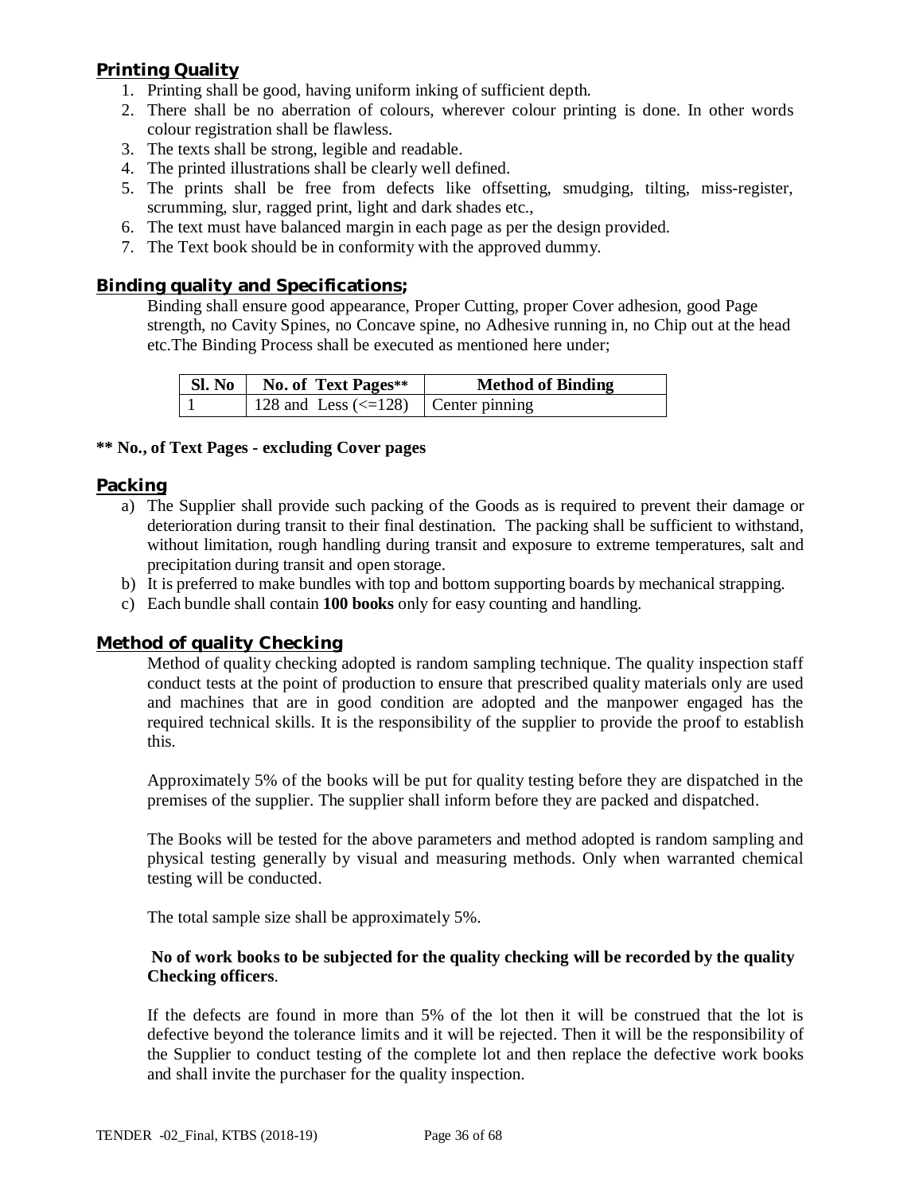## Printing Quality

1. Printing shall be good, having uniform inking of sufficient depth.
2. There shall be no aberration of colours, wherever colour printing is done. In other words colour registration shall be flawless.
3. The texts shall be strong, legible and readable.
4. The printed illustrations shall be clearly well defined.
5. The prints shall be free from defects like offsetting, smudging, tilting, miss-register, scrumming, slur, ragged print, light and dark shades etc.,
6. The text must have balanced margin in each page as per the design provided.
7. The Text book should be in conformity with the approved dummy.

## Binding quality and Specifications;

Binding shall ensure good appearance, Proper Cutting, proper Cover adhesion, good Page strength, no Cavity Spines, no Concave spine, no Adhesive running in, no Chip out at the head etc.The Binding Process shall be executed as mentioned here under;

| Sl. No | No. of Text Pages** | Method of Binding |
|---|---|---|
| 1 | 128 and Less (<=128) | Center pinning |

**** No., of Text Pages - excluding Cover pages**

## Packing

a) The Supplier shall provide such packing of the Goods as is required to prevent their damage or deterioration during transit to their final destination. The packing shall be sufficient to withstand, without limitation, rough handling during transit and exposure to extreme temperatures, salt and precipitation during transit and open storage.
b) It is preferred to make bundles with top and bottom supporting boards by mechanical strapping.
c) Each bundle shall contain **100 books** only for easy counting and handling.

## Method of quality Checking

Method of quality checking adopted is random sampling technique. The quality inspection staff conduct tests at the point of production to ensure that prescribed quality materials only are used and machines that are in good condition are adopted and the manpower engaged has the required technical skills. It is the responsibility of the supplier to provide the proof to establish this.

Approximately 5% of the books will be put for quality testing before they are dispatched in the premises of the supplier. The supplier shall inform before they are packed and dispatched.

The Books will be tested for the above parameters and method adopted is random sampling and physical testing generally by visual and measuring methods. Only when warranted chemical testing will be conducted.

The total sample size shall be approximately 5%.

**No of work books to be subjected for the quality checking will be recorded by the quality Checking officers**.

If the defects are found in more than 5% of the lot then it will be construed that the lot is defective beyond the tolerance limits and it will be rejected. Then it will be the responsibility of the Supplier to conduct testing of the complete lot and then replace the defective work books and shall invite the purchaser for the quality inspection.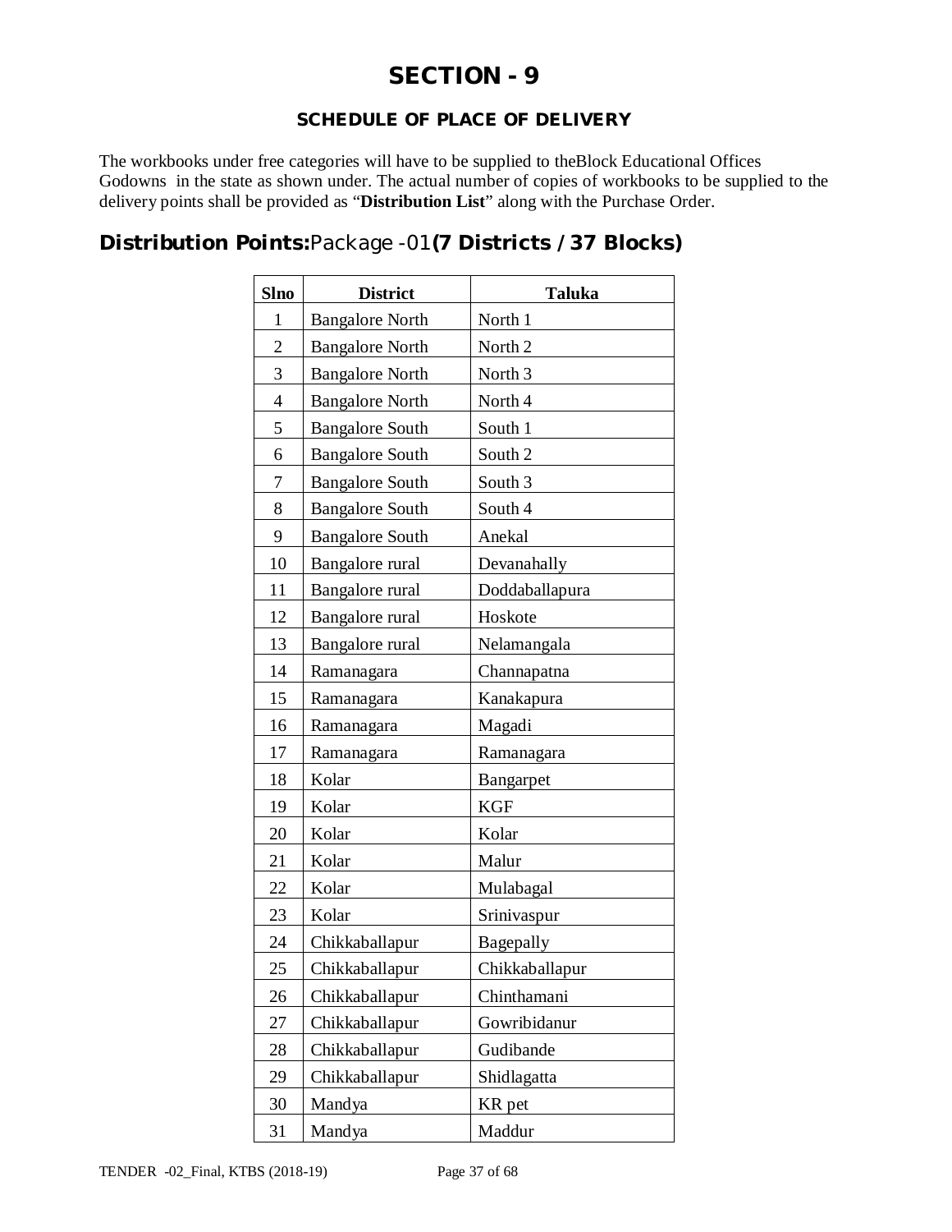# SECTION - 9

## SCHEDULE OF PLACE OF DELIVERY

The workbooks under free categories will have to be supplied to theBlock Educational Offices Godowns in the state as shown under. The actual number of copies of workbooks to be supplied to the delivery points shall be provided as "**Distribution List**" along with the Purchase Order.

## Distribution Points:Package -01(7 Districts / 37 Blocks)

| Slno | District | Taluka |
|---|---|---|
| 1 | Bangalore North | North 1 |
| 2 | Bangalore North | North 2 |
| 3 | Bangalore North | North 3 |
| 4 | Bangalore North | North 4 |
| 5 | Bangalore South | South 1 |
| 6 | Bangalore South | South 2 |
| 7 | Bangalore South | South 3 |
| 8 | Bangalore South | South 4 |
| 9 | Bangalore South | Anekal |
| 10 | Bangalore rural | Devanahally |
| 11 | Bangalore rural | Doddaballapura |
| 12 | Bangalore rural | Hoskote |
| 13 | Bangalore rural | Nelamangala |
| 14 | Ramanagara | Channapatna |
| 15 | Ramanagara | Kanakapura |
| 16 | Ramanagara | Magadi |
| 17 | Ramanagara | Ramanagara |
| 18 | Kolar | Bangarpet |
| 19 | Kolar | KGF |
| 20 | Kolar | Kolar |
| 21 | Kolar | Malur |
| 22 | Kolar | Mulabagal |
| 23 | Kolar | Srinivaspur |
| 24 | Chikkaballapur | Bagepally |
| 25 | Chikkaballapur | Chikkaballapur |
| 26 | Chikkaballapur | Chinthamani |
| 27 | Chikkaballapur | Gowribidanur |
| 28 | Chikkaballapur | Gudibande |
| 29 | Chikkaballapur | Shidlagatta |
| 30 | Mandya | KR pet |
| 31 | Mandya | Maddur |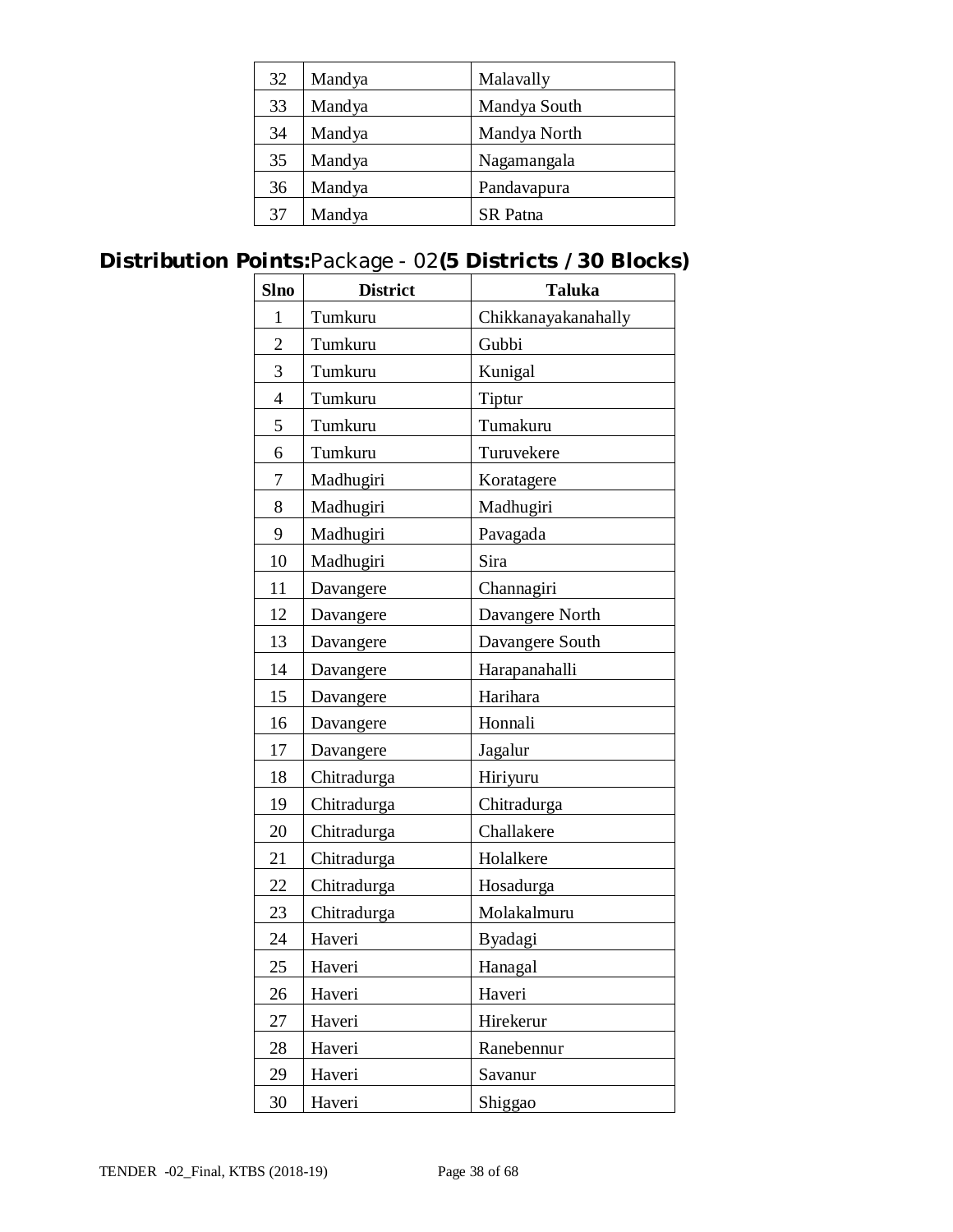| 32 | Mandya | Malavally |
|---|---|---|
| 33 | Mandya | Mandya South |
| 34 | Mandya | Mandya North |
| 35 | Mandya | Nagamangala |
| 36 | Mandya | Pandavapura |
| 37 | Mandya | SR Patna |

**Distribution Points:**Package - 02**(5 Districts / 30 Blocks)**

| Slno | District | Taluka |
|---|---|---|
| 1 | Tumkuru | Chikkanayakanahally |
| 2 | Tumkuru | Gubbi |
| 3 | Tumkuru | Kunigal |
| 4 | Tumkuru | Tiptur |
| 5 | Tumkuru | Tumakuru |
| 6 | Tumkuru | Turuvekere |
| 7 | Madhugiri | Koratagere |
| 8 | Madhugiri | Madhugiri |
| 9 | Madhugiri | Pavagada |
| 10 | Madhugiri | Sira |
| 11 | Davangere | Channagiri |
| 12 | Davangere | Davangere North |
| 13 | Davangere | Davangere South |
| 14 | Davangere | Harapanahalli |
| 15 | Davangere | Harihara |
| 16 | Davangere | Honnali |
| 17 | Davangere | Jagalur |
| 18 | Chitradurga | Hiriyuru |
| 19 | Chitradurga | Chitradurga |
| 20 | Chitradurga | Challakere |
| 21 | Chitradurga | Holalkere |
| 22 | Chitradurga | Hosadurga |
| 23 | Chitradurga | Molakalmuru |
| 24 | Haveri | Byadagi |
| 25 | Haveri | Hanagal |
| 26 | Haveri | Haveri |
| 27 | Haveri | Hirekerur |
| 28 | Haveri | Ranebennur |
| 29 | Haveri | Savanur |
| 30 | Haveri | Shiggao |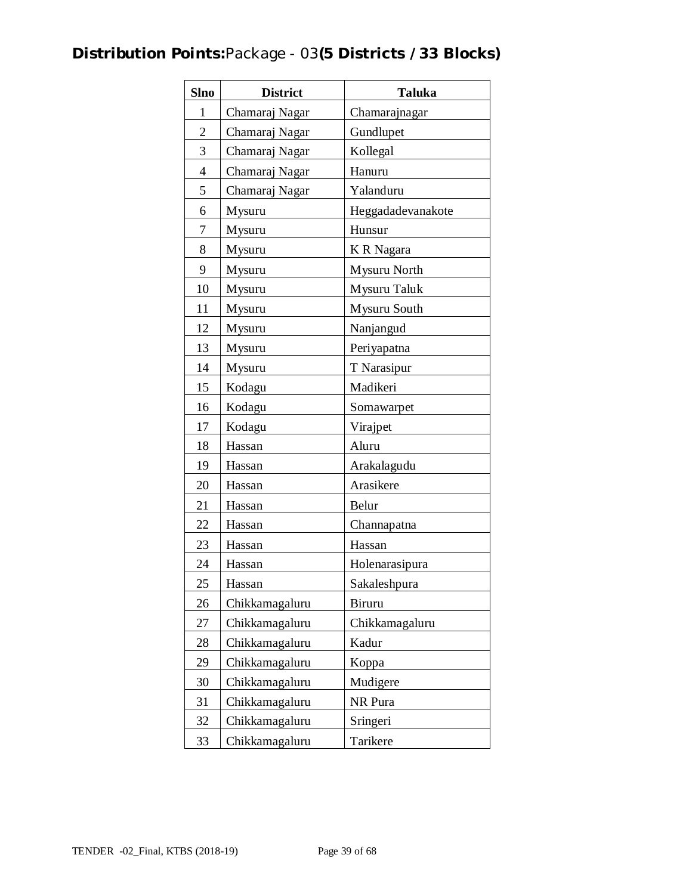**Distribution Points:** Package - 03 **(5 Districts / 33 Blocks)**

| Slno | District | Taluka |
|---|---|---|
| 1 | Chamaraj Nagar | Chamarajnagar |
| 2 | Chamaraj Nagar | Gundlupet |
| 3 | Chamaraj Nagar | Kollegal |
| 4 | Chamaraj Nagar | Hanuru |
| 5 | Chamaraj Nagar | Yalanduru |
| 6 | Mysuru | Heggadadevanakote |
| 7 | Mysuru | Hunsur |
| 8 | Mysuru | K R Nagara |
| 9 | Mysuru | Mysuru North |
| 10 | Mysuru | Mysuru Taluk |
| 11 | Mysuru | Mysuru South |
| 12 | Mysuru | Nanjangud |
| 13 | Mysuru | Periyapatna |
| 14 | Mysuru | T Narasipur |
| 15 | Kodagu | Madikeri |
| 16 | Kodagu | Somawarpet |
| 17 | Kodagu | Virajpet |
| 18 | Hassan | Aluru |
| 19 | Hassan | Arakalagudu |
| 20 | Hassan | Arasikere |
| 21 | Hassan | Belur |
| 22 | Hassan | Channapatna |
| 23 | Hassan | Hassan |
| 24 | Hassan | Holenarasipura |
| 25 | Hassan | Sakaleshpura |
| 26 | Chikkamagaluru | Biruru |
| 27 | Chikkamagaluru | Chikkamagaluru |
| 28 | Chikkamagaluru | Kadur |
| 29 | Chikkamagaluru | Koppa |
| 30 | Chikkamagaluru | Mudigere |
| 31 | Chikkamagaluru | NR Pura |
| 32 | Chikkamagaluru | Sringeri |
| 33 | Chikkamagaluru | Tarikere |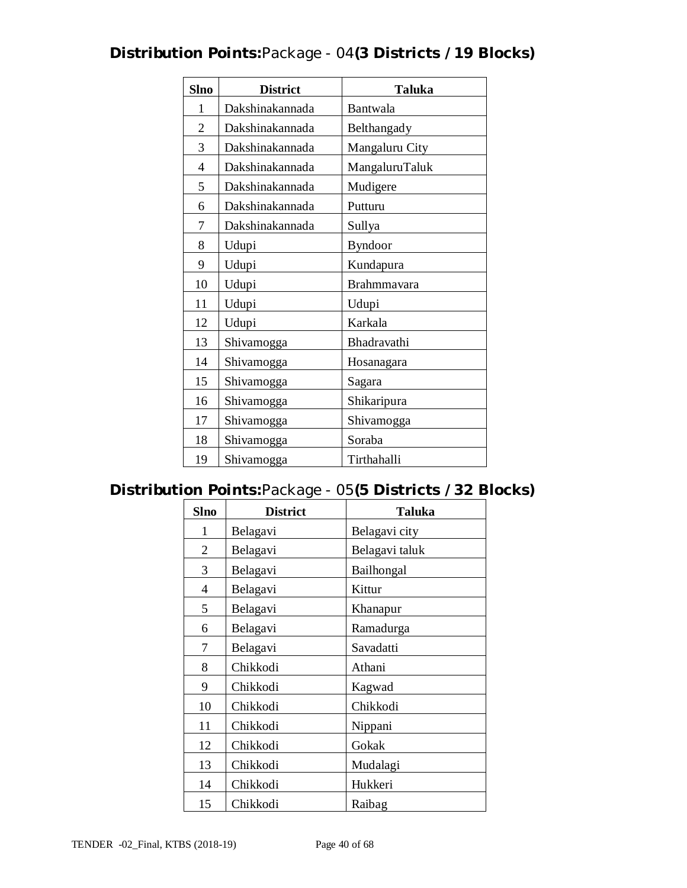## **Distribution Points:** Package - 04 **(3 Districts / 19 Blocks)**

| Slno | District | Taluka |
|---|---|---|
| 1 | Dakshinakannada | Bantwala |
| 2 | Dakshinakannada | Belthangady |
| 3 | Dakshinakannada | Mangaluru City |
| 4 | Dakshinakannada | MangaluruTaluk |
| 5 | Dakshinakannada | Mudigere |
| 6 | Dakshinakannada | Putturu |
| 7 | Dakshinakannada | Sullya |
| 8 | Udupi | Byndoor |
| 9 | Udupi | Kundapura |
| 10 | Udupi | Brahmmavara |
| 11 | Udupi | Udupi |
| 12 | Udupi | Karkala |
| 13 | Shivamogga | Bhadravathi |
| 14 | Shivamogga | Hosanagara |
| 15 | Shivamogga | Sagara |
| 16 | Shivamogga | Shikaripura |
| 17 | Shivamogga | Shivamogga |
| 18 | Shivamogga | Soraba |
| 19 | Shivamogga | Tirthahalli |

## **Distribution Points:** Package - 05 **(5 Districts / 32 Blocks)**

| Slno | District | Taluka |
|---|---|---|
| 1 | Belagavi | Belagavi city |
| 2 | Belagavi | Belagavi taluk |
| 3 | Belagavi | Bailhongal |
| 4 | Belagavi | Kittur |
| 5 | Belagavi | Khanapur |
| 6 | Belagavi | Ramadurga |
| 7 | Belagavi | Savadatti |
| 8 | Chikkodi | Athani |
| 9 | Chikkodi | Kagwad |
| 10 | Chikkodi | Chikkodi |
| 11 | Chikkodi | Nippani |
| 12 | Chikkodi | Gokak |
| 13 | Chikkodi | Mudalagi |
| 14 | Chikkodi | Hukkeri |
| 15 | Chikkodi | Raibag |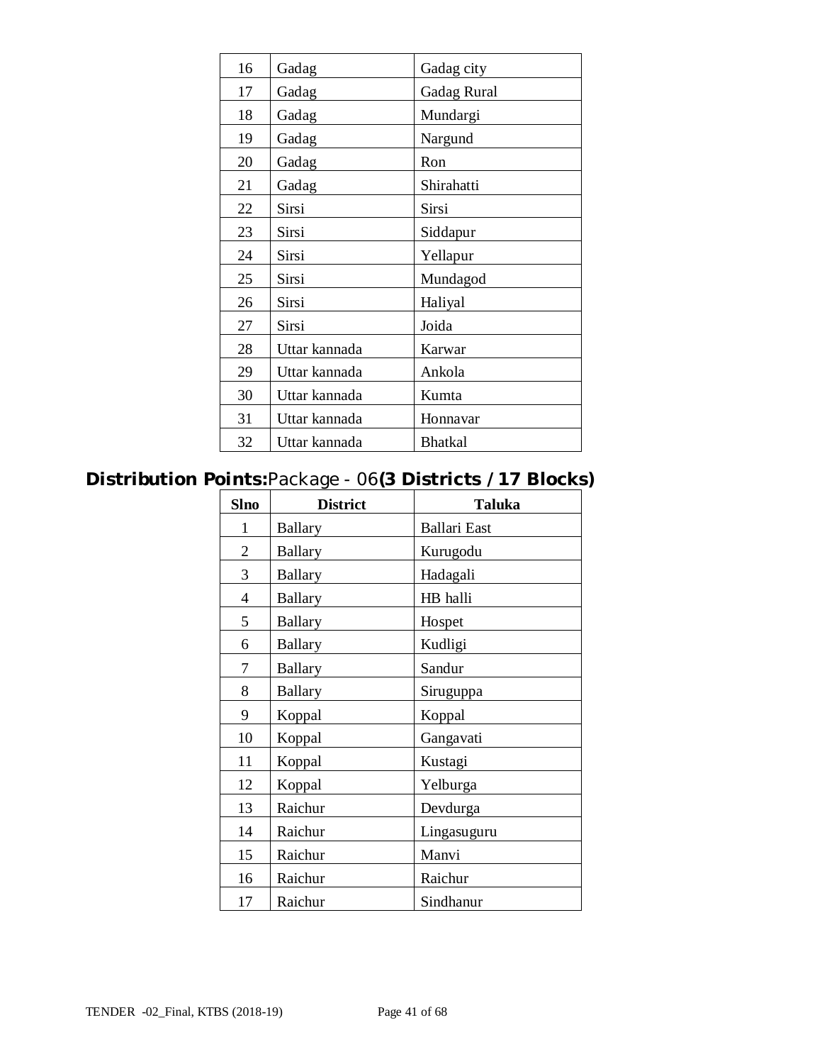| 16 | Gadag | Gadag city |
|---|---|---|
| 17 | Gadag | Gadag Rural |
| 18 | Gadag | Mundargi |
| 19 | Gadag | Nargund |
| 20 | Gadag | Ron |
| 21 | Gadag | Shirahatti |
| 22 | Sirsi | Sirsi |
| 23 | Sirsi | Siddapur |
| 24 | Sirsi | Yellapur |
| 25 | Sirsi | Mundagod |
| 26 | Sirsi | Haliyal |
| 27 | Sirsi | Joida |
| 28 | Uttar kannada | Karwar |
| 29 | Uttar kannada | Ankola |
| 30 | Uttar kannada | Kumta |
| 31 | Uttar kannada | Honnavar |
| 32 | Uttar kannada | Bhatkal |

**Distribution Points:** Package - 06 **(3 Districts / 17 Blocks)**

| Slno | District | Taluka |
|---|---|---|
| 1 | Ballary | Ballari East |
| 2 | Ballary | Kurugodu |
| 3 | Ballary | Hadagali |
| 4 | Ballary | HB halli |
| 5 | Ballary | Hospet |
| 6 | Ballary | Kudligi |
| 7 | Ballary | Sandur |
| 8 | Ballary | Siruguppa |
| 9 | Koppal | Koppal |
| 10 | Koppal | Gangavati |
| 11 | Koppal | Kustagi |
| 12 | Koppal | Yelburga |
| 13 | Raichur | Devdurga |
| 14 | Raichur | Lingasuguru |
| 15 | Raichur | Manvi |
| 16 | Raichur | Raichur |
| 17 | Raichur | Sindhanur |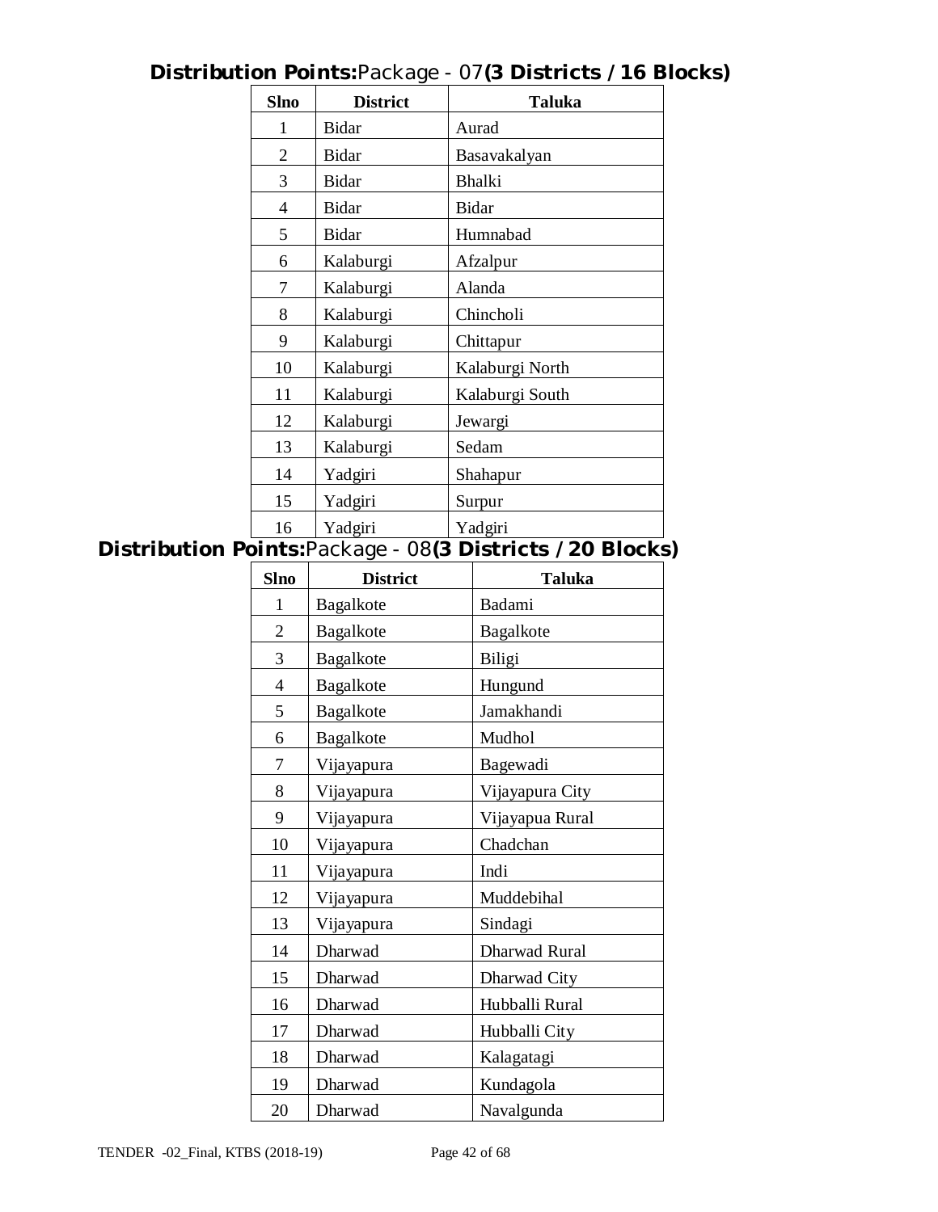**Distribution Points:**Package - 07**(3 Districts / 16 Blocks)**

| Slno | District | Taluka |
|---|---|---|
| 1 | Bidar | Aurad |
| 2 | Bidar | Basavakalyan |
| 3 | Bidar | Bhalki |
| 4 | Bidar | Bidar |
| 5 | Bidar | Humnabad |
| 6 | Kalaburgi | Afzalpur |
| 7 | Kalaburgi | Alanda |
| 8 | Kalaburgi | Chincholi |
| 9 | Kalaburgi | Chittapur |
| 10 | Kalaburgi | Kalaburgi North |
| 11 | Kalaburgi | Kalaburgi South |
| 12 | Kalaburgi | Jewargi |
| 13 | Kalaburgi | Sedam |
| 14 | Yadgiri | Shahapur |
| 15 | Yadgiri | Surpur |
| 16 | Yadgiri | Yadgiri |

**Distribution Points:**Package - 08**(3 Districts / 20 Blocks)**

| Slno | District | Taluka |
|---|---|---|
| 1 | Bagalkote | Badami |
| 2 | Bagalkote | Bagalkote |
| 3 | Bagalkote | Biligi |
| 4 | Bagalkote | Hungund |
| 5 | Bagalkote | Jamakhandi |
| 6 | Bagalkote | Mudhol |
| 7 | Vijayapura | Bagewadi |
| 8 | Vijayapura | Vijayapura City |
| 9 | Vijayapura | Vijayapua Rural |
| 10 | Vijayapura | Chadchan |
| 11 | Vijayapura | Indi |
| 12 | Vijayapura | Muddebihal |
| 13 | Vijayapura | Sindagi |
| 14 | Dharwad | Dharwad Rural |
| 15 | Dharwad | Dharwad City |
| 16 | Dharwad | Hubballi Rural |
| 17 | Dharwad | Hubballi City |
| 18 | Dharwad | Kalagatagi |
| 19 | Dharwad | Kundagola |
| 20 | Dharwad | Navalgunda |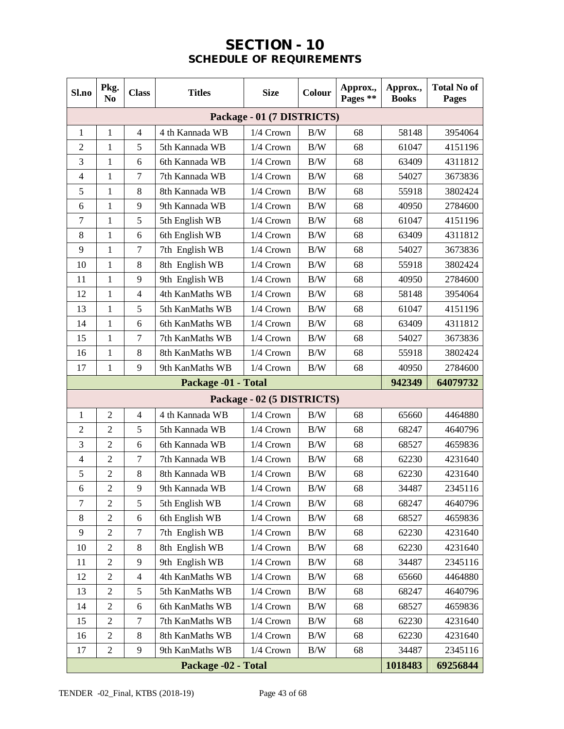# SECTION - 10
## SCHEDULE OF REQUIREMENTS

| Sl.no | Pkg. No | Class | Titles | Size | Colour | Approx., Pages ** | Approx., Books | Total No of Pages |
|---|---|---|---|---|---|---|---|---|
| **Package - 01 (7 DISTRICTS)** | | | | | | | | |
| 1 | 1 | 4 | 4 th Kannada WB | 1/4 Crown | B/W | 68 | 58148 | 3954064 |
| 2 | 1 | 5 | 5th Kannada WB | 1/4 Crown | B/W | 68 | 61047 | 4151196 |
| 3 | 1 | 6 | 6th Kannada WB | 1/4 Crown | B/W | 68 | 63409 | 4311812 |
| 4 | 1 | 7 | 7th Kannada WB | 1/4 Crown | B/W | 68 | 54027 | 3673836 |
| 5 | 1 | 8 | 8th Kannada WB | 1/4 Crown | B/W | 68 | 55918 | 3802424 |
| 6 | 1 | 9 | 9th Kannada WB | 1/4 Crown | B/W | 68 | 40950 | 2784600 |
| 7 | 1 | 5 | 5th English WB | 1/4 Crown | B/W | 68 | 61047 | 4151196 |
| 8 | 1 | 6 | 6th English WB | 1/4 Crown | B/W | 68 | 63409 | 4311812 |
| 9 | 1 | 7 | 7th English WB | 1/4 Crown | B/W | 68 | 54027 | 3673836 |
| 10 | 1 | 8 | 8th English WB | 1/4 Crown | B/W | 68 | 55918 | 3802424 |
| 11 | 1 | 9 | 9th English WB | 1/4 Crown | B/W | 68 | 40950 | 2784600 |
| 12 | 1 | 4 | 4th KanMaths WB | 1/4 Crown | B/W | 68 | 58148 | 3954064 |
| 13 | 1 | 5 | 5th KanMaths WB | 1/4 Crown | B/W | 68 | 61047 | 4151196 |
| 14 | 1 | 6 | 6th KanMaths WB | 1/4 Crown | B/W | 68 | 63409 | 4311812 |
| 15 | 1 | 7 | 7th KanMaths WB | 1/4 Crown | B/W | 68 | 54027 | 3673836 |
| 16 | 1 | 8 | 8th KanMaths WB | 1/4 Crown | B/W | 68 | 55918 | 3802424 |
| 17 | 1 | 9 | 9th KanMaths WB | 1/4 Crown | B/W | 68 | 40950 | 2784600 |
| **Package -01 - Total** | | | | | | | **942349** | **64079732** |
| **Package - 02 (5 DISTRICTS)** | | | | | | | | |
| 1 | 2 | 4 | 4 th Kannada WB | 1/4 Crown | B/W | 68 | 65660 | 4464880 |
| 2 | 2 | 5 | 5th Kannada WB | 1/4 Crown | B/W | 68 | 68247 | 4640796 |
| 3 | 2 | 6 | 6th Kannada WB | 1/4 Crown | B/W | 68 | 68527 | 4659836 |
| 4 | 2 | 7 | 7th Kannada WB | 1/4 Crown | B/W | 68 | 62230 | 4231640 |
| 5 | 2 | 8 | 8th Kannada WB | 1/4 Crown | B/W | 68 | 62230 | 4231640 |
| 6 | 2 | 9 | 9th Kannada WB | 1/4 Crown | B/W | 68 | 34487 | 2345116 |
| 7 | 2 | 5 | 5th English WB | 1/4 Crown | B/W | 68 | 68247 | 4640796 |
| 8 | 2 | 6 | 6th English WB | 1/4 Crown | B/W | 68 | 68527 | 4659836 |
| 9 | 2 | 7 | 7th English WB | 1/4 Crown | B/W | 68 | 62230 | 4231640 |
| 10 | 2 | 8 | 8th English WB | 1/4 Crown | B/W | 68 | 62230 | 4231640 |
| 11 | 2 | 9 | 9th English WB | 1/4 Crown | B/W | 68 | 34487 | 2345116 |
| 12 | 2 | 4 | 4th KanMaths WB | 1/4 Crown | B/W | 68 | 65660 | 4464880 |
| 13 | 2 | 5 | 5th KanMaths WB | 1/4 Crown | B/W | 68 | 68247 | 4640796 |
| 14 | 2 | 6 | 6th KanMaths WB | 1/4 Crown | B/W | 68 | 68527 | 4659836 |
| 15 | 2 | 7 | 7th KanMaths WB | 1/4 Crown | B/W | 68 | 62230 | 4231640 |
| 16 | 2 | 8 | 8th KanMaths WB | 1/4 Crown | B/W | 68 | 62230 | 4231640 |
| 17 | 2 | 9 | 9th KanMaths WB | 1/4 Crown | B/W | 68 | 34487 | 2345116 |
| **Package -02 - Total** | | | | | | | **1018483** | **69256844** |

TENDER -02_Final, KTBS (2018-19)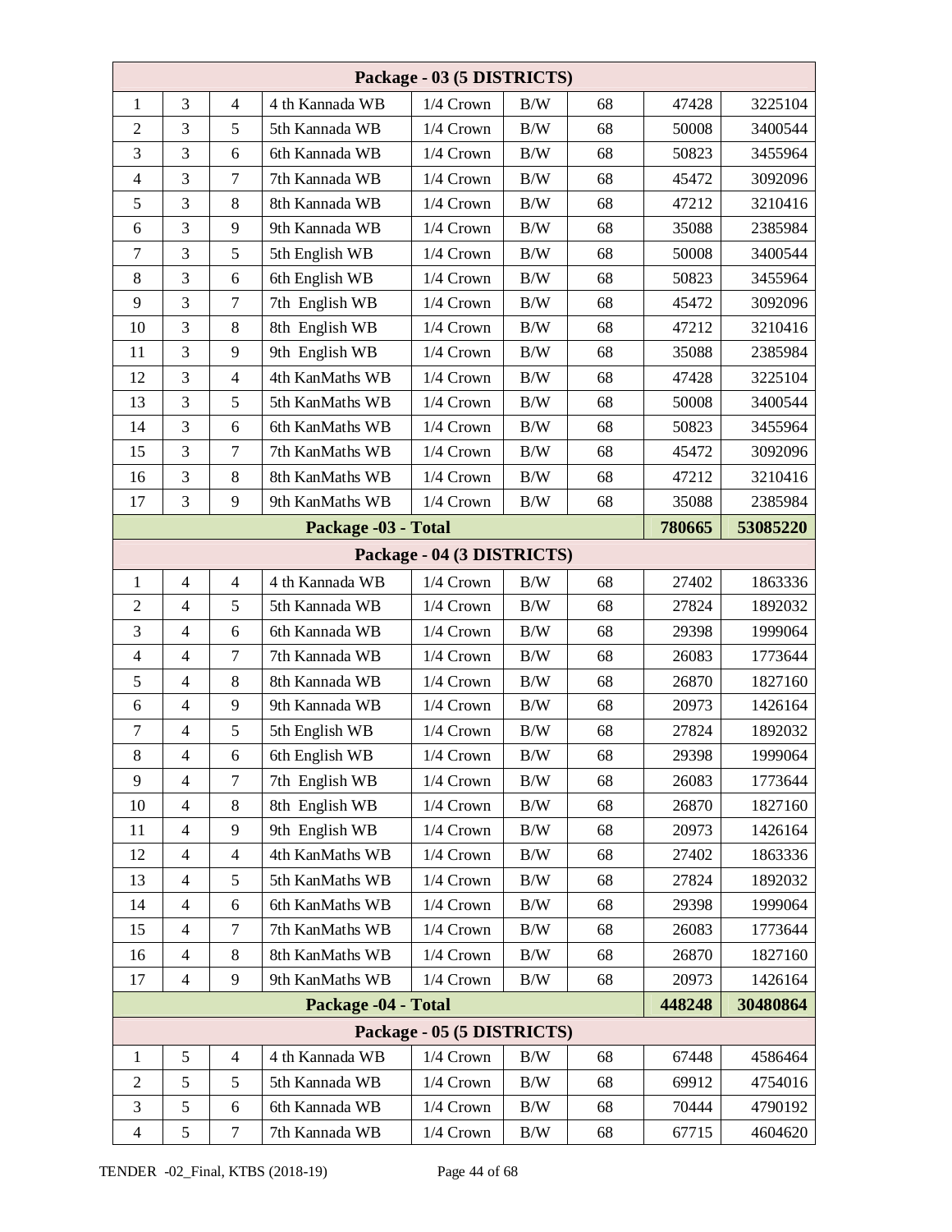| Package - 03 (5 DISTRICTS) | | | | | | | | |
|---|---|---|---|---|---|---|---|---|
| 1 | 3 | 4 | 4 th Kannada WB | 1/4 Crown | B/W | 68 | 47428 | 3225104 |
| 2 | 3 | 5 | 5th Kannada WB | 1/4 Crown | B/W | 68 | 50008 | 3400544 |
| 3 | 3 | 6 | 6th Kannada WB | 1/4 Crown | B/W | 68 | 50823 | 3455964 |
| 4 | 3 | 7 | 7th Kannada WB | 1/4 Crown | B/W | 68 | 45472 | 3092096 |
| 5 | 3 | 8 | 8th Kannada WB | 1/4 Crown | B/W | 68 | 47212 | 3210416 |
| 6 | 3 | 9 | 9th Kannada WB | 1/4 Crown | B/W | 68 | 35088 | 2385984 |
| 7 | 3 | 5 | 5th English WB | 1/4 Crown | B/W | 68 | 50008 | 3400544 |
| 8 | 3 | 6 | 6th English WB | 1/4 Crown | B/W | 68 | 50823 | 3455964 |
| 9 | 3 | 7 | 7th English WB | 1/4 Crown | B/W | 68 | 45472 | 3092096 |
| 10 | 3 | 8 | 8th English WB | 1/4 Crown | B/W | 68 | 47212 | 3210416 |
| 11 | 3 | 9 | 9th English WB | 1/4 Crown | B/W | 68 | 35088 | 2385984 |
| 12 | 3 | 4 | 4th KanMaths WB | 1/4 Crown | B/W | 68 | 47428 | 3225104 |
| 13 | 3 | 5 | 5th KanMaths WB | 1/4 Crown | B/W | 68 | 50008 | 3400544 |
| 14 | 3 | 6 | 6th KanMaths WB | 1/4 Crown | B/W | 68 | 50823 | 3455964 |
| 15 | 3 | 7 | 7th KanMaths WB | 1/4 Crown | B/W | 68 | 45472 | 3092096 |
| 16 | 3 | 8 | 8th KanMaths WB | 1/4 Crown | B/W | 68 | 47212 | 3210416 |
| 17 | 3 | 9 | 9th KanMaths WB | 1/4 Crown | B/W | 68 | 35088 | 2385984 |
| **Package -03 - Total** | | | | | | | **780665** | **53085220** |
| **Package - 04 (3 DISTRICTS)** | | | | | | | | |
| 1 | 4 | 4 | 4 th Kannada WB | 1/4 Crown | B/W | 68 | 27402 | 1863336 |
| 2 | 4 | 5 | 5th Kannada WB | 1/4 Crown | B/W | 68 | 27824 | 1892032 |
| 3 | 4 | 6 | 6th Kannada WB | 1/4 Crown | B/W | 68 | 29398 | 1999064 |
| 4 | 4 | 7 | 7th Kannada WB | 1/4 Crown | B/W | 68 | 26083 | 1773644 |
| 5 | 4 | 8 | 8th Kannada WB | 1/4 Crown | B/W | 68 | 26870 | 1827160 |
| 6 | 4 | 9 | 9th Kannada WB | 1/4 Crown | B/W | 68 | 20973 | 1426164 |
| 7 | 4 | 5 | 5th English WB | 1/4 Crown | B/W | 68 | 27824 | 1892032 |
| 8 | 4 | 6 | 6th English WB | 1/4 Crown | B/W | 68 | 29398 | 1999064 |
| 9 | 4 | 7 | 7th English WB | 1/4 Crown | B/W | 68 | 26083 | 1773644 |
| 10 | 4 | 8 | 8th English WB | 1/4 Crown | B/W | 68 | 26870 | 1827160 |
| 11 | 4 | 9 | 9th English WB | 1/4 Crown | B/W | 68 | 20973 | 1426164 |
| 12 | 4 | 4 | 4th KanMaths WB | 1/4 Crown | B/W | 68 | 27402 | 1863336 |
| 13 | 4 | 5 | 5th KanMaths WB | 1/4 Crown | B/W | 68 | 27824 | 1892032 |
| 14 | 4 | 6 | 6th KanMaths WB | 1/4 Crown | B/W | 68 | 29398 | 1999064 |
| 15 | 4 | 7 | 7th KanMaths WB | 1/4 Crown | B/W | 68 | 26083 | 1773644 |
| 16 | 4 | 8 | 8th KanMaths WB | 1/4 Crown | B/W | 68 | 26870 | 1827160 |
| 17 | 4 | 9 | 9th KanMaths WB | 1/4 Crown | B/W | 68 | 20973 | 1426164 |
| **Package -04 - Total** | | | | | | | **448248** | **30480864** |
| **Package - 05 (5 DISTRICTS)** | | | | | | | | |
| 1 | 5 | 4 | 4 th Kannada WB | 1/4 Crown | B/W | 68 | 67448 | 4586464 |
| 2 | 5 | 5 | 5th Kannada WB | 1/4 Crown | B/W | 68 | 69912 | 4754016 |
| 3 | 5 | 6 | 6th Kannada WB | 1/4 Crown | B/W | 68 | 70444 | 4790192 |
| 4 | 5 | 7 | 7th Kannada WB | 1/4 Crown | B/W | 68 | 67715 | 4604620 |

TENDER -02_Final, KTBS (2018-19)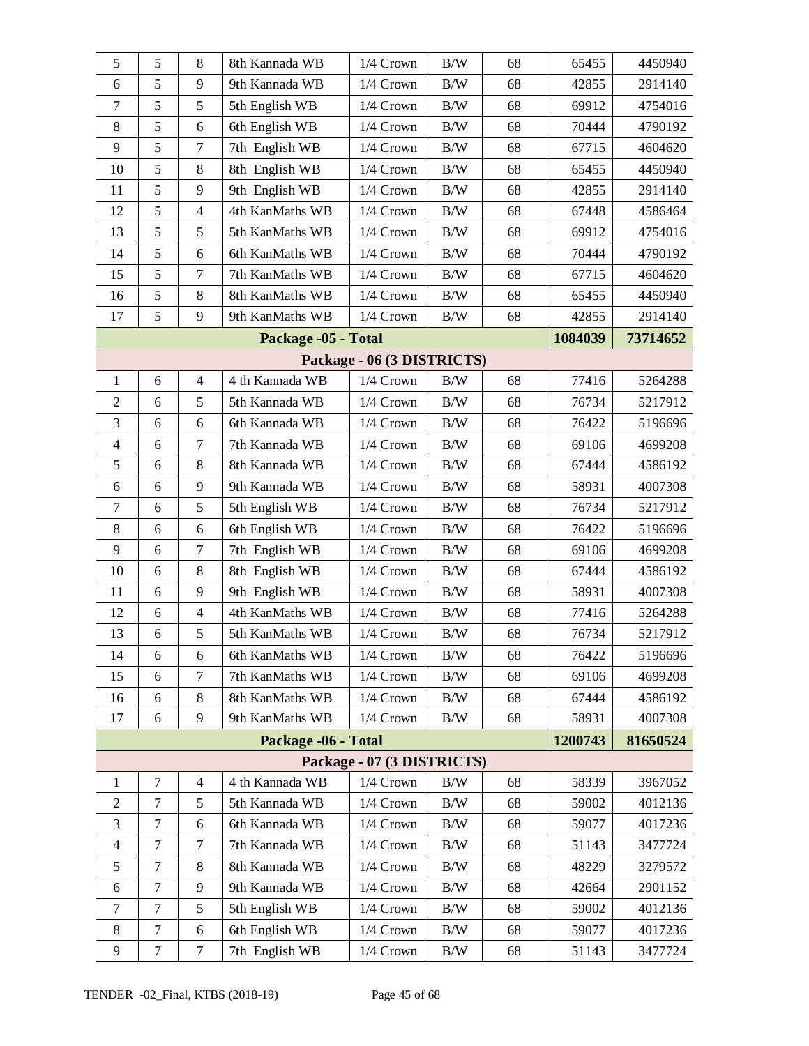| | | | | | | | | |
|---|---|---|---|---|---|---|---|---|
| 5 | 5 | 8 | 8th Kannada WB | 1/4 Crown | B/W | 68 | 65455 | 4450940 |
| 6 | 5 | 9 | 9th Kannada WB | 1/4 Crown | B/W | 68 | 42855 | 2914140 |
| 7 | 5 | 5 | 5th English WB | 1/4 Crown | B/W | 68 | 69912 | 4754016 |
| 8 | 5 | 6 | 6th English WB | 1/4 Crown | B/W | 68 | 70444 | 4790192 |
| 9 | 5 | 7 | 7th English WB | 1/4 Crown | B/W | 68 | 67715 | 4604620 |
| 10 | 5 | 8 | 8th English WB | 1/4 Crown | B/W | 68 | 65455 | 4450940 |
| 11 | 5 | 9 | 9th English WB | 1/4 Crown | B/W | 68 | 42855 | 2914140 |
| 12 | 5 | 4 | 4th KanMaths WB | 1/4 Crown | B/W | 68 | 67448 | 4586464 |
| 13 | 5 | 5 | 5th KanMaths WB | 1/4 Crown | B/W | 68 | 69912 | 4754016 |
| 14 | 5 | 6 | 6th KanMaths WB | 1/4 Crown | B/W | 68 | 70444 | 4790192 |
| 15 | 5 | 7 | 7th KanMaths WB | 1/4 Crown | B/W | 68 | 67715 | 4604620 |
| 16 | 5 | 8 | 8th KanMaths WB | 1/4 Crown | B/W | 68 | 65455 | 4450940 |
| 17 | 5 | 9 | 9th KanMaths WB | 1/4 Crown | B/W | 68 | 42855 | 2914140 |
| | | | **Package -05 - Total** | | | | **1084039** | **73714652** |
| | | | **Package - 06 (3 DISTRICTS)** | | | | | |
| 1 | 6 | 4 | 4 th Kannada WB | 1/4 Crown | B/W | 68 | 77416 | 5264288 |
| 2 | 6 | 5 | 5th Kannada WB | 1/4 Crown | B/W | 68 | 76734 | 5217912 |
| 3 | 6 | 6 | 6th Kannada WB | 1/4 Crown | B/W | 68 | 76422 | 5196696 |
| 4 | 6 | 7 | 7th Kannada WB | 1/4 Crown | B/W | 68 | 69106 | 4699208 |
| 5 | 6 | 8 | 8th Kannada WB | 1/4 Crown | B/W | 68 | 67444 | 4586192 |
| 6 | 6 | 9 | 9th Kannada WB | 1/4 Crown | B/W | 68 | 58931 | 4007308 |
| 7 | 6 | 5 | 5th English WB | 1/4 Crown | B/W | 68 | 76734 | 5217912 |
| 8 | 6 | 6 | 6th English WB | 1/4 Crown | B/W | 68 | 76422 | 5196696 |
| 9 | 6 | 7 | 7th English WB | 1/4 Crown | B/W | 68 | 69106 | 4699208 |
| 10 | 6 | 8 | 8th English WB | 1/4 Crown | B/W | 68 | 67444 | 4586192 |
| 11 | 6 | 9 | 9th English WB | 1/4 Crown | B/W | 68 | 58931 | 4007308 |
| 12 | 6 | 4 | 4th KanMaths WB | 1/4 Crown | B/W | 68 | 77416 | 5264288 |
| 13 | 6 | 5 | 5th KanMaths WB | 1/4 Crown | B/W | 68 | 76734 | 5217912 |
| 14 | 6 | 6 | 6th KanMaths WB | 1/4 Crown | B/W | 68 | 76422 | 5196696 |
| 15 | 6 | 7 | 7th KanMaths WB | 1/4 Crown | B/W | 68 | 69106 | 4699208 |
| 16 | 6 | 8 | 8th KanMaths WB | 1/4 Crown | B/W | 68 | 67444 | 4586192 |
| 17 | 6 | 9 | 9th KanMaths WB | 1/4 Crown | B/W | 68 | 58931 | 4007308 |
| | | | **Package -06 - Total** | | | | **1200743** | **81650524** |
| | | | **Package - 07 (3 DISTRICTS)** | | | | | |
| 1 | 7 | 4 | 4 th Kannada WB | 1/4 Crown | B/W | 68 | 58339 | 3967052 |
| 2 | 7 | 5 | 5th Kannada WB | 1/4 Crown | B/W | 68 | 59002 | 4012136 |
| 3 | 7 | 6 | 6th Kannada WB | 1/4 Crown | B/W | 68 | 59077 | 4017236 |
| 4 | 7 | 7 | 7th Kannada WB | 1/4 Crown | B/W | 68 | 51143 | 3477724 |
| 5 | 7 | 8 | 8th Kannada WB | 1/4 Crown | B/W | 68 | 48229 | 3279572 |
| 6 | 7 | 9 | 9th Kannada WB | 1/4 Crown | B/W | 68 | 42664 | 2901152 |
| 7 | 7 | 5 | 5th English WB | 1/4 Crown | B/W | 68 | 59002 | 4012136 |
| 8 | 7 | 6 | 6th English WB | 1/4 Crown | B/W | 68 | 59077 | 4017236 |
| 9 | 7 | 7 | 7th English WB | 1/4 Crown | B/W | 68 | 51143 | 3477724 |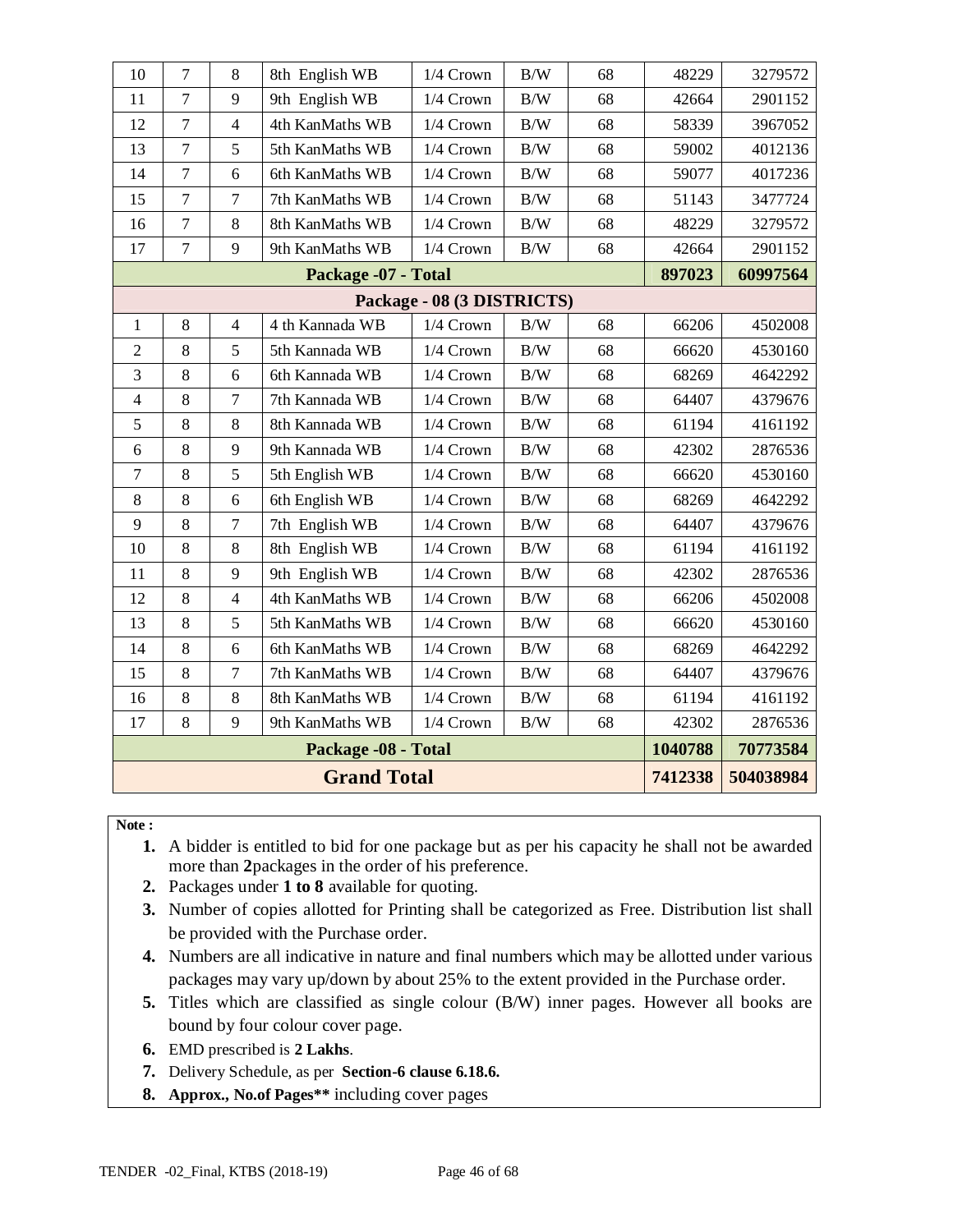| | | | | | | | | |
|---|---|---|---|---|---|---|---|---|
| 10 | 7 | 8 | 8th English WB | 1/4 Crown | B/W | 68 | 48229 | 3279572 |
| 11 | 7 | 9 | 9th English WB | 1/4 Crown | B/W | 68 | 42664 | 2901152 |
| 12 | 7 | 4 | 4th KanMaths WB | 1/4 Crown | B/W | 68 | 58339 | 3967052 |
| 13 | 7 | 5 | 5th KanMaths WB | 1/4 Crown | B/W | 68 | 59002 | 4012136 |
| 14 | 7 | 6 | 6th KanMaths WB | 1/4 Crown | B/W | 68 | 59077 | 4017236 |
| 15 | 7 | 7 | 7th KanMaths WB | 1/4 Crown | B/W | 68 | 51143 | 3477724 |
| 16 | 7 | 8 | 8th KanMaths WB | 1/4 Crown | B/W | 68 | 48229 | 3279572 |
| 17 | 7 | 9 | 9th KanMaths WB | 1/4 Crown | B/W | 68 | 42664 | 2901152 |
| **Package -07 - Total** | | | | | | | **897023** | **60997564** |
| **Package - 08 (3 DISTRICTS)** | | | | | | | | |
| 1 | 8 | 4 | 4 th Kannada WB | 1/4 Crown | B/W | 68 | 66206 | 4502008 |
| 2 | 8 | 5 | 5th Kannada WB | 1/4 Crown | B/W | 68 | 66620 | 4530160 |
| 3 | 8 | 6 | 6th Kannada WB | 1/4 Crown | B/W | 68 | 68269 | 4642292 |
| 4 | 8 | 7 | 7th Kannada WB | 1/4 Crown | B/W | 68 | 64407 | 4379676 |
| 5 | 8 | 8 | 8th Kannada WB | 1/4 Crown | B/W | 68 | 61194 | 4161192 |
| 6 | 8 | 9 | 9th Kannada WB | 1/4 Crown | B/W | 68 | 42302 | 2876536 |
| 7 | 8 | 5 | 5th English WB | 1/4 Crown | B/W | 68 | 66620 | 4530160 |
| 8 | 8 | 6 | 6th English WB | 1/4 Crown | B/W | 68 | 68269 | 4642292 |
| 9 | 8 | 7 | 7th English WB | 1/4 Crown | B/W | 68 | 64407 | 4379676 |
| 10 | 8 | 8 | 8th English WB | 1/4 Crown | B/W | 68 | 61194 | 4161192 |
| 11 | 8 | 9 | 9th English WB | 1/4 Crown | B/W | 68 | 42302 | 2876536 |
| 12 | 8 | 4 | 4th KanMaths WB | 1/4 Crown | B/W | 68 | 66206 | 4502008 |
| 13 | 8 | 5 | 5th KanMaths WB | 1/4 Crown | B/W | 68 | 66620 | 4530160 |
| 14 | 8 | 6 | 6th KanMaths WB | 1/4 Crown | B/W | 68 | 68269 | 4642292 |
| 15 | 8 | 7 | 7th KanMaths WB | 1/4 Crown | B/W | 68 | 64407 | 4379676 |
| 16 | 8 | 8 | 8th KanMaths WB | 1/4 Crown | B/W | 68 | 61194 | 4161192 |
| 17 | 8 | 9 | 9th KanMaths WB | 1/4 Crown | B/W | 68 | 42302 | 2876536 |
| **Package -08 - Total** | | | | | | | **1040788** | **70773584** |
| **Grand Total** | | | | | | | **7412338** | **504038984** |

**Note :**

1. A bidder is entitled to bid for one package but as per his capacity he shall not be awarded more than **2**packages in the order of his preference.
2. Packages under **1 to 8** available for quoting.
3. Number of copies allotted for Printing shall be categorized as Free. Distribution list shall be provided with the Purchase order.
4. Numbers are all indicative in nature and final numbers which may be allotted under various packages may vary up/down by about 25% to the extent provided in the Purchase order.
5. Titles which are classified as single colour (B/W) inner pages. However all books are bound by four colour cover page.
6. EMD prescribed is **2 Lakhs**.
7. Delivery Schedule, as per **Section-6 clause 6.18.6.**
8. **Approx., No.of Pages**** including cover pages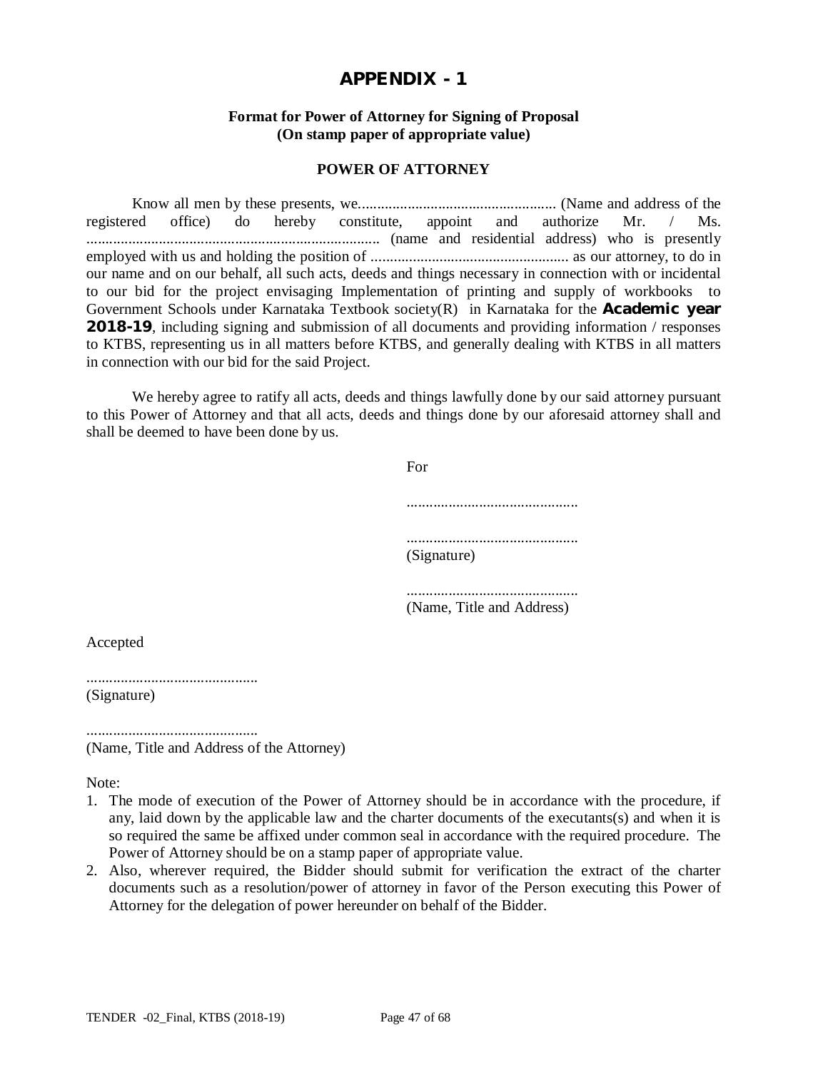# APPENDIX - 1

**Format for Power of Attorney for Signing of Proposal**
**(On stamp paper of appropriate value)**

**POWER OF ATTORNEY**

Know all men by these presents, we................................................... (Name and address of the registered office) do hereby constitute, appoint and authorize Mr. / Ms. ............................................................................ (name and residential address) who is presently employed with us and holding the position of .................................................... as our attorney, to do in our name and on our behalf, all such acts, deeds and things necessary in connection with or incidental to our bid for the project envisaging Implementation of printing and supply of workbooks to Government Schools under Karnataka Textbook society(R) in Karnataka for the **Academic year 2018-19**, including signing and submission of all documents and providing information / responses to KTBS, representing us in all matters before KTBS, and generally dealing with KTBS in all matters in connection with our bid for the said Project.

We hereby agree to ratify all acts, deeds and things lawfully done by our said attorney pursuant to this Power of Attorney and that all acts, deeds and things done by our aforesaid attorney shall and shall be deemed to have been done by us.

For

.............................................

.............................................
(Signature)

.............................................
(Name, Title and Address)

Accepted

.............................................
(Signature)

.............................................
(Name, Title and Address of the Attorney)

Note:

1. The mode of execution of the Power of Attorney should be in accordance with the procedure, if any, laid down by the applicable law and the charter documents of the executants(s) and when it is so required the same be affixed under common seal in accordance with the required procedure. The Power of Attorney should be on a stamp paper of appropriate value.
2. Also, wherever required, the Bidder should submit for verification the extract of the charter documents such as a resolution/power of attorney in favor of the Person executing this Power of Attorney for the delegation of power hereunder on behalf of the Bidder.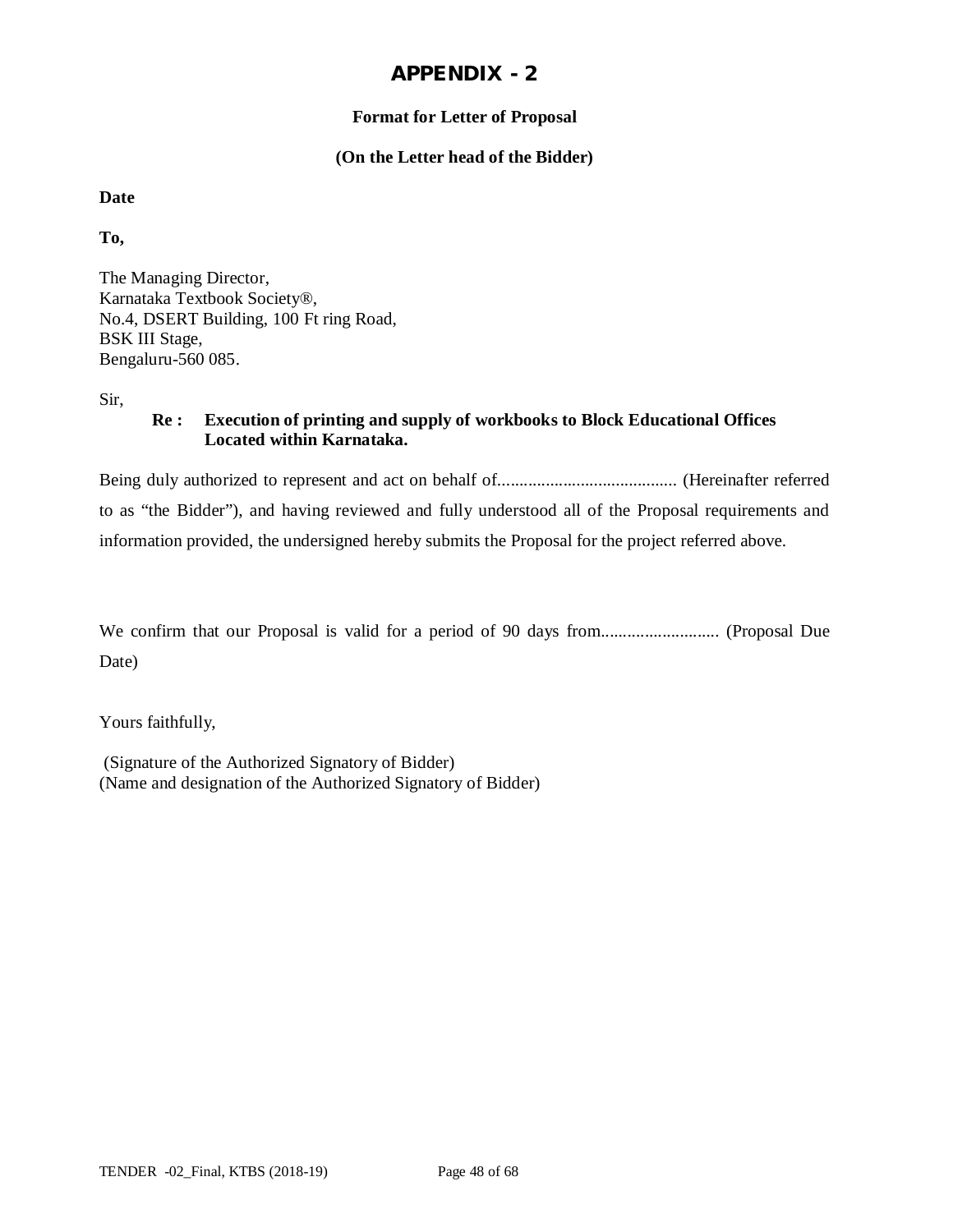# APPENDIX - 2

**Format for Letter of Proposal**

**(On the Letter head of the Bidder)**

**Date**

**To,**

The Managing Director,
Karnataka Textbook Society®,
No.4, DSERT Building, 100 Ft ring Road,
BSK III Stage,
Bengaluru-560 085.

Sir,

**Re : Execution of printing and supply of workbooks to Block Educational Offices Located within Karnataka.**

Being duly authorized to represent and act on behalf of......................................... (Hereinafter referred to as "the Bidder"), and having reviewed and fully understood all of the Proposal requirements and information provided, the undersigned hereby submits the Proposal for the project referred above.

We confirm that our Proposal is valid for a period of 90 days from........................... (Proposal Due Date)

Yours faithfully,

(Signature of the Authorized Signatory of Bidder)
(Name and designation of the Authorized Signatory of Bidder)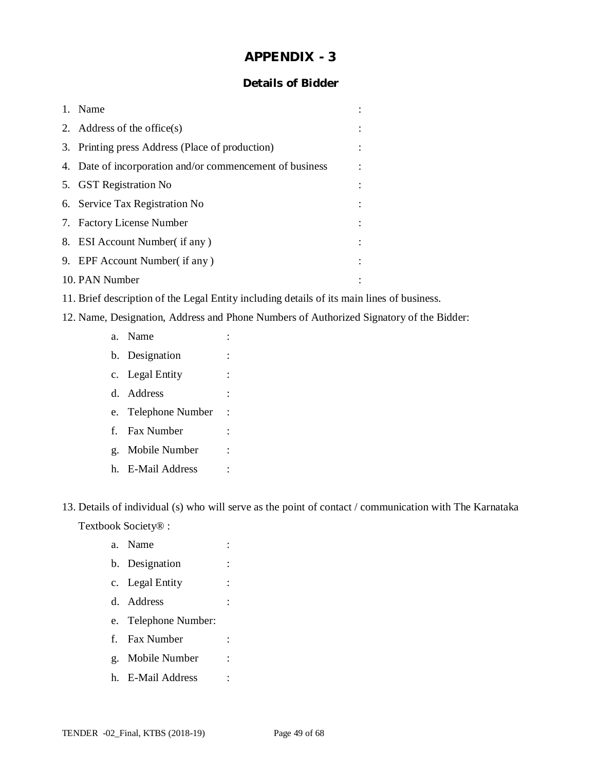# APPENDIX - 3

## Details of Bidder

1. Name :
2. Address of the office(s) :
3. Printing press Address (Place of production) :
4. Date of incorporation and/or commencement of business :
5. GST Registration No :
6. Service Tax Registration No :
7. Factory License Number :
8. ESI Account Number( if any ) :
9. EPF Account Number( if any ) :
10. PAN Number :
11. Brief description of the Legal Entity including details of its main lines of business.
12. Name, Designation, Address and Phone Numbers of Authorized Signatory of the Bidder:
    a. Name :
    b. Designation :
    c. Legal Entity :
    d. Address :
    e. Telephone Number :
    f. Fax Number :
    g. Mobile Number :
    h. E-Mail Address :

13. Details of individual (s) who will serve as the point of contact / communication with The Karnataka Textbook Society® :
    a. Name :
    b. Designation :
    c. Legal Entity :
    d. Address :
    e. Telephone Number:
    f. Fax Number :
    g. Mobile Number :
    h. E-Mail Address :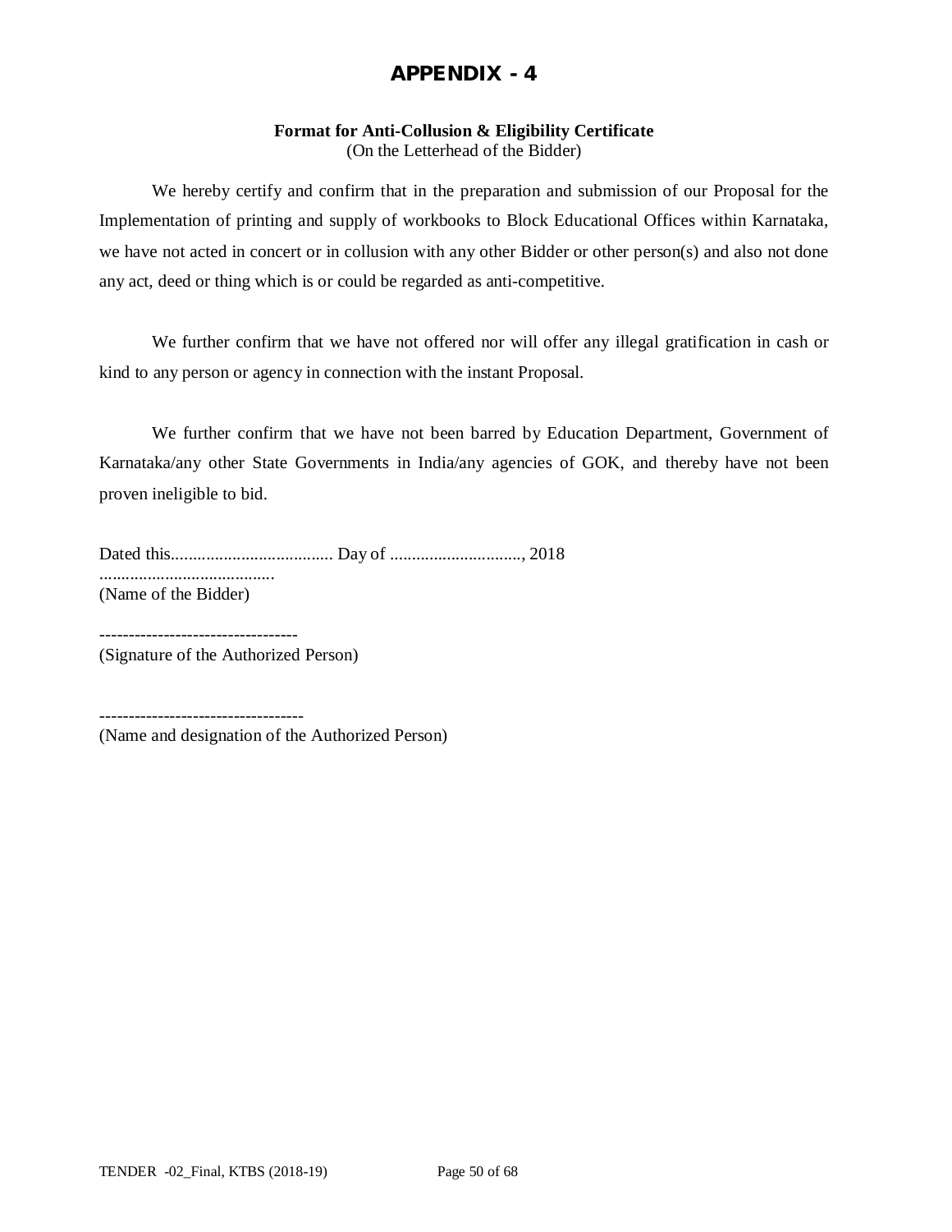# APPENDIX - 4

**Format for Anti-Collusion & Eligibility Certificate**
(On the Letterhead of the Bidder)

We hereby certify and confirm that in the preparation and submission of our Proposal for the Implementation of printing and supply of workbooks to Block Educational Offices within Karnataka, we have not acted in concert or in collusion with any other Bidder or other person(s) and also not done any act, deed or thing which is or could be regarded as anti-competitive.

We further confirm that we have not offered nor will offer any illegal gratification in cash or kind to any person or agency in connection with the instant Proposal.

We further confirm that we have not been barred by Education Department, Government of Karnataka/any other State Governments in India/any agencies of GOK, and thereby have not been proven ineligible to bid.

Dated this.................................... Day of .............................., 2018

........................................
(Name of the Bidder)

----------------------------------
(Signature of the Authorized Person)

-----------------------------------
(Name and designation of the Authorized Person)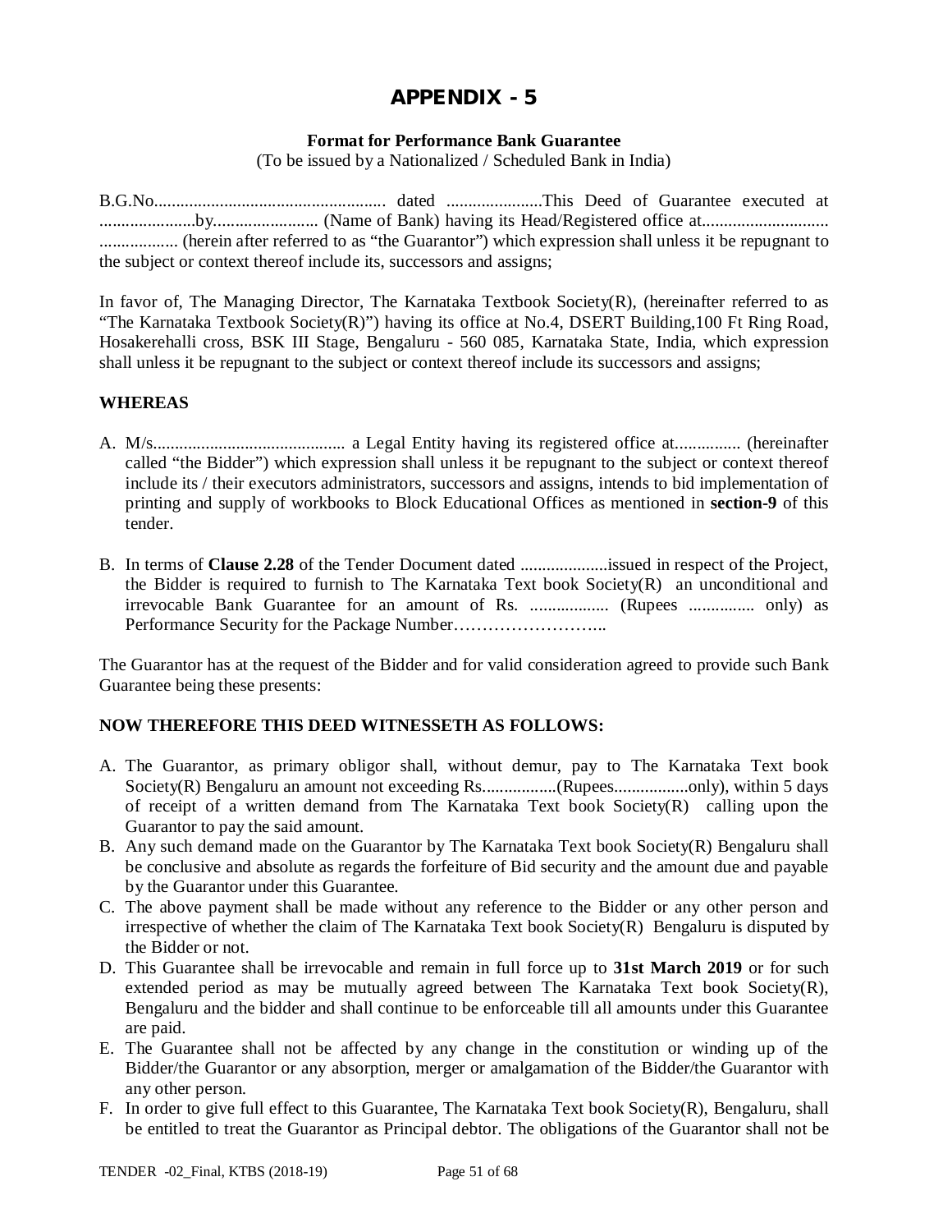# APPENDIX - 5

**Format for Performance Bank Guarantee**

(To be issued by a Nationalized / Scheduled Bank in India)

B.G.No..................................................... dated ......................This Deed of Guarantee executed at ......................by........................ (Name of Bank) having its Head/Registered office at............................ .................. (herein after referred to as "the Guarantor") which expression shall unless it be repugnant to the subject or context thereof include its, successors and assigns;

In favor of, The Managing Director, The Karnataka Textbook Society(R), (hereinafter referred to as "The Karnataka Textbook Society(R)") having its office at No.4, DSERT Building,100 Ft Ring Road, Hosakerehalli cross, BSK III Stage, Bengaluru - 560 085, Karnataka State, India, which expression shall unless it be repugnant to the subject or context thereof include its successors and assigns;

**WHEREAS**

A. M/s............................................ a Legal Entity having its registered office at............... (hereinafter called "the Bidder") which expression shall unless it be repugnant to the subject or context thereof include its / their executors administrators, successors and assigns, intends to bid implementation of printing and supply of workbooks to Block Educational Offices as mentioned in **section-9** of this tender.

B. In terms of **Clause 2.28** of the Tender Document dated ....................issued in respect of the Project, the Bidder is required to furnish to The Karnataka Text book Society(R) an unconditional and irrevocable Bank Guarantee for an amount of Rs. .................. (Rupees ............... only) as Performance Security for the Package Number……………………..

The Guarantor has at the request of the Bidder and for valid consideration agreed to provide such Bank Guarantee being these presents:

**NOW THEREFORE THIS DEED WITNESSETH AS FOLLOWS:**

A. The Guarantor, as primary obligor shall, without demur, pay to The Karnataka Text book Society(R) Bengaluru an amount not exceeding Rs.................(Rupees.................only), within 5 days of receipt of a written demand from The Karnataka Text book Society(R) calling upon the Guarantor to pay the said amount.
B. Any such demand made on the Guarantor by The Karnataka Text book Society(R) Bengaluru shall be conclusive and absolute as regards the forfeiture of Bid security and the amount due and payable by the Guarantor under this Guarantee.
C. The above payment shall be made without any reference to the Bidder or any other person and irrespective of whether the claim of The Karnataka Text book Society(R) Bengaluru is disputed by the Bidder or not.
D. This Guarantee shall be irrevocable and remain in full force up to **31st March 2019** or for such extended period as may be mutually agreed between The Karnataka Text book Society(R), Bengaluru and the bidder and shall continue to be enforceable till all amounts under this Guarantee are paid.
E. The Guarantee shall not be affected by any change in the constitution or winding up of the Bidder/the Guarantor or any absorption, merger or amalgamation of the Bidder/the Guarantor with any other person.
F. In order to give full effect to this Guarantee, The Karnataka Text book Society(R), Bengaluru, shall be entitled to treat the Guarantor as Principal debtor. The obligations of the Guarantor shall not be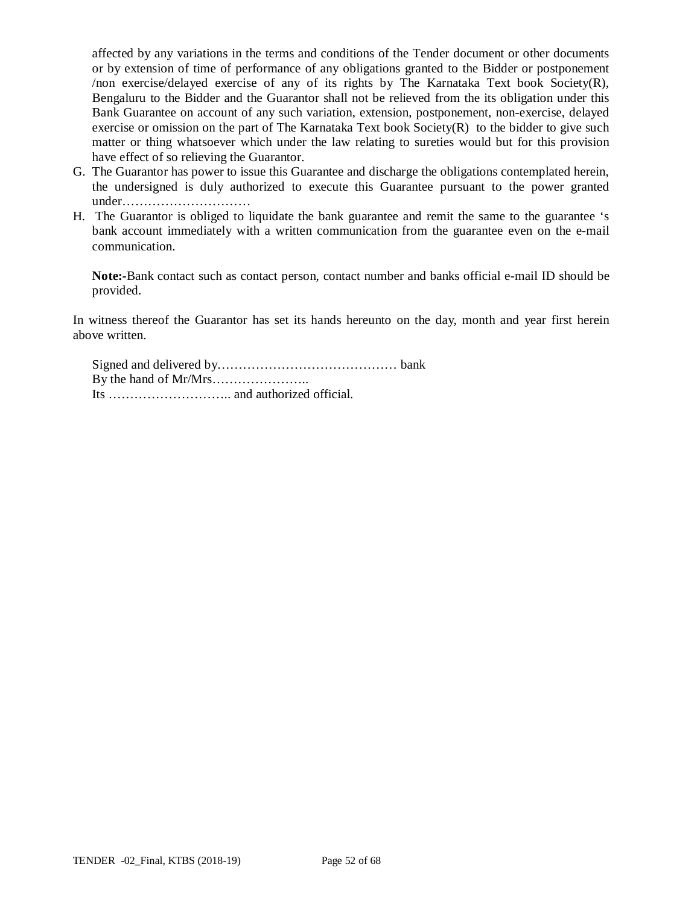affected by any variations in the terms and conditions of the Tender document or other documents or by extension of time of performance of any obligations granted to the Bidder or postponement /non exercise/delayed exercise of any of its rights by The Karnataka Text book Society(R), Bengaluru to the Bidder and the Guarantor shall not be relieved from the its obligation under this Bank Guarantee on account of any such variation, extension, postponement, non-exercise, delayed exercise or omission on the part of The Karnataka Text book Society(R) to the bidder to give such matter or thing whatsoever which under the law relating to sureties would but for this provision have effect of so relieving the Guarantor.

G. The Guarantor has power to issue this Guarantee and discharge the obligations contemplated herein, the undersigned is duly authorized to execute this Guarantee pursuant to the power granted under…………………………

H. The Guarantor is obliged to liquidate the bank guarantee and remit the same to the guarantee 's bank account immediately with a written communication from the guarantee even on the e-mail communication.

**Note:-**Bank contact such as contact person, contact number and banks official e-mail ID should be provided.

In witness thereof the Guarantor has set its hands hereunto on the day, month and year first herein above written.

Signed and delivered by…………………………………… bank
By the hand of Mr/Mrs…………………..
Its ……………………….. and authorized official.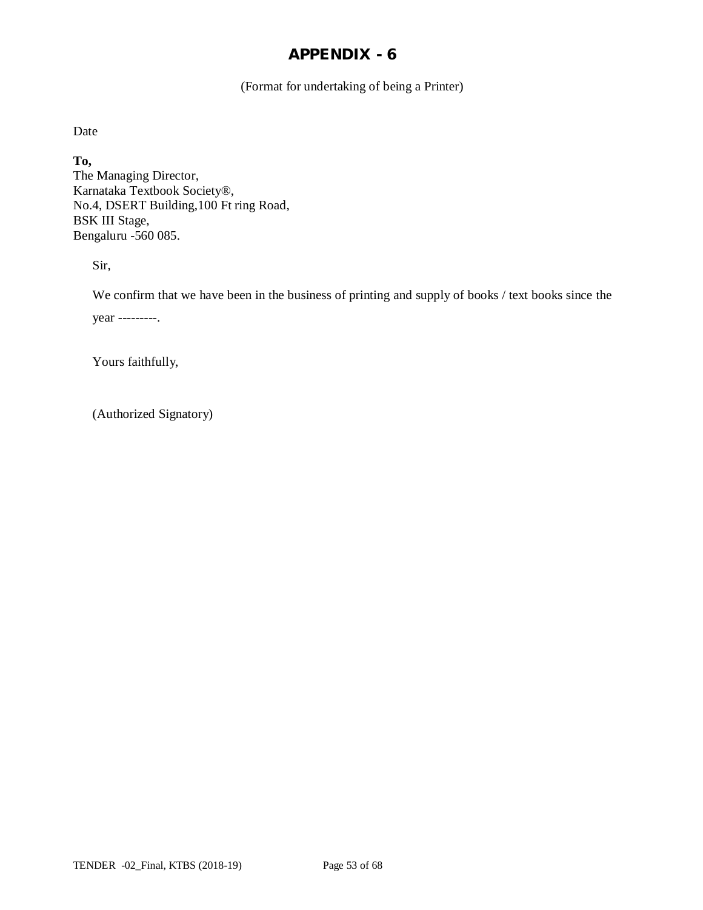# APPENDIX - 6

(Format for undertaking of being a Printer)

Date

**To,**
The Managing Director,
Karnataka Textbook Society®,
No.4, DSERT Building,100 Ft ring Road,
BSK III Stage,
Bengaluru -560 085.

Sir,

We confirm that we have been in the business of printing and supply of books / text books since the year ---------.

Yours faithfully,

(Authorized Signatory)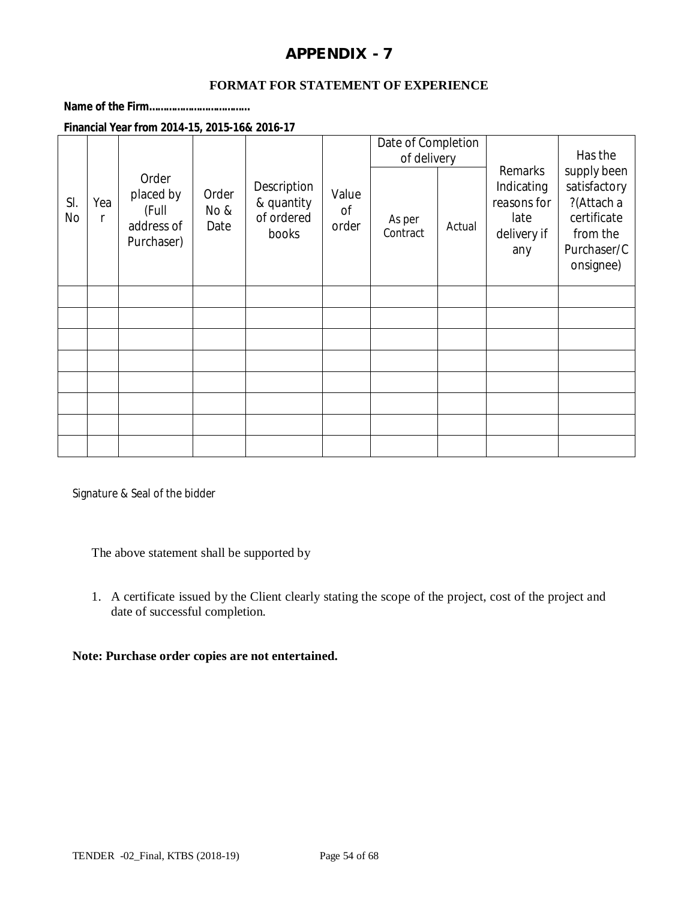# APPENDIX - 7

## FORMAT FOR STATEMENT OF EXPERIENCE

**Name of the Firm……………………………**

**Financial Year from 2014-15, 2015-16& 2016-17**

| Sl. No | Year | Order placed by (Full address of Purchaser) | Order No & Date | Description & quantity of ordered books | Value of order | Date of Completion of delivery | | Remarks Indicating reasons for late delivery if any | Has the supply been satisfactory ?(Attach a certificate from the Purchaser/Consignee) |
|---|---|---|---|---|---|---|---|---|---|
| | | | | | | As per Contract | Actual | | |
| | | | | | | | | | |
| | | | | | | | | | |
| | | | | | | | | | |
| | | | | | | | | | |
| | | | | | | | | | |
| | | | | | | | | | |
| | | | | | | | | | |
| | | | | | | | | | |

Signature & Seal of the bidder

The above statement shall be supported by

1. A certificate issued by the Client clearly stating the scope of the project, cost of the project and date of successful completion.

**Note: Purchase order copies are not entertained.**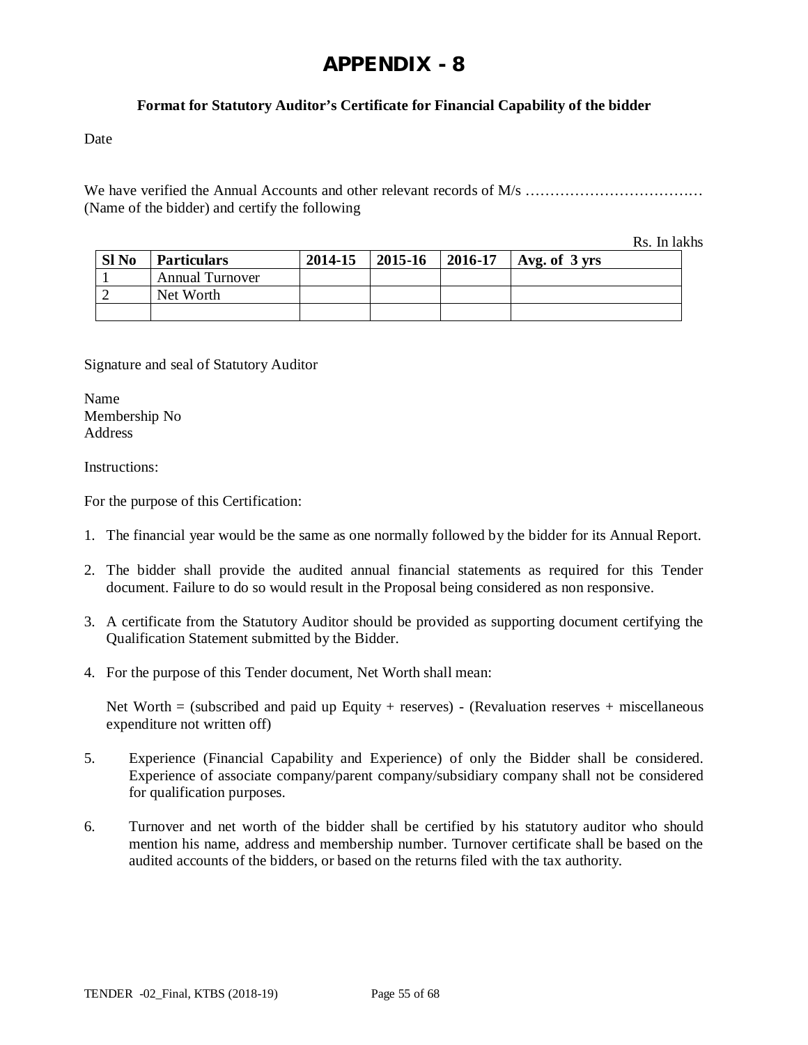# APPENDIX - 8

**Format for Statutory Auditor's Certificate for Financial Capability of the bidder**

Date

We have verified the Annual Accounts and other relevant records of M/s ……………………………… (Name of the bidder) and certify the following

Rs. In lakhs

| **Sl No** | **Particulars** | **2014-15** | **2015-16** | **2016-17** | **Avg. of 3 yrs** |
|---|---|---|---|---|---|
| 1 | Annual Turnover | | | | |
| 2 | Net Worth | | | | |
| | | | | | |

Signature and seal of Statutory Auditor

Name
Membership No
Address

Instructions:

For the purpose of this Certification:

1. The financial year would be the same as one normally followed by the bidder for its Annual Report.
2. The bidder shall provide the audited annual financial statements as required for this Tender document. Failure to do so would result in the Proposal being considered as non responsive.
3. A certificate from the Statutory Auditor should be provided as supporting document certifying the Qualification Statement submitted by the Bidder.
4. For the purpose of this Tender document, Net Worth shall mean:

   Net Worth = (subscribed and paid up Equity + reserves) - (Revaluation reserves + miscellaneous expenditure not written off)

5. Experience (Financial Capability and Experience) of only the Bidder shall be considered. Experience of associate company/parent company/subsidiary company shall not be considered for qualification purposes.
6. Turnover and net worth of the bidder shall be certified by his statutory auditor who should mention his name, address and membership number. Turnover certificate shall be based on the audited accounts of the bidders, or based on the returns filed with the tax authority.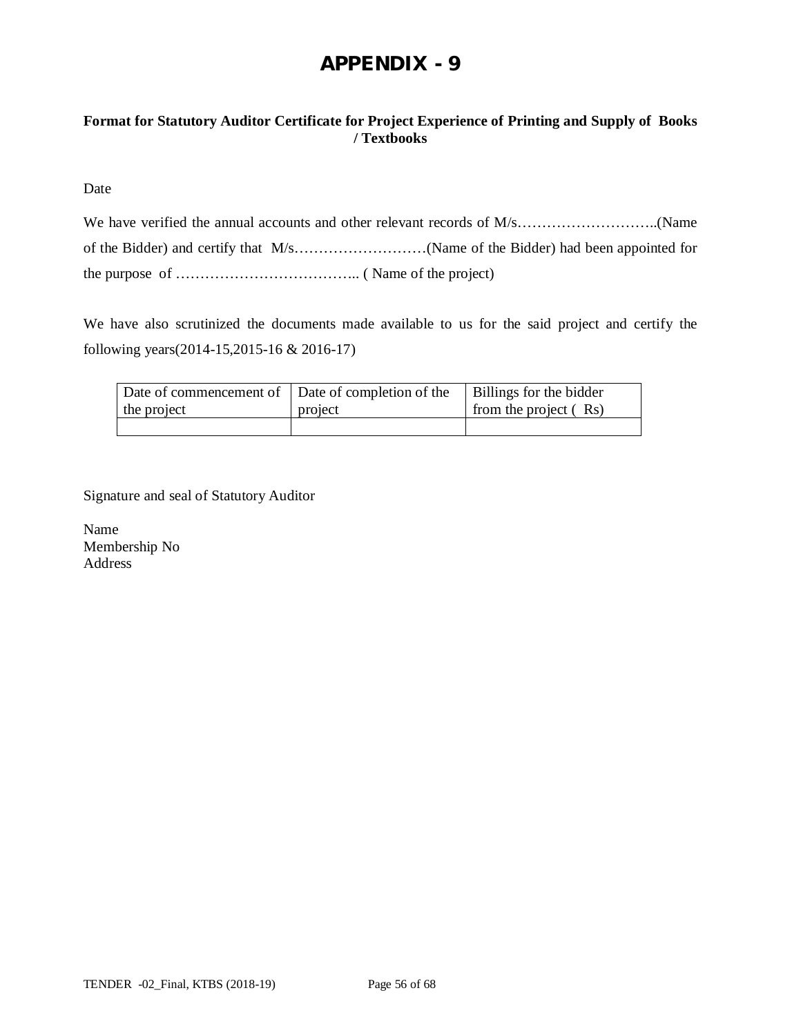# APPENDIX - 9

**Format for Statutory Auditor Certificate for Project Experience of Printing and Supply of Books / Textbooks**

Date

We have verified the annual accounts and other relevant records of M/s………………………..(Name of the Bidder) and certify that M/s………………………(Name of the Bidder) had been appointed for the purpose of ……………………………….. ( Name of the project)

We have also scrutinized the documents made available to us for the said project and certify the following years(2014-15,2015-16 & 2016-17)

| Date of commencement of the project | Date of completion of the project | Billings for the bidder from the project ( Rs) |
| --- | --- | --- |
| | | |

Signature and seal of Statutory Auditor

Name
Membership No
Address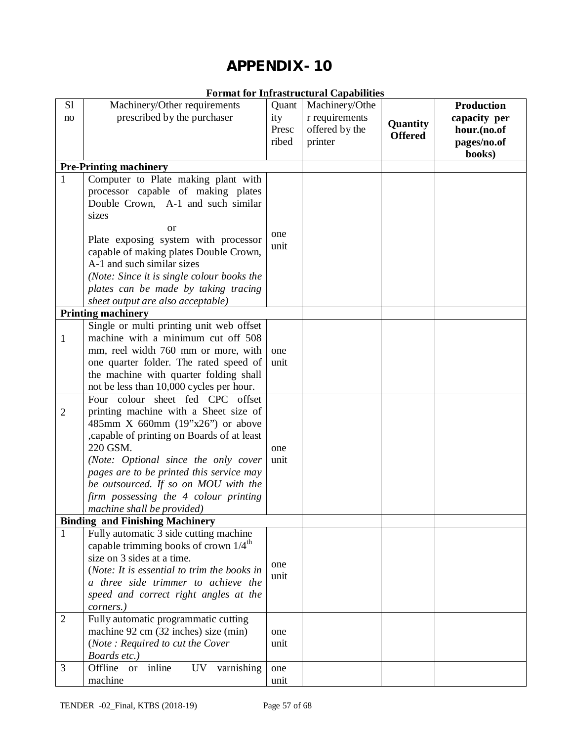# APPENDIX- 10

**Format for Infrastructural Capabilities**

| Sl no | Machinery/Other requirements prescribed by the purchaser | Quantity Prescribed | Machinery/Other requirements offered by the printer | **Quantity Offered** | **Production capacity per hour.(no.of pages/no.of books)** |
|---|---|---|---|---|---|
| **Pre-Printing machinery** | | | | | |
| 1 | Computer to Plate making plant with processor capable of making plates Double Crown, A-1 and such similar sizes<br>or<br>Plate exposing system with processor capable of making plates Double Crown, A-1 and such similar sizes<br>*(Note: Since it is single colour books the plates can be made by taking tracing sheet output are also acceptable)* | one unit | | | |
| **Printing machinery** | | | | | |
| 1 | Single or multi printing unit web offset machine with a minimum cut off 508 mm, reel width 760 mm or more, with one quarter folder. The rated speed of the machine with quarter folding shall not be less than 10,000 cycles per hour. | one unit | | | |
| 2 | Four colour sheet fed CPC offset printing machine with a Sheet size of 485mm X 660mm (19"x26") or above ,capable of printing on Boards of at least 220 GSM.<br>*(Note: Optional since the only cover pages are to be printed this service may be outsourced. If so on MOU with the firm possessing the 4 colour printing machine shall be provided)* | one unit | | | |
| **Binding and Finishing Machinery** | | | | | |
| 1 | Fully automatic 3 side cutting machine capable trimming books of crown 1/4th size on 3 sides at a time.<br>(*Note: It is essential to trim the books in a three side trimmer to achieve the speed and correct right angles at the corners.)* | one unit | | | |
| 2 | Fully automatic programmatic cutting machine 92 cm (32 inches) size (min)<br>(*Note : Required to cut the Cover Boards etc.)* | one unit | | | |
| 3 | Offline or inline UV varnishing machine | one unit | | | |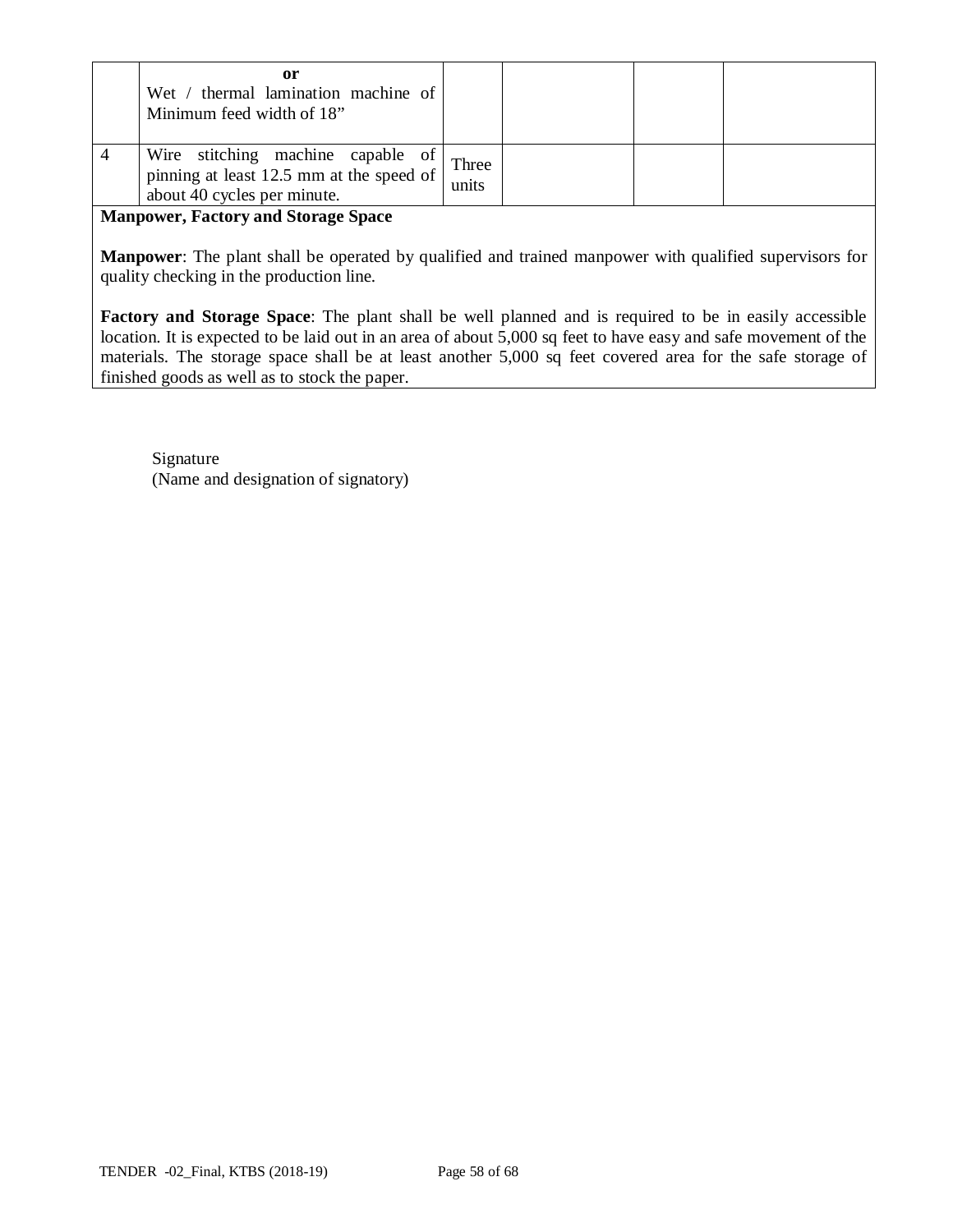| | | | | | |
|---|---|---|---|---|---|
| | **or**<br>Wet / thermal lamination machine of Minimum feed width of 18” | | | | |
| 4 | Wire stitching machine capable of pinning at least 12.5 mm at the speed of about 40 cycles per minute. | Three units | | | |

**Manpower, Factory and Storage Space**

**Manpower**: The plant shall be operated by qualified and trained manpower with qualified supervisors for quality checking in the production line.

**Factory and Storage Space**: The plant shall be well planned and is required to be in easily accessible location. It is expected to be laid out in an area of about 5,000 sq feet to have easy and safe movement of the materials. The storage space shall be at least another 5,000 sq feet covered area for the safe storage of finished goods as well as to stock the paper.

Signature
(Name and designation of signatory)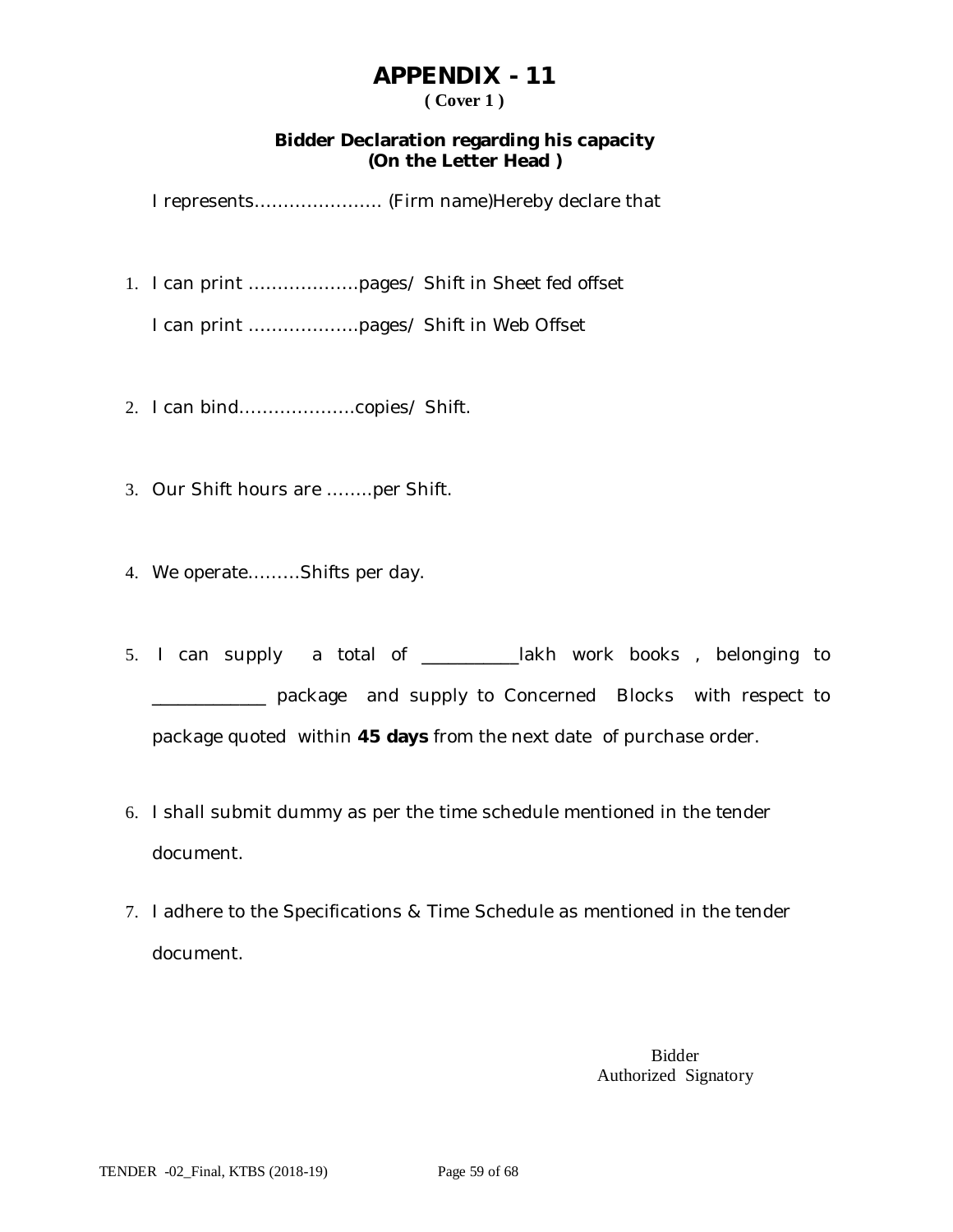# APPENDIX - 11

**( Cover 1 )**

**Bidder Declaration regarding his capacity**
**(On the Letter Head )**

I represents………………….. (Firm name)Hereby declare that

1. I can print ……………….pages/ Shift in Sheet fed offset

   I can print ……………….pages/ Shift in Web Offset

2. I can bind………………..copies/ Shift.

3. Our Shift hours are ……..per Shift.

4. We operate………Shifts per day.

5. I can supply a total of __________lakh work books , belonging to ___________ package and supply to Concerned Blocks with respect to package quoted within **45 days** from the next date of purchase order.

6. I shall submit dummy as per the time schedule mentioned in the tender document.

7. I adhere to the Specifications & Time Schedule as mentioned in the tender document.

Bidder
Authorized Signatory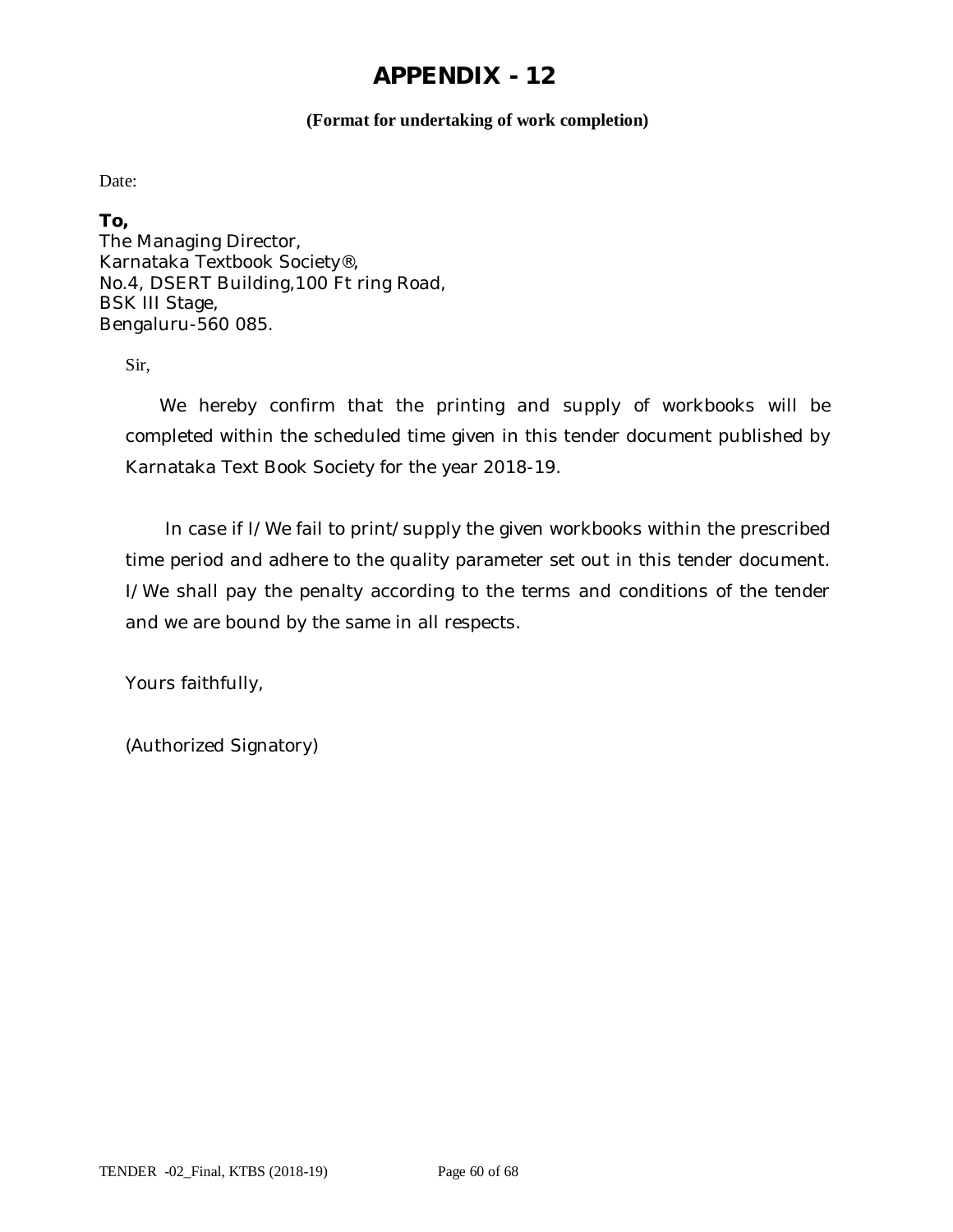# APPENDIX - 12

**(Format for undertaking of work completion)**

Date:

**To,**
The Managing Director,
Karnataka Textbook Society®,
No.4, DSERT Building,100 Ft ring Road,
BSK III Stage,
Bengaluru-560 085.

Sir,

We hereby confirm that the printing and supply of workbooks will be completed within the scheduled time given in this tender document published by Karnataka Text Book Society for the year 2018-19.

In case if I/We fail to print/supply the given workbooks within the prescribed time period and adhere to the quality parameter set out in this tender document. I/We shall pay the penalty according to the terms and conditions of the tender and we are bound by the same in all respects.

Yours faithfully,

(Authorized Signatory)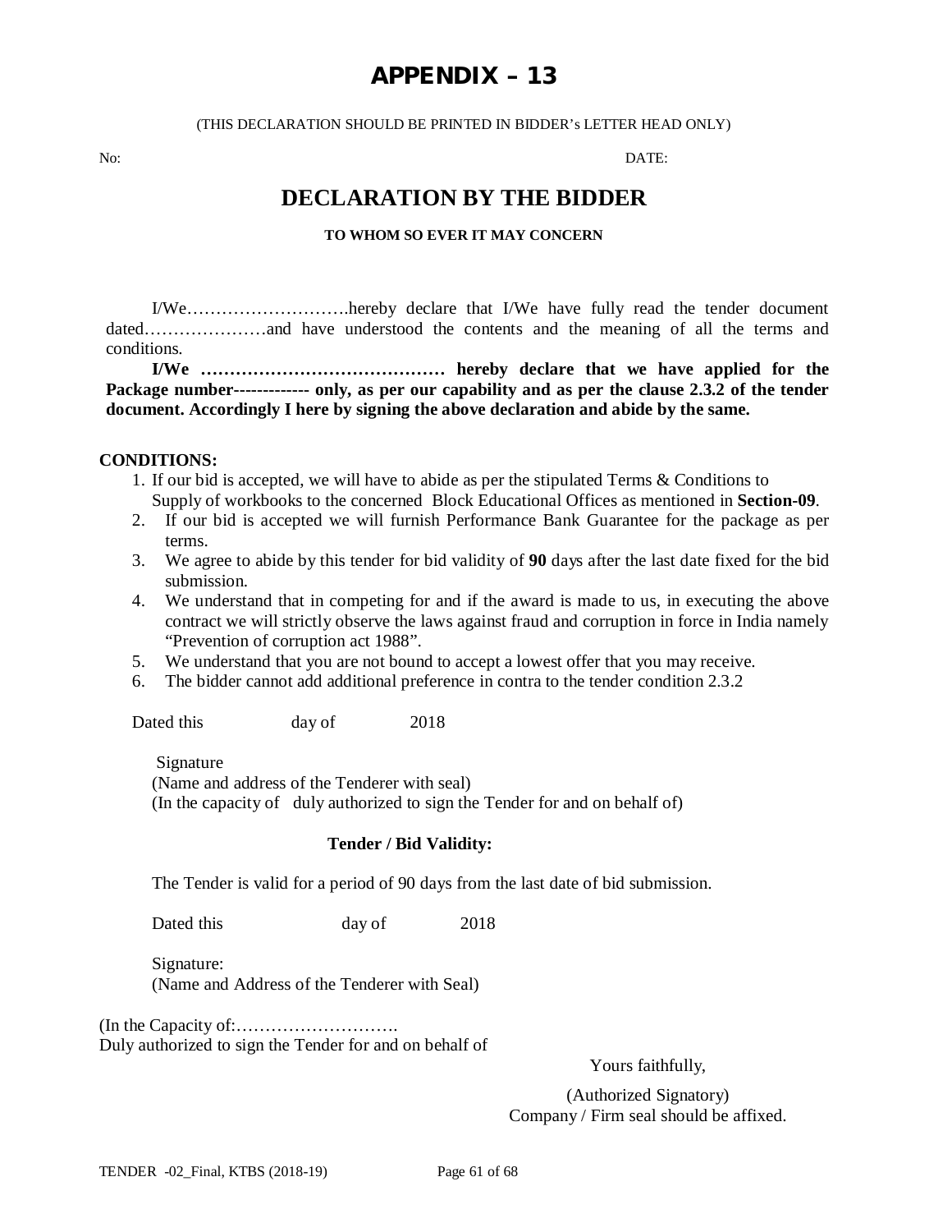# APPENDIX – 13

(THIS DECLARATION SHOULD BE PRINTED IN BIDDER's LETTER HEAD ONLY)

No: DATE:

## DECLARATION BY THE BIDDER

**TO WHOM SO EVER IT MAY CONCERN**

I/We……………………….hereby declare that I/We have fully read the tender document dated…………………and have understood the contents and the meaning of all the terms and conditions.

**I/We …………………………………… hereby declare that we have applied for the Package number------------- only, as per our capability and as per the clause 2.3.2 of the tender document. Accordingly I here by signing the above declaration and abide by the same.**

**CONDITIONS:**

1. If our bid is accepted, we will have to abide as per the stipulated Terms & Conditions to Supply of workbooks to the concerned Block Educational Offices as mentioned in **Section-09**.
2. If our bid is accepted we will furnish Performance Bank Guarantee for the package as per terms.
3. We agree to abide by this tender for bid validity of **90** days after the last date fixed for the bid submission.
4. We understand that in competing for and if the award is made to us, in executing the above contract we will strictly observe the laws against fraud and corruption in force in India namely "Prevention of corruption act 1988".
5. We understand that you are not bound to accept a lowest offer that you may receive.
6. The bidder cannot add additional preference in contra to the tender condition 2.3.2

Dated this day of 2018

Signature
(Name and address of the Tenderer with seal)
(In the capacity of duly authorized to sign the Tender for and on behalf of)

**Tender / Bid Validity:**

The Tender is valid for a period of 90 days from the last date of bid submission.

Dated this day of 2018

Signature:
(Name and Address of the Tenderer with Seal)

(In the Capacity of:……………………….
Duly authorized to sign the Tender for and on behalf of

Yours faithfully,

(Authorized Signatory)
Company / Firm seal should be affixed.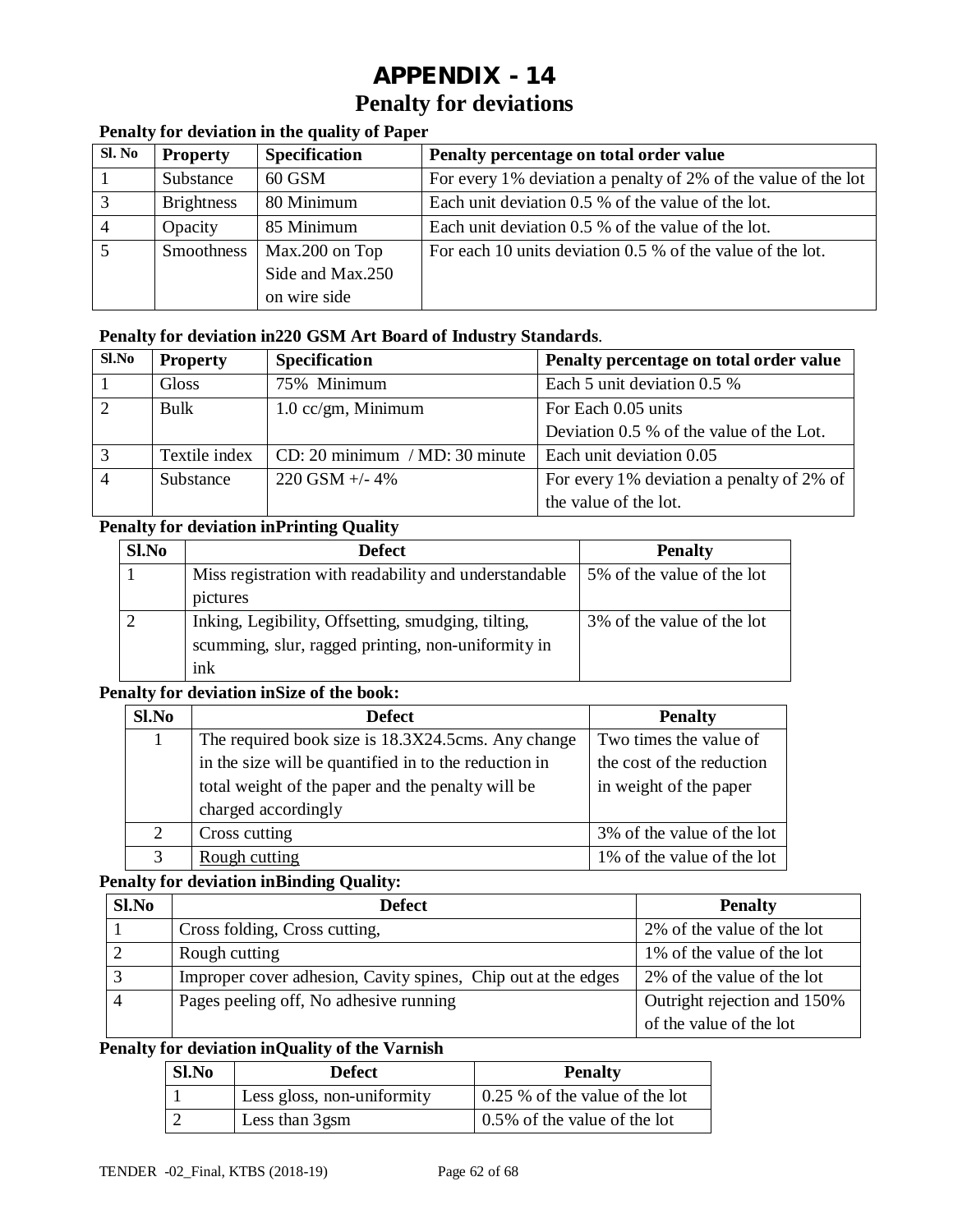# APPENDIX - 14

## Penalty for deviations

**Penalty for deviation in the quality of Paper**

| Sl. No | Property | Specification | Penalty percentage on total order value |
|---|---|---|---|
| 1 | Substance | 60 GSM | For every 1% deviation a penalty of 2% of the value of the lot |
| 3 | Brightness | 80 Minimum | Each unit deviation 0.5 % of the value of the lot. |
| 4 | Opacity | 85 Minimum | Each unit deviation 0.5 % of the value of the lot. |
| 5 | Smoothness | Max.200 on Top Side and Max.250 on wire side | For each 10 units deviation 0.5 % of the value of the lot. |

**Penalty for deviation in220 GSM Art Board of Industry Standards**.

| Sl.No | Property | Specification | Penalty percentage on total order value |
|---|---|---|---|
| 1 | Gloss | 75% Minimum | Each 5 unit deviation 0.5 % |
| 2 | Bulk | 1.0 cc/gm, Minimum | For Each 0.05 units Deviation 0.5 % of the value of the Lot. |
| 3 | Textile index | CD: 20 minimum / MD: 30 minute | Each unit deviation 0.05 |
| 4 | Substance | 220 GSM +/- 4% | For every 1% deviation a penalty of 2% of the value of the lot. |

**Penalty for deviation inPrinting Quality**

| Sl.No | Defect | Penalty |
|---|---|---|
| 1 | Miss registration with readability and understandable pictures | 5% of the value of the lot |
| 2 | Inking, Legibility, Offsetting, smudging, tilting, scumming, slur, ragged printing, non-uniformity in ink | 3% of the value of the lot |

**Penalty for deviation inSize of the book:**

| Sl.No | Defect | Penalty |
|---|---|---|
| 1 | The required book size is 18.3X24.5cms. Any change in the size will be quantified in to the reduction in total weight of the paper and the penalty will be charged accordingly | Two times the value of the cost of the reduction in weight of the paper |
| 2 | Cross cutting | 3% of the value of the lot |
| 3 | Rough cutting | 1% of the value of the lot |

**Penalty for deviation inBinding Quality:**

| Sl.No | Defect | Penalty |
|---|---|---|
| 1 | Cross folding, Cross cutting, | 2% of the value of the lot |
| 2 | Rough cutting | 1% of the value of the lot |
| 3 | Improper cover adhesion, Cavity spines, Chip out at the edges | 2% of the value of the lot |
| 4 | Pages peeling off, No adhesive running | Outright rejection and 150% of the value of the lot |

**Penalty for deviation inQuality of the Varnish**

| Sl.No | Defect | Penalty |
|---|---|---|
| 1 | Less gloss, non-uniformity | 0.25 % of the value of the lot |
| 2 | Less than 3gsm | 0.5% of the value of the lot |

TENDER -02_Final, KTBS (2018-19)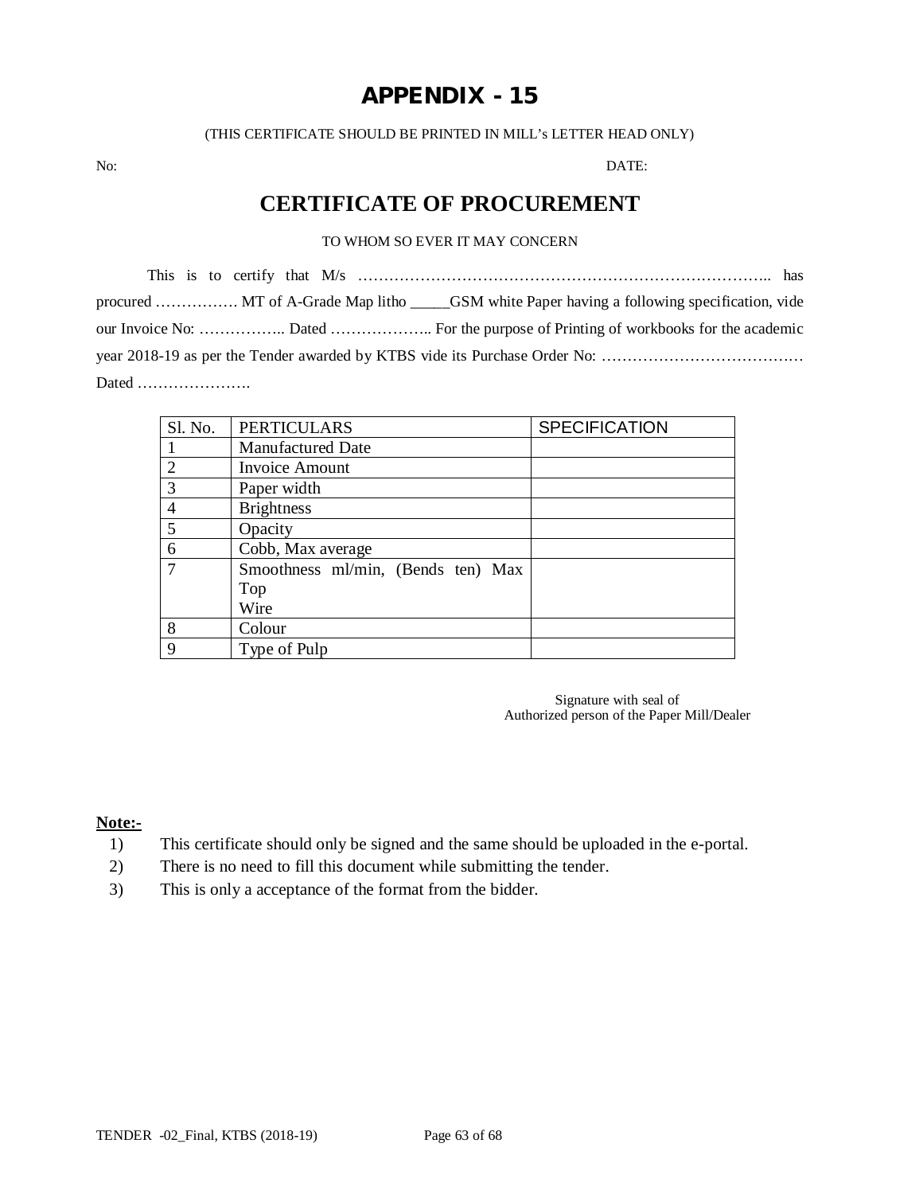# APPENDIX - 15

(THIS CERTIFICATE SHOULD BE PRINTED IN MILL's LETTER HEAD ONLY)

No: DATE:

## CERTIFICATE OF PROCUREMENT

TO WHOM SO EVER IT MAY CONCERN

This is to certify that M/s ……………………………………………………………………….. has procured ……………. MT of A-Grade Map litho _____GSM white Paper having a following specification, vide our Invoice No: …………….. Dated ……………….. For the purpose of Printing of workbooks for the academic year 2018-19 as per the Tender awarded by KTBS vide its Purchase Order No: …………………………………. Dated ………………….

| Sl. No. | PERTICULARS | SPECIFICATION |
|---|---|---|
| 1 | Manufactured Date | |
| 2 | Invoice Amount | |
| 3 | Paper width | |
| 4 | Brightness | |
| 5 | Opacity | |
| 6 | Cobb, Max average | |
| 7 | Smoothness ml/min, (Bends ten) Max<br>Top<br>Wire | |
| 8 | Colour | |
| 9 | Type of Pulp | |

Signature with seal of
Authorized person of the Paper Mill/Dealer

**Note:-**

1) This certificate should only be signed and the same should be uploaded in the e-portal.
2) There is no need to fill this document while submitting the tender.
3) This is only a acceptance of the format from the bidder.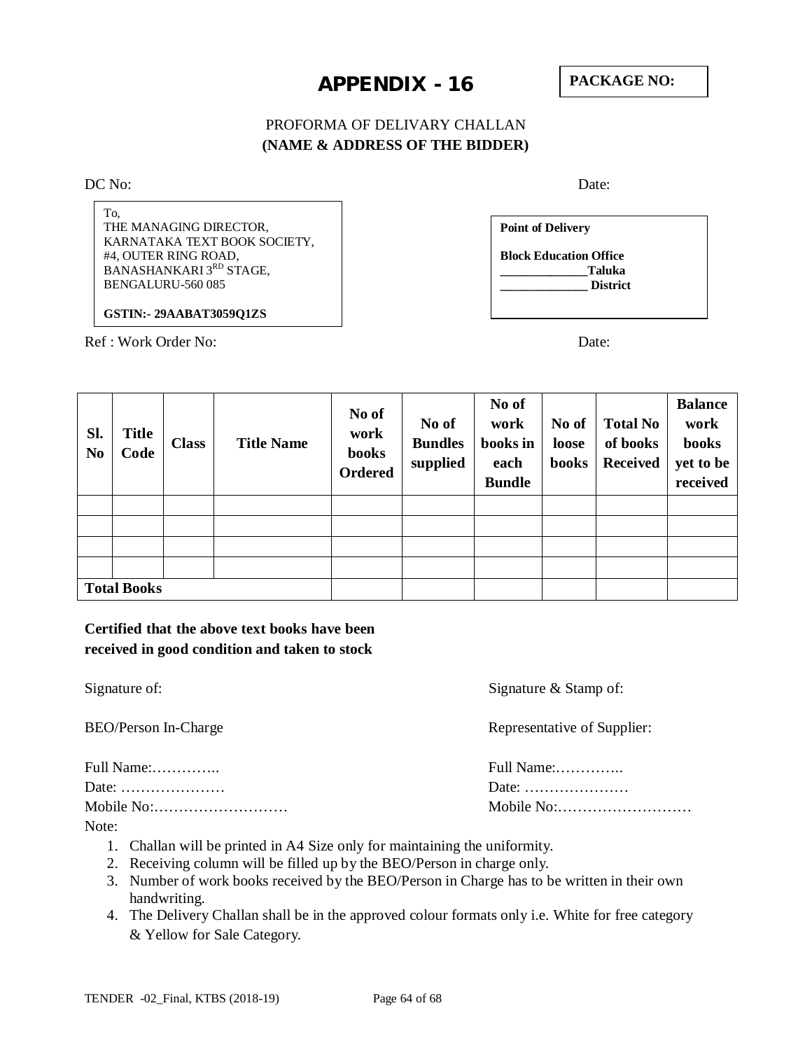# APPENDIX - 16

**PACKAGE NO:**

PROFORMA OF DELIVARY CHALLAN
**(NAME & ADDRESS OF THE BIDDER)**

DC No: Date:

To,
THE MANAGING DIRECTOR,
KARNATAKA TEXT BOOK SOCIETY,
#4, OUTER RING ROAD,
BANASHANKARI 3RD STAGE,
BENGALURU-560 085

**GSTIN:- 29AABAT3059Q1ZS**

**Point of Delivery**

**Block Education Office**
**_____________Taluka**
**_____________ District**

Ref : Work Order No: Date:

| Sl. No | Title Code | Class | Title Name | No of work books Ordered | No of Bundles supplied | No of work books in each Bundle | No of loose books | Total No of books Received | Balance work books yet to be received |
|---|---|---|---|---|---|---|---|---|---|
| | | | | | | | | | |
| | | | | | | | | | |
| | | | | | | | | | |
| | | | | | | | | | |
| **Total Books** | | | | | | | | | |

**Certified that the above text books have been received in good condition and taken to stock**

Signature of:

BEO/Person In-Charge

Full Name:…………..
Date: …………………
Mobile No:………………………

Signature & Stamp of:

Representative of Supplier:

Full Name:…………..
Date: …………………
Mobile No:………………………

Note:

1. Challan will be printed in A4 Size only for maintaining the uniformity.
2. Receiving column will be filled up by the BEO/Person in charge only.
3. Number of work books received by the BEO/Person in Charge has to be written in their own handwriting.
4. The Delivery Challan shall be in the approved colour formats only i.e. White for free category & Yellow for Sale Category.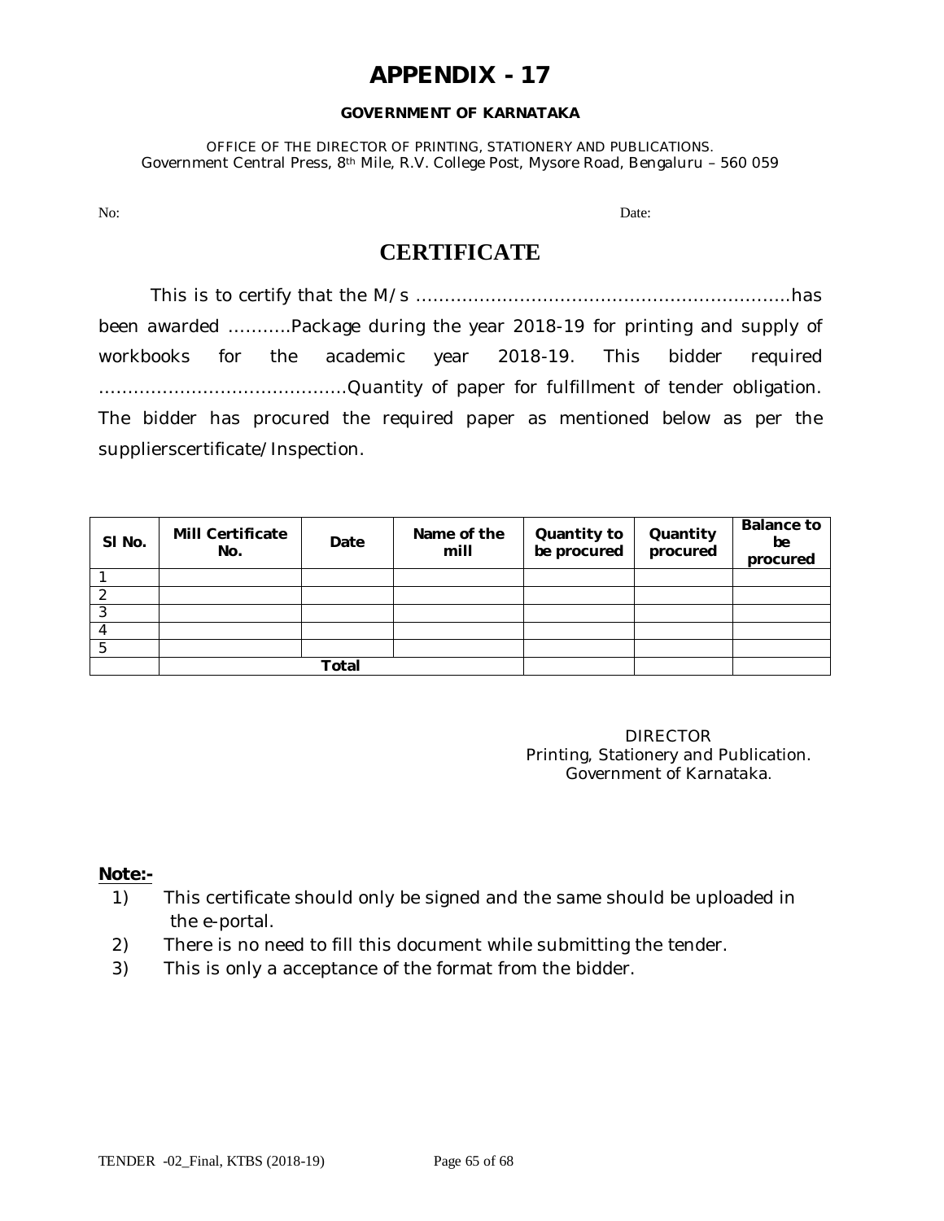# APPENDIX - 17

**GOVERNMENT OF KARNATAKA**

OFFICE OF THE DIRECTOR OF PRINTING, STATIONERY AND PUBLICATIONS.
Government Central Press, 8th Mile, R.V. College Post, Mysore Road, Bengaluru – 560 059

No: Date:

## CERTIFICATE

This is to certify that the M/s ………………………………………………………..has been awarded ………..Package during the year 2018-19 for printing and supply of workbooks for the academic year 2018-19. This bidder required …………………………………….Quantity of paper for fulfillment of tender obligation. The bidder has procured the required paper as mentioned below as per the supplierscertificate/Inspection.

| Sl No. | Mill Certificate No. | Date | Name of the mill | Quantity to be procured | Quantity procured | Balance to be procured |
|---|---|---|---|---|---|---|
| 1 | | | | | | |
| 2 | | | | | | |
| 3 | | | | | | |
| 4 | | | | | | |
| 5 | | | | | | |
| | **Total** | | | | | |

DIRECTOR
Printing, Stationery and Publication.
Government of Karnataka.

**Note:-**

1) This certificate should only be signed and the same should be uploaded in the e-portal.
2) There is no need to fill this document while submitting the tender.
3) This is only a acceptance of the format from the bidder.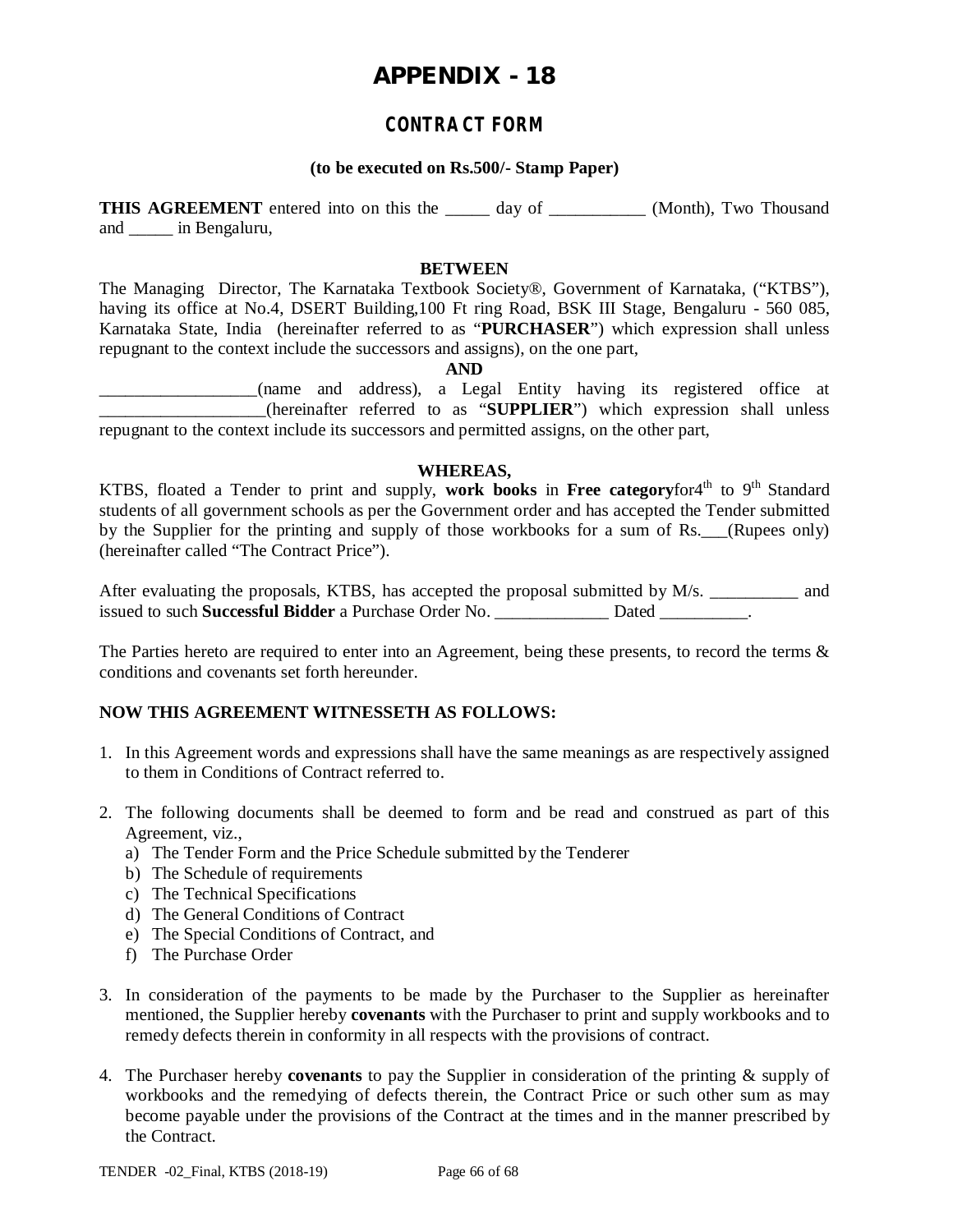# APPENDIX - 18

## CONTRACT FORM

**(to be executed on Rs.500/- Stamp Paper)**

**THIS AGREEMENT** entered into on this the _____ day of ___________ (Month), Two Thousand and _____ in Bengaluru,

**BETWEEN**

The Managing Director, The Karnataka Textbook Society®, Government of Karnataka, ("KTBS"), having its office at No.4, DSERT Building,100 Ft ring Road, BSK III Stage, Bengaluru - 560 085, Karnataka State, India (hereinafter referred to as "**PURCHASER**") which expression shall unless repugnant to the context include the successors and assigns), on the one part,

**AND**

__________________(name and address), a Legal Entity having its registered office at ___________________(hereinafter referred to as "**SUPPLIER**") which expression shall unless repugnant to the context include its successors and permitted assigns, on the other part,

**WHEREAS,**

KTBS, floated a Tender to print and supply, **work books** in **Free category**for4th to 9th Standard students of all government schools as per the Government order and has accepted the Tender submitted by the Supplier for the printing and supply of those workbooks for a sum of Rs.___(Rupees only) (hereinafter called "The Contract Price").

After evaluating the proposals, KTBS, has accepted the proposal submitted by M/s. __________ and issued to such **Successful Bidder** a Purchase Order No. _____________ Dated __________.

The Parties hereto are required to enter into an Agreement, being these presents, to record the terms & conditions and covenants set forth hereunder.

**NOW THIS AGREEMENT WITNESSETH AS FOLLOWS:**

1. In this Agreement words and expressions shall have the same meanings as are respectively assigned to them in Conditions of Contract referred to.

2. The following documents shall be deemed to form and be read and construed as part of this Agreement, viz.,
   a) The Tender Form and the Price Schedule submitted by the Tenderer
   b) The Schedule of requirements
   c) The Technical Specifications
   d) The General Conditions of Contract
   e) The Special Conditions of Contract, and
   f) The Purchase Order

3. In consideration of the payments to be made by the Purchaser to the Supplier as hereinafter mentioned, the Supplier hereby **covenants** with the Purchaser to print and supply workbooks and to remedy defects therein in conformity in all respects with the provisions of contract.

4. The Purchaser hereby **covenants** to pay the Supplier in consideration of the printing & supply of workbooks and the remedying of defects therein, the Contract Price or such other sum as may become payable under the provisions of the Contract at the times and in the manner prescribed by the Contract.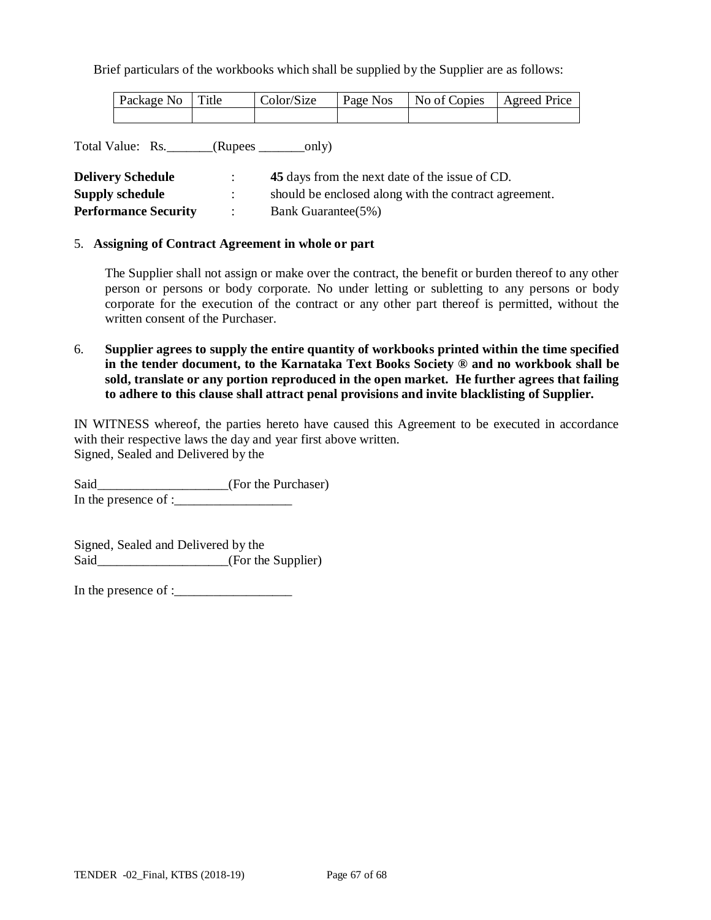Brief particulars of the workbooks which shall be supplied by the Supplier are as follows:

| Package No | Title | Color/Size | Page Nos | No of Copies | Agreed Price |
|---|---|---|---|---|---|
| | | | | | |

Total Value: Rs.\_\_\_\_\_\_\_(Rupees \_\_\_\_\_\_\_only)

**Delivery Schedule** : **45** days from the next date of the issue of CD.
**Supply schedule** : should be enclosed along with the contract agreement.
**Performance Security** : Bank Guarantee(5%)

5. **Assigning of Contract Agreement in whole or part**

   The Supplier shall not assign or make over the contract, the benefit or burden thereof to any other person or persons or body corporate. No under letting or subletting to any persons or body corporate for the execution of the contract or any other part thereof is permitted, without the written consent of the Purchaser.

6. **Supplier agrees to supply the entire quantity of workbooks printed within the time specified in the tender document, to the Karnataka Text Books Society ® and no workbook shall be sold, translate or any portion reproduced in the open market. He further agrees that failing to adhere to this clause shall attract penal provisions and invite blacklisting of Supplier.**

IN WITNESS whereof, the parties hereto have caused this Agreement to be executed in accordance with their respective laws the day and year first above written.
Signed, Sealed and Delivered by the

Said\_\_\_\_\_\_\_\_\_\_\_\_\_\_\_\_\_\_\_\_(For the Purchaser)
In the presence of :\_\_\_\_\_\_\_\_\_\_\_\_\_\_\_\_\_\_

Signed, Sealed and Delivered by the
Said\_\_\_\_\_\_\_\_\_\_\_\_\_\_\_\_\_\_\_\_(For the Supplier)

In the presence of :\_\_\_\_\_\_\_\_\_\_\_\_\_\_\_\_\_\_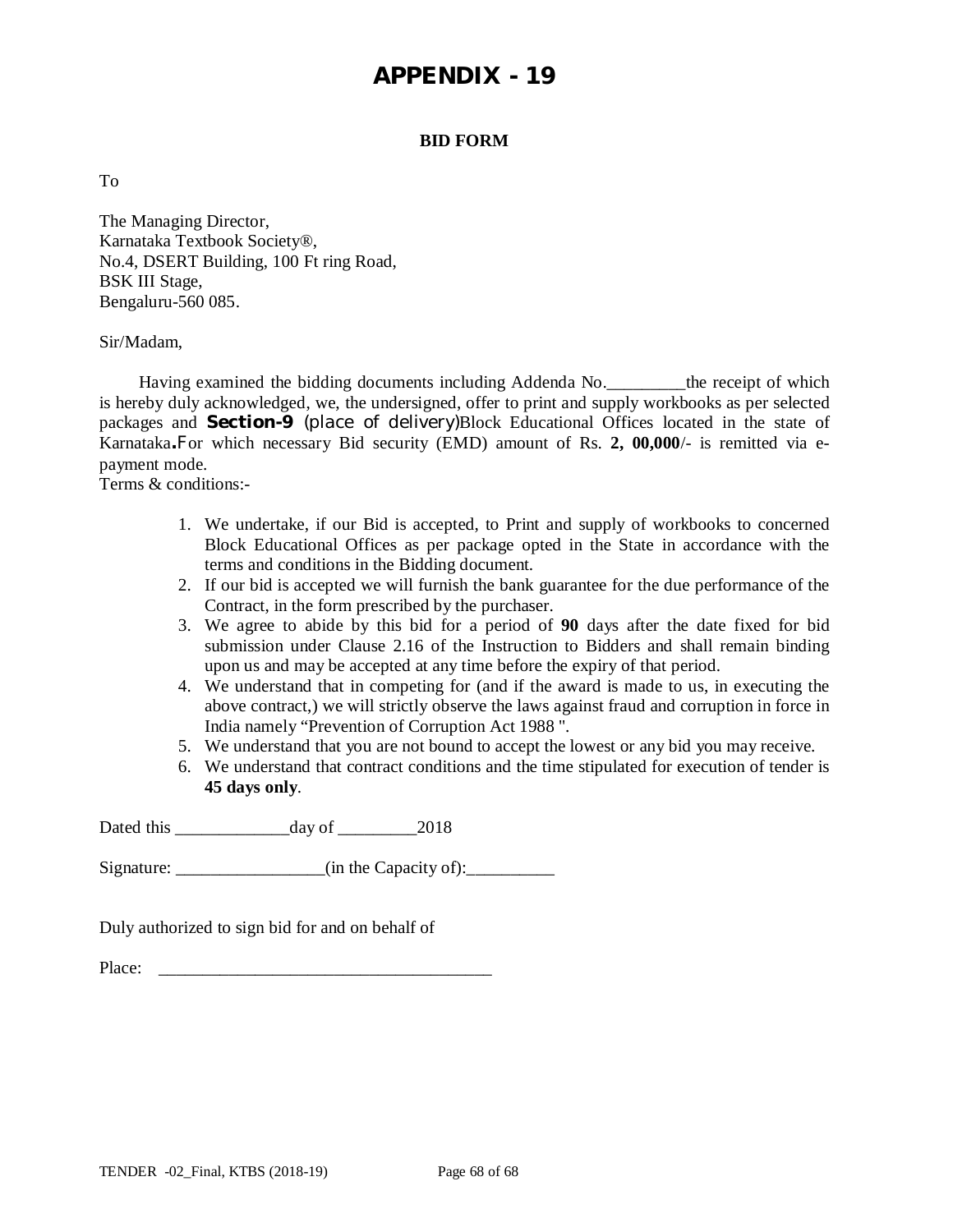# APPENDIX - 19

**BID FORM**

To

The Managing Director,
Karnataka Textbook Society®,
No.4, DSERT Building, 100 Ft ring Road,
BSK III Stage,
Bengaluru-560 085.

Sir/Madam,

Having examined the bidding documents including Addenda No._________the receipt of which is hereby duly acknowledged, we, the undersigned, offer to print and supply workbooks as per selected packages and **Section-9** (place of delivery)Block Educational Offices located in the state of Karnataka**.**For which necessary Bid security (EMD) amount of Rs. **2, 00,000**/- is remitted via e-payment mode.

Terms & conditions:-

1. We undertake, if our Bid is accepted, to Print and supply of workbooks to concerned Block Educational Offices as per package opted in the State in accordance with the terms and conditions in the Bidding document.
2. If our bid is accepted we will furnish the bank guarantee for the due performance of the Contract, in the form prescribed by the purchaser.
3. We agree to abide by this bid for a period of **90** days after the date fixed for bid submission under Clause 2.16 of the Instruction to Bidders and shall remain binding upon us and may be accepted at any time before the expiry of that period.
4. We understand that in competing for (and if the award is made to us, in executing the above contract,) we will strictly observe the laws against fraud and corruption in force in India namely "Prevention of Corruption Act 1988 ".
5. We understand that you are not bound to accept the lowest or any bid you may receive.
6. We understand that contract conditions and the time stipulated for execution of tender is **45 days only**.

Dated this _____________day of _________2018

Signature: _________________(in the Capacity of):__________

Duly authorized to sign bid for and on behalf of

Place: ______________________________________